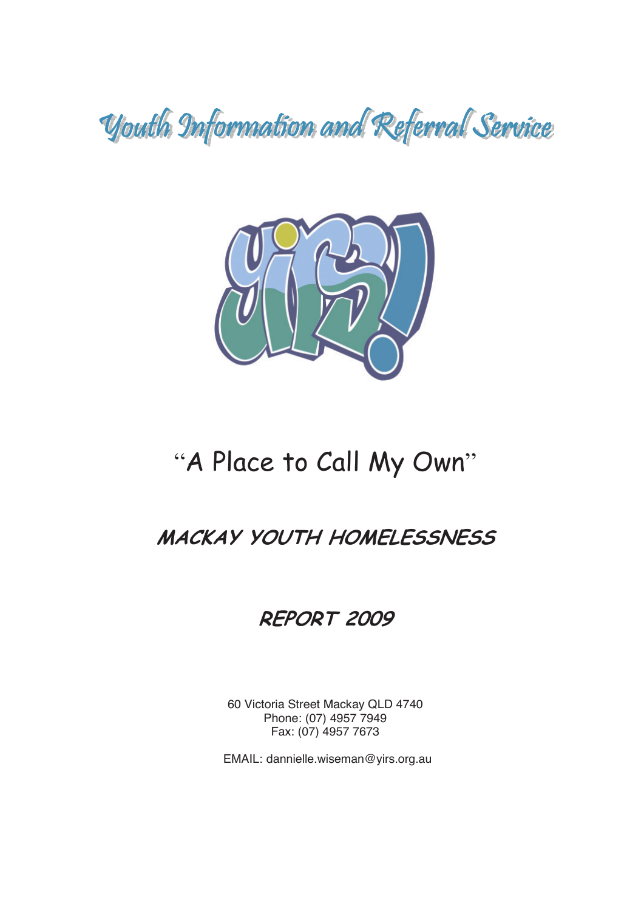# Youth Information and Referral Service

yirs!

## "A Place to Call My Own"

## *MACKAY YOUTH HOMELESSNESS*

## *REPORT 2009*

60 Victoria Street Mackay QLD 4740
Phone: (07) 4957 7949
Fax: (07) 4957 7673

EMAIL: dannielle.wiseman@yirs.org.au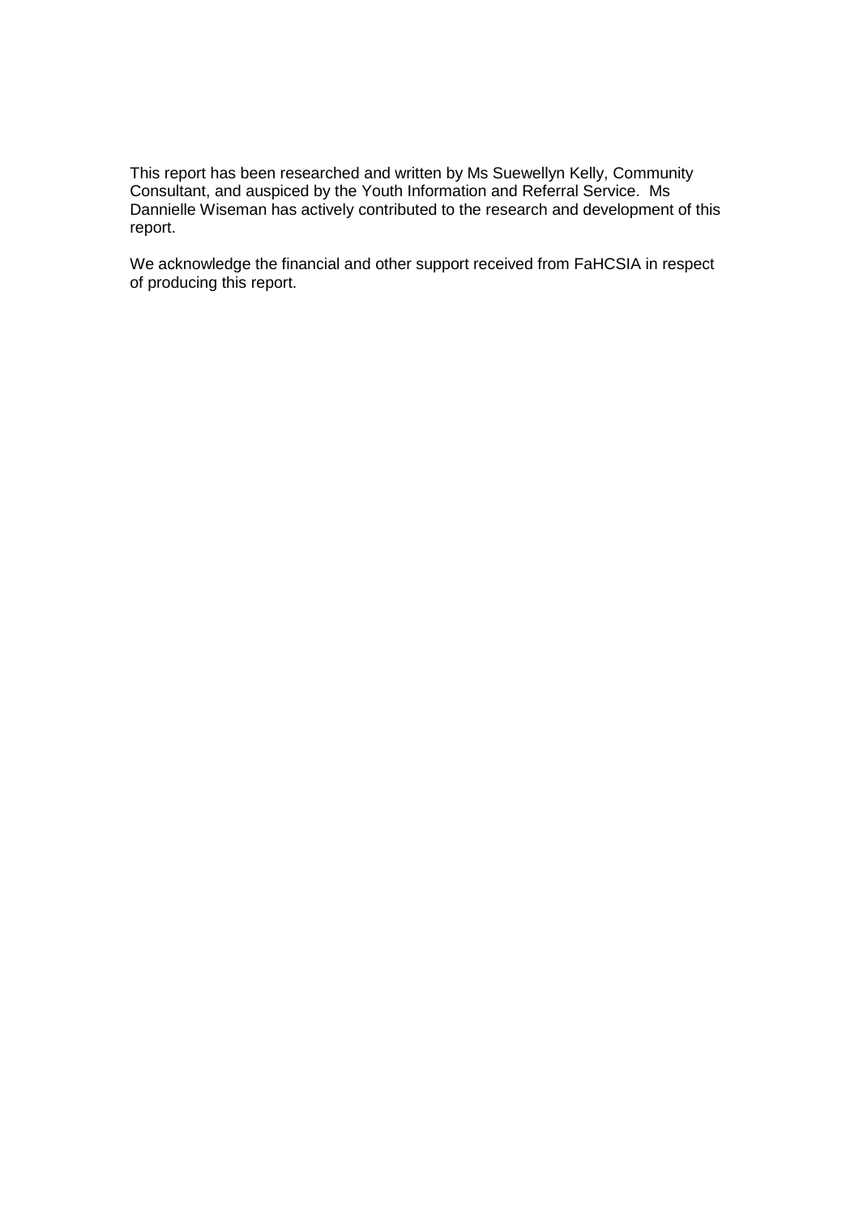This report has been researched and written by Ms Suewellyn Kelly, Community Consultant, and auspiced by the Youth Information and Referral Service. Ms Dannielle Wiseman has actively contributed to the research and development of this report.

We acknowledge the financial and other support received from FaHCSIA in respect of producing this report.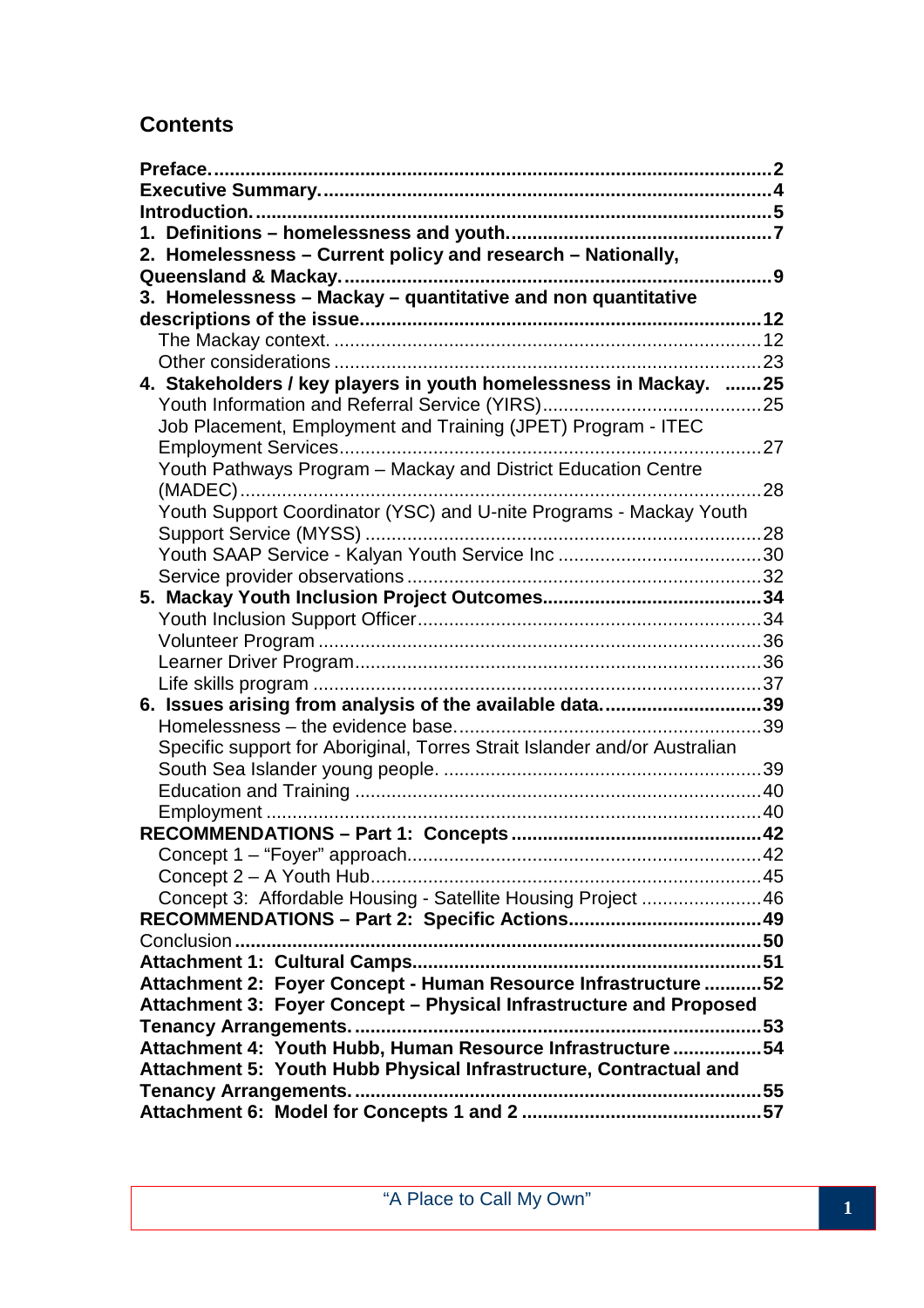## Contents

**Preface.** .......... **2**
**Executive Summary.** .......... **4**
**Introduction.** .......... **5**
**1. Definitions – homelessness and youth.** .......... **7**
**2. Homelessness – Current policy and research – Nationally, Queensland & Mackay.** .......... **9**
**3. Homelessness – Mackay – quantitative and non quantitative descriptions of the issue.** .......... **12**
- The Mackay context. .......... 12
- Other considerations .......... 23

**4. Stakeholders / key players in youth homelessness in Mackay.** .......... **25**
- Youth Information and Referral Service (YIRS) .......... 25
- Job Placement, Employment and Training (JPET) Program - ITEC Employment Services .......... 27
- Youth Pathways Program – Mackay and District Education Centre (MADEC) .......... 28
- Youth Support Coordinator (YSC) and U-nite Programs - Mackay Youth Support Service (MYSS) .......... 28
- Youth SAAP Service - Kalyan Youth Service Inc .......... 30
- Service provider observations .......... 32

**5. Mackay Youth Inclusion Project Outcomes** .......... **34**
- Youth Inclusion Support Officer .......... 34
- Volunteer Program .......... 36
- Learner Driver Program .......... 36
- Life skills program .......... 37

**6. Issues arising from analysis of the available data.** .......... **39**
- Homelessness – the evidence base. .......... 39
- Specific support for Aboriginal, Torres Strait Islander and/or Australian South Sea Islander young people. .......... 39
- Education and Training .......... 40
- Employment .......... 40

**RECOMMENDATIONS – Part 1: Concepts** .......... **42**
- Concept 1 – "Foyer" approach .......... 42
- Concept 2 – A Youth Hub .......... 45
- Concept 3: Affordable Housing - Satellite Housing Project .......... 46

**RECOMMENDATIONS – Part 2: Specific Actions** .......... **49**
Conclusion .......... **50**
**Attachment 1: Cultural Camps** .......... **51**
**Attachment 2: Foyer Concept - Human Resource Infrastructure** .......... **52**
**Attachment 3: Foyer Concept – Physical Infrastructure and Proposed Tenancy Arrangements.** .......... **53**
**Attachment 4: Youth Hubb, Human Resource Infrastructure** .......... **54**
**Attachment 5: Youth Hubb Physical Infrastructure, Contractual and Tenancy Arrangements.** .......... **55**
**Attachment 6: Model for Concepts 1 and 2** .......... **57**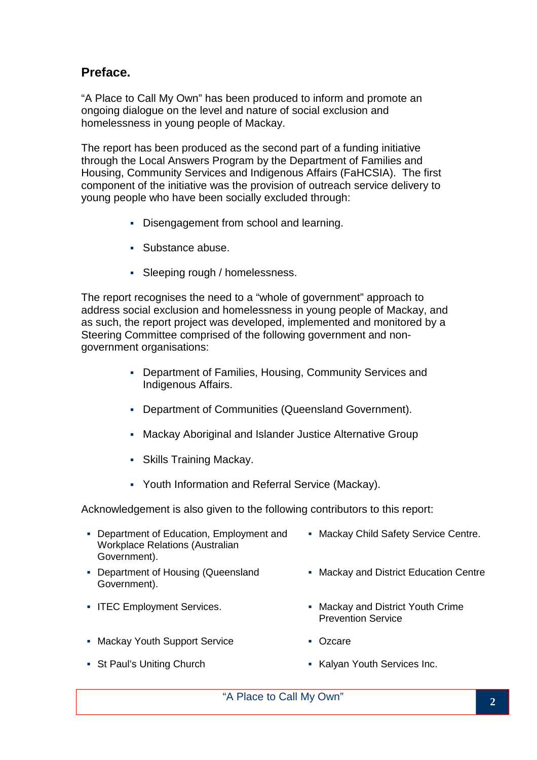## Preface.

"A Place to Call My Own" has been produced to inform and promote an ongoing dialogue on the level and nature of social exclusion and homelessness in young people of Mackay.

The report has been produced as the second part of a funding initiative through the Local Answers Program by the Department of Families and Housing, Community Services and Indigenous Affairs (FaHCSIA). The first component of the initiative was the provision of outreach service delivery to young people who have been socially excluded through:

- Disengagement from school and learning.
- Substance abuse.
- Sleeping rough / homelessness.

The report recognises the need to a "whole of government" approach to address social exclusion and homelessness in young people of Mackay, and as such, the report project was developed, implemented and monitored by a Steering Committee comprised of the following government and non-government organisations:

- Department of Families, Housing, Community Services and Indigenous Affairs.
- Department of Communities (Queensland Government).
- Mackay Aboriginal and Islander Justice Alternative Group
- Skills Training Mackay.
- Youth Information and Referral Service (Mackay).

Acknowledgement is also given to the following contributors to this report:

- Department of Education, Employment and Workplace Relations (Australian Government).
- Department of Housing (Queensland Government).
- ITEC Employment Services.
- Mackay Youth Support Service
- St Paul's Uniting Church
- Mackay Child Safety Service Centre.
- Mackay and District Education Centre
- Mackay and District Youth Crime Prevention Service
- Ozcare
- Kalyan Youth Services Inc.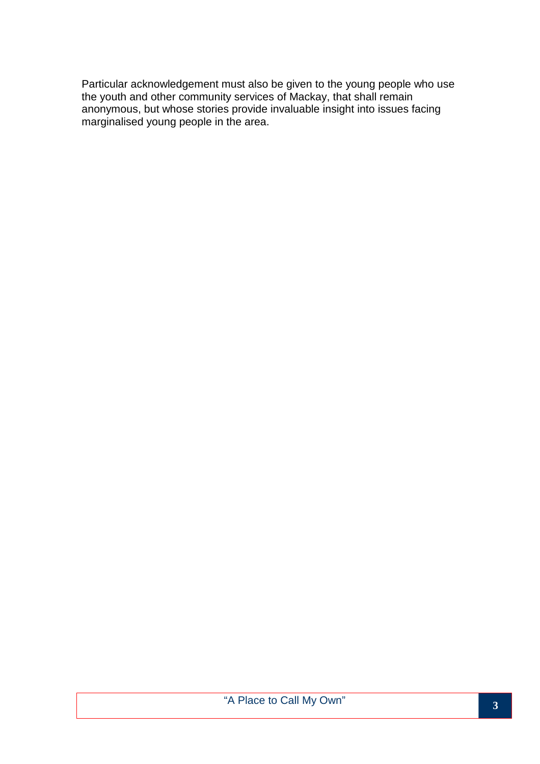Particular acknowledgement must also be given to the young people who use the youth and other community services of Mackay, that shall remain anonymous, but whose stories provide invaluable insight into issues facing marginalised young people in the area.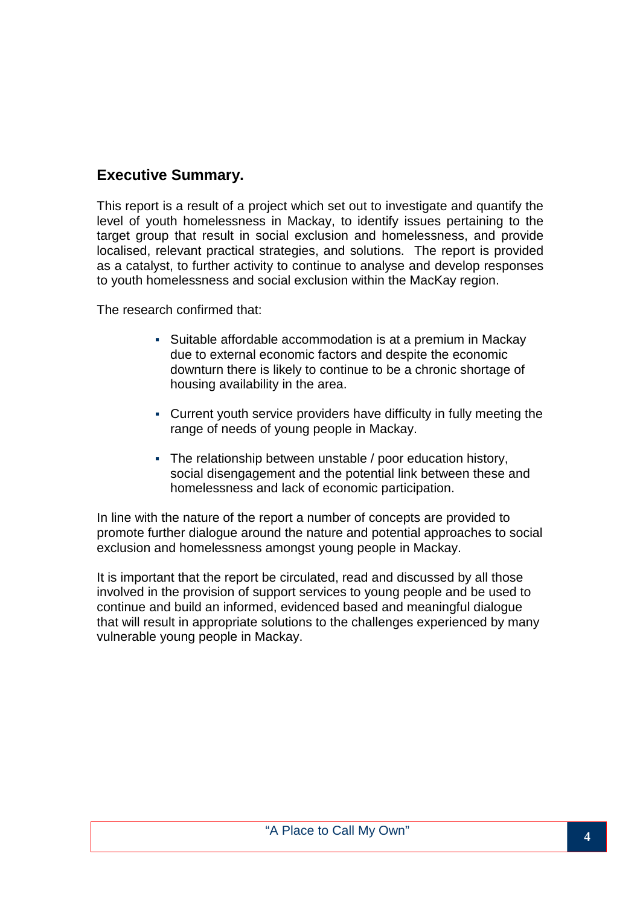## Executive Summary.

This report is a result of a project which set out to investigate and quantify the level of youth homelessness in Mackay, to identify issues pertaining to the target group that result in social exclusion and homelessness, and provide localised, relevant practical strategies, and solutions. The report is provided as a catalyst, to further activity to continue to analyse and develop responses to youth homelessness and social exclusion within the MacKay region.

The research confirmed that:

- Suitable affordable accommodation is at a premium in Mackay due to external economic factors and despite the economic downturn there is likely to continue to be a chronic shortage of housing availability in the area.

- Current youth service providers have difficulty in fully meeting the range of needs of young people in Mackay.

- The relationship between unstable / poor education history, social disengagement and the potential link between these and homelessness and lack of economic participation.

In line with the nature of the report a number of concepts are provided to promote further dialogue around the nature and potential approaches to social exclusion and homelessness amongst young people in Mackay.

It is important that the report be circulated, read and discussed by all those involved in the provision of support services to young people and be used to continue and build an informed, evidenced based and meaningful dialogue that will result in appropriate solutions to the challenges experienced by many vulnerable young people in Mackay.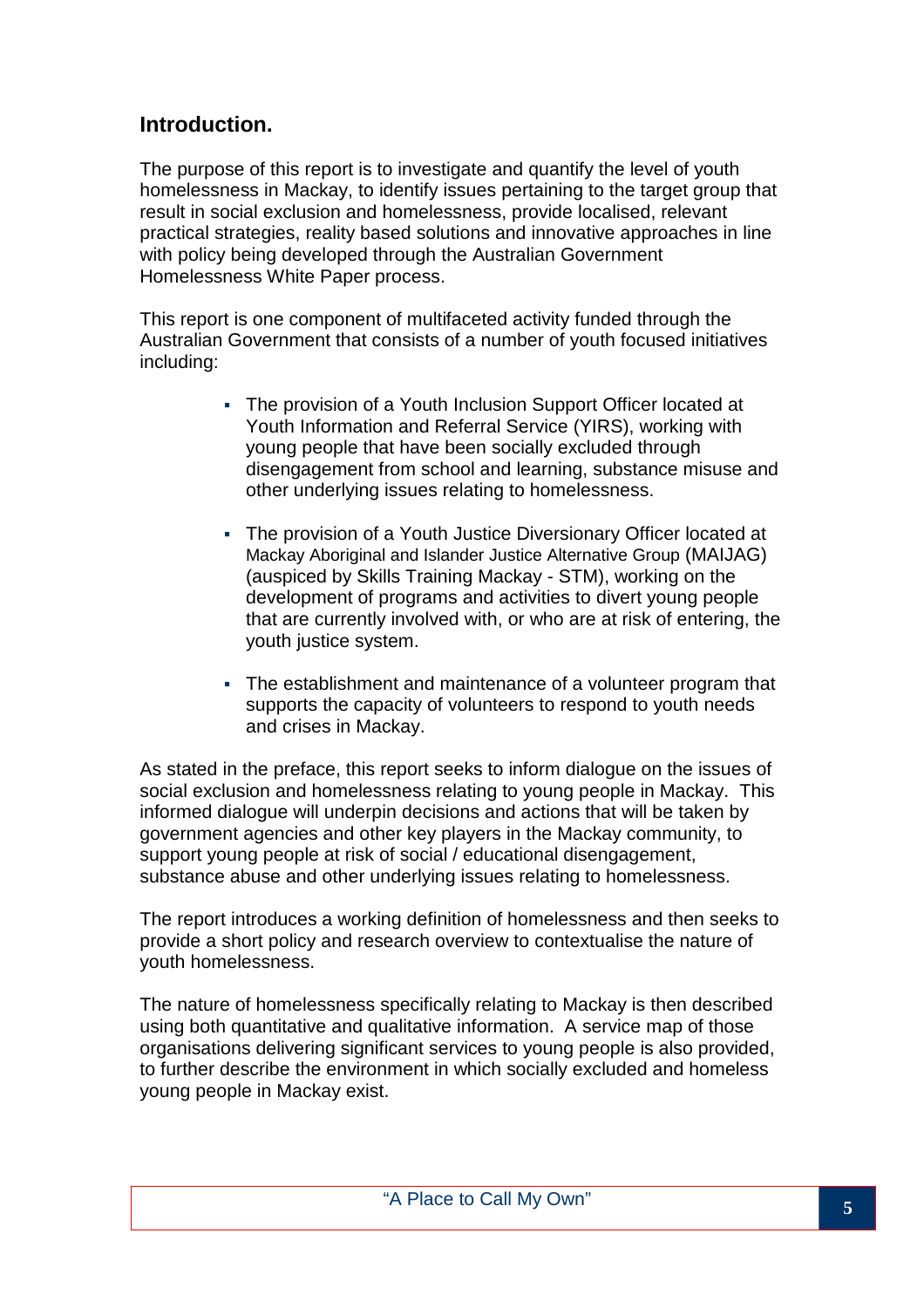## Introduction.

The purpose of this report is to investigate and quantify the level of youth homelessness in Mackay, to identify issues pertaining to the target group that result in social exclusion and homelessness, provide localised, relevant practical strategies, reality based solutions and innovative approaches in line with policy being developed through the Australian Government Homelessness White Paper process.

This report is one component of multifaceted activity funded through the Australian Government that consists of a number of youth focused initiatives including:

- The provision of a Youth Inclusion Support Officer located at Youth Information and Referral Service (YIRS), working with young people that have been socially excluded through disengagement from school and learning, substance misuse and other underlying issues relating to homelessness.

- The provision of a Youth Justice Diversionary Officer located at Mackay Aboriginal and Islander Justice Alternative Group (MAIJAG) (auspiced by Skills Training Mackay - STM), working on the development of programs and activities to divert young people that are currently involved with, or who are at risk of entering, the youth justice system.

- The establishment and maintenance of a volunteer program that supports the capacity of volunteers to respond to youth needs and crises in Mackay.

As stated in the preface, this report seeks to inform dialogue on the issues of social exclusion and homelessness relating to young people in Mackay. This informed dialogue will underpin decisions and actions that will be taken by government agencies and other key players in the Mackay community, to support young people at risk of social / educational disengagement, substance abuse and other underlying issues relating to homelessness.

The report introduces a working definition of homelessness and then seeks to provide a short policy and research overview to contextualise the nature of youth homelessness.

The nature of homelessness specifically relating to Mackay is then described using both quantitative and qualitative information. A service map of those organisations delivering significant services to young people is also provided, to further describe the environment in which socially excluded and homeless young people in Mackay exist.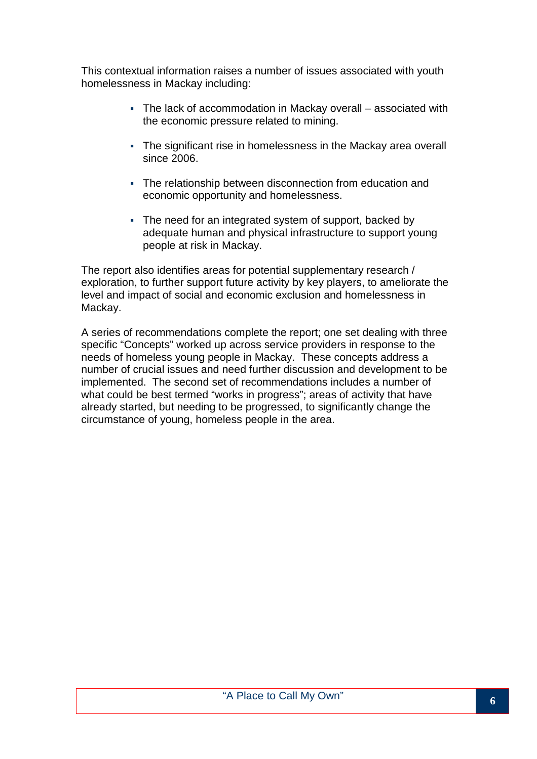This contextual information raises a number of issues associated with youth homelessness in Mackay including:

- The lack of accommodation in Mackay overall – associated with the economic pressure related to mining.
- The significant rise in homelessness in the Mackay area overall since 2006.
- The relationship between disconnection from education and economic opportunity and homelessness.
- The need for an integrated system of support, backed by adequate human and physical infrastructure to support young people at risk in Mackay.

The report also identifies areas for potential supplementary research / exploration, to further support future activity by key players, to ameliorate the level and impact of social and economic exclusion and homelessness in Mackay.

A series of recommendations complete the report; one set dealing with three specific "Concepts" worked up across service providers in response to the needs of homeless young people in Mackay. These concepts address a number of crucial issues and need further discussion and development to be implemented. The second set of recommendations includes a number of what could be best termed "works in progress"; areas of activity that have already started, but needing to be progressed, to significantly change the circumstance of young, homeless people in the area.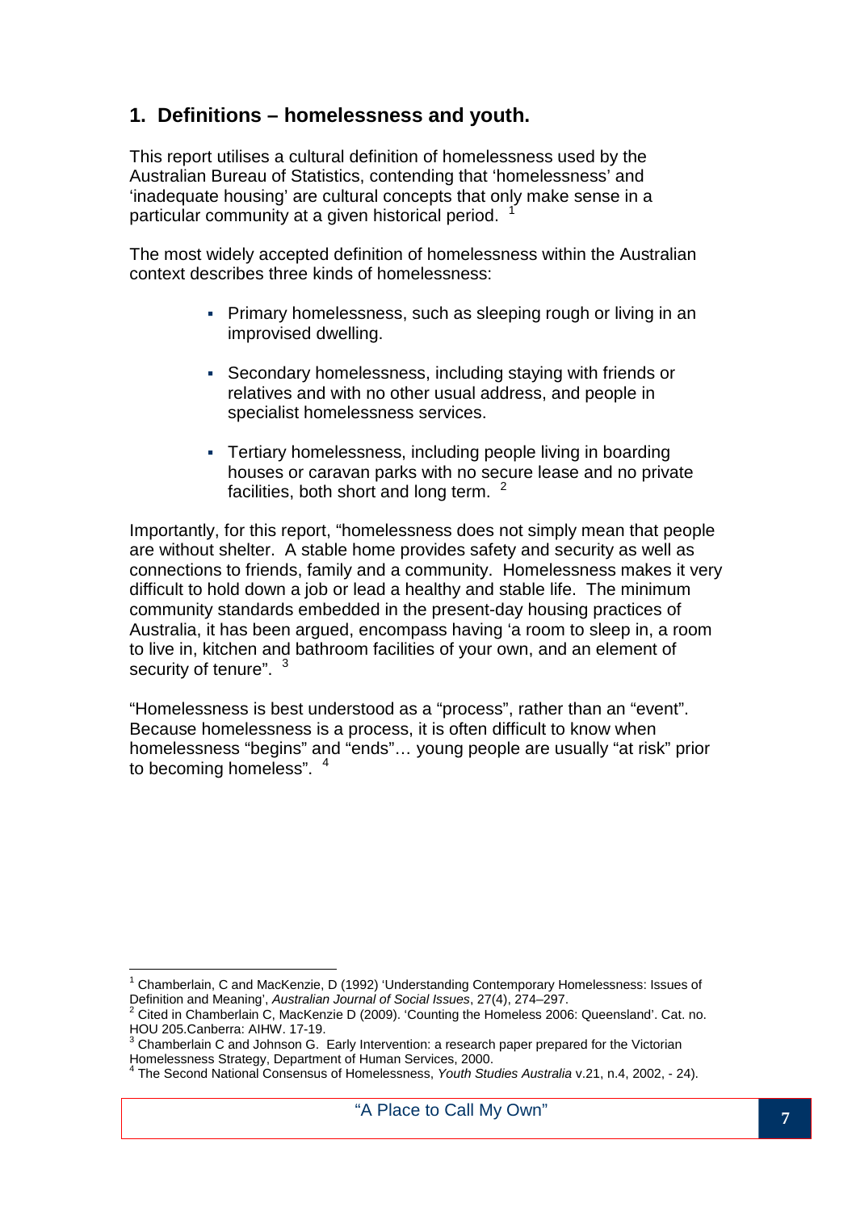## 1. Definitions – homelessness and youth.

This report utilises a cultural definition of homelessness used by the Australian Bureau of Statistics, contending that 'homelessness' and 'inadequate housing' are cultural concepts that only make sense in a particular community at a given historical period. [1]

The most widely accepted definition of homelessness within the Australian context describes three kinds of homelessness:

- Primary homelessness, such as sleeping rough or living in an improvised dwelling.
- Secondary homelessness, including staying with friends or relatives and with no other usual address, and people in specialist homelessness services.
- Tertiary homelessness, including people living in boarding houses or caravan parks with no secure lease and no private facilities, both short and long term. [2]

Importantly, for this report, "homelessness does not simply mean that people are without shelter. A stable home provides safety and security as well as connections to friends, family and a community. Homelessness makes it very difficult to hold down a job or lead a healthy and stable life. The minimum community standards embedded in the present-day housing practices of Australia, it has been argued, encompass having 'a room to sleep in, a room to live in, kitchen and bathroom facilities of your own, and an element of security of tenure". [3]

"Homelessness is best understood as a "process", rather than an "event". Because homelessness is a process, it is often difficult to know when homelessness "begins" and "ends"… young people are usually "at risk" prior to becoming homeless". [4]

---

[1] Chamberlain, C and MacKenzie, D (1992) 'Understanding Contemporary Homelessness: Issues of Definition and Meaning', *Australian Journal of Social Issues*, 27(4), 274–297.

[2] Cited in Chamberlain C, MacKenzie D (2009). 'Counting the Homeless 2006: Queensland'. Cat. no. HOU 205.Canberra: AIHW. 17-19.

[3] Chamberlain C and Johnson G. Early Intervention: a research paper prepared for the Victorian Homelessness Strategy, Department of Human Services, 2000.

[4] The Second National Consensus of Homelessness, *Youth Studies Australia* v.21, n.4, 2002, - 24).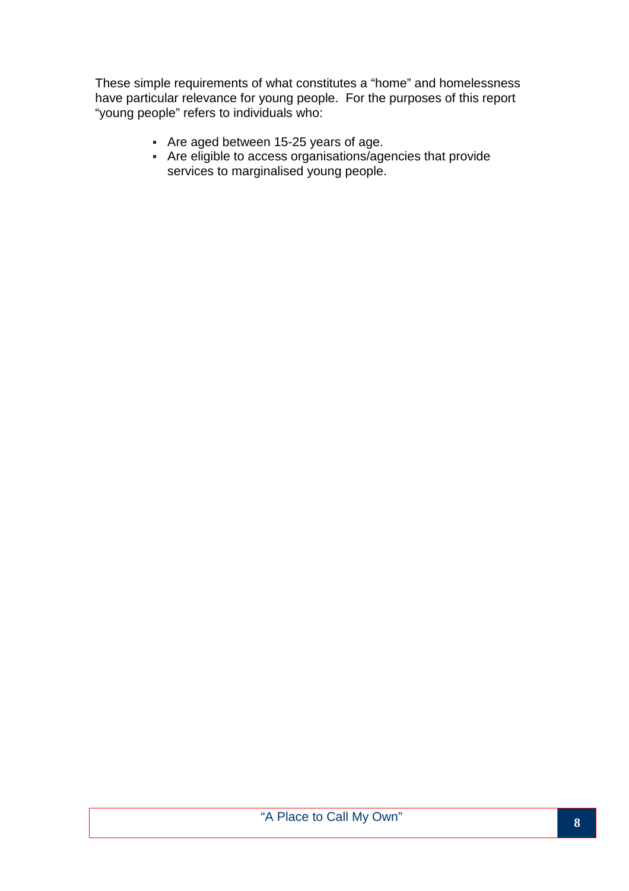These simple requirements of what constitutes a "home" and homelessness have particular relevance for young people. For the purposes of this report "young people" refers to individuals who:

- Are aged between 15-25 years of age.
- Are eligible to access organisations/agencies that provide services to marginalised young people.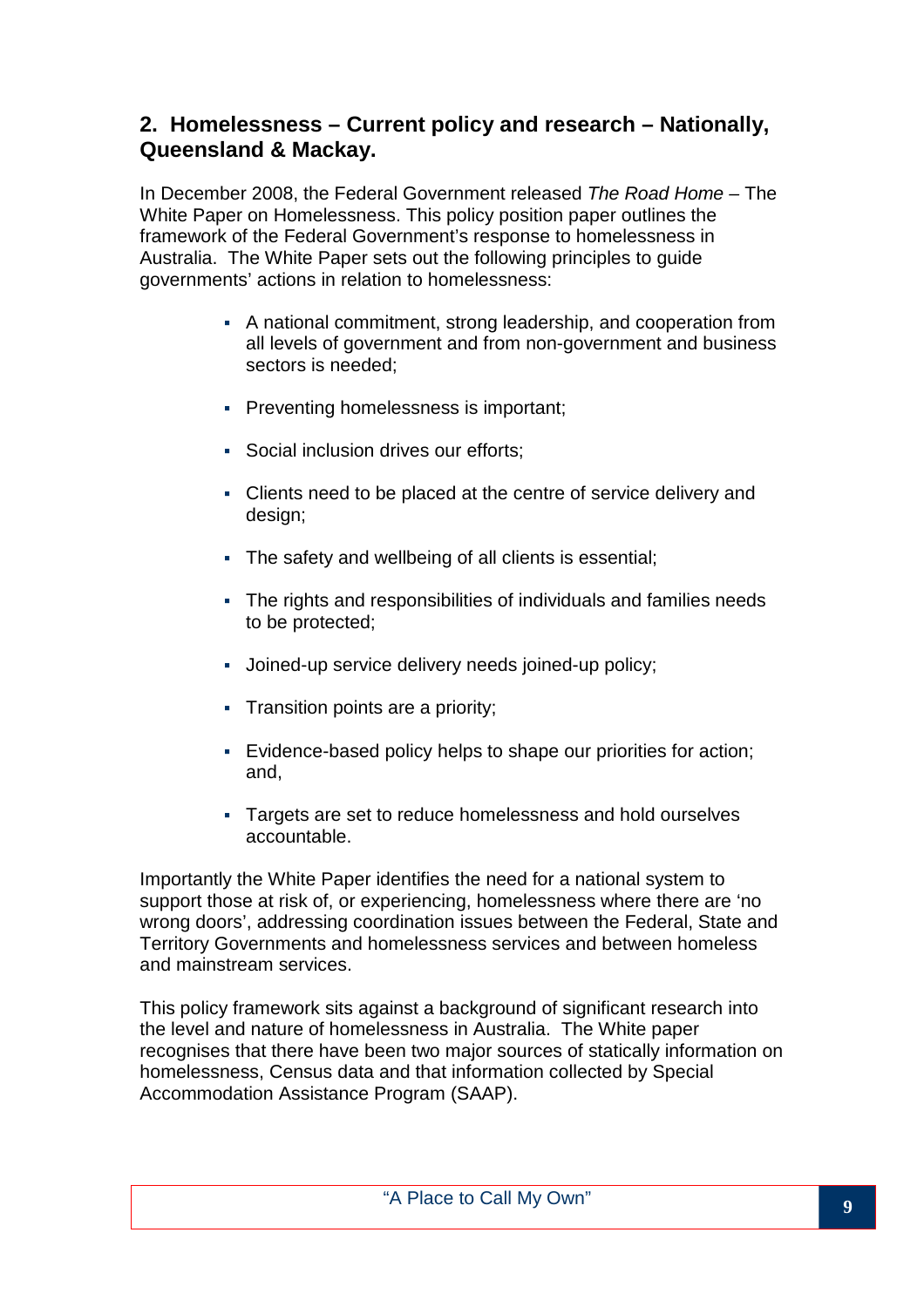## 2. Homelessness – Current policy and research – Nationally, Queensland & Mackay.

In December 2008, the Federal Government released *The Road Home* – The White Paper on Homelessness. This policy position paper outlines the framework of the Federal Government's response to homelessness in Australia. The White Paper sets out the following principles to guide governments' actions in relation to homelessness:

- A national commitment, strong leadership, and cooperation from all levels of government and from non-government and business sectors is needed;
- Preventing homelessness is important;
- Social inclusion drives our efforts;
- Clients need to be placed at the centre of service delivery and design;
- The safety and wellbeing of all clients is essential;
- The rights and responsibilities of individuals and families needs to be protected;
- Joined-up service delivery needs joined-up policy;
- Transition points are a priority;
- Evidence-based policy helps to shape our priorities for action; and,
- Targets are set to reduce homelessness and hold ourselves accountable.

Importantly the White Paper identifies the need for a national system to support those at risk of, or experiencing, homelessness where there are 'no wrong doors', addressing coordination issues between the Federal, State and Territory Governments and homelessness services and between homeless and mainstream services.

This policy framework sits against a background of significant research into the level and nature of homelessness in Australia. The White paper recognises that there have been two major sources of statically information on homelessness, Census data and that information collected by Special Accommodation Assistance Program (SAAP).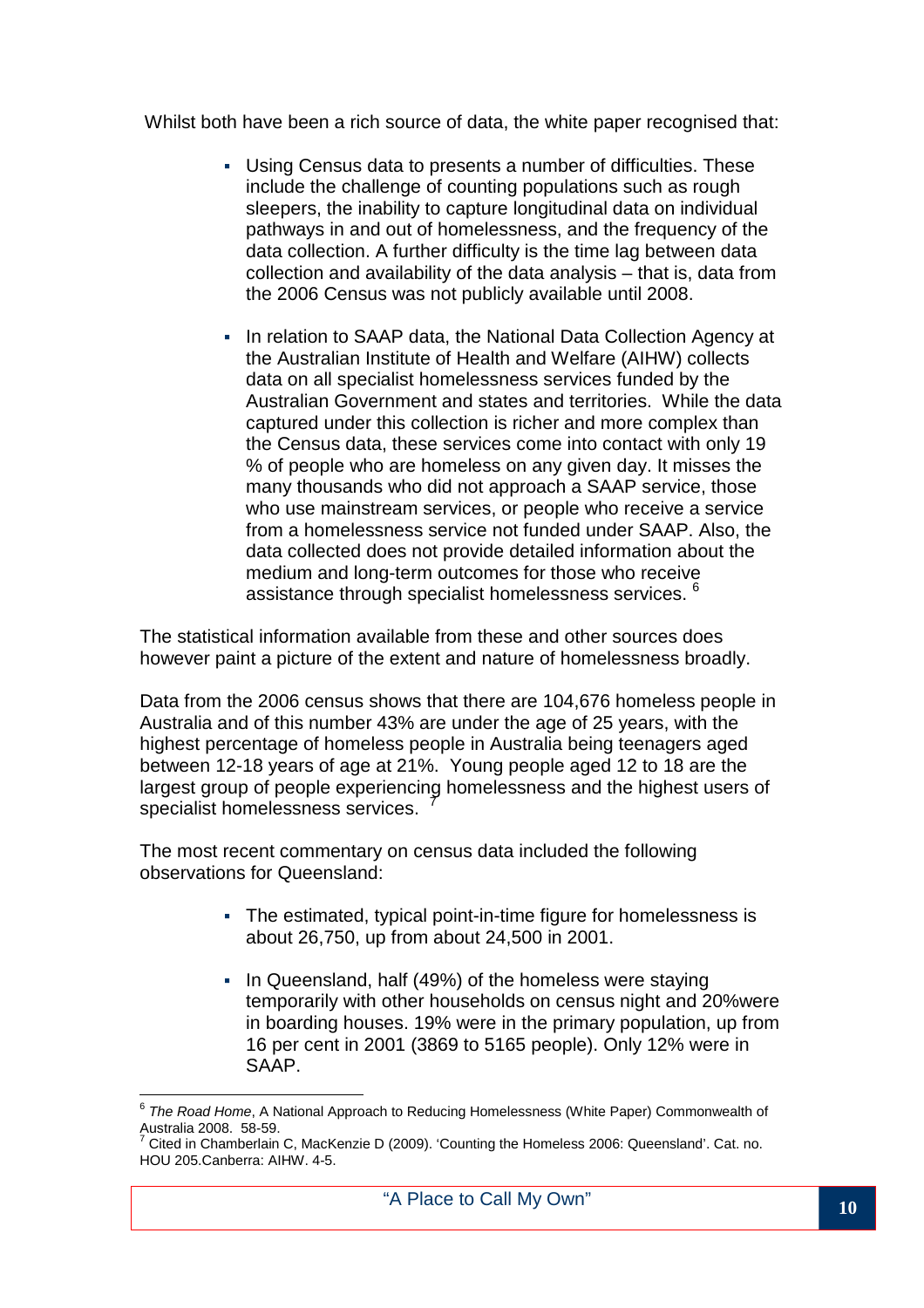Whilst both have been a rich source of data, the white paper recognised that:

- Using Census data to presents a number of difficulties. These include the challenge of counting populations such as rough sleepers, the inability to capture longitudinal data on individual pathways in and out of homelessness, and the frequency of the data collection. A further difficulty is the time lag between data collection and availability of the data analysis – that is, data from the 2006 Census was not publicly available until 2008.
- In relation to SAAP data, the National Data Collection Agency at the Australian Institute of Health and Welfare (AIHW) collects data on all specialist homelessness services funded by the Australian Government and states and territories. While the data captured under this collection is richer and more complex than the Census data, these services come into contact with only 19 % of people who are homeless on any given day. It misses the many thousands who did not approach a SAAP service, those who use mainstream services, or people who receive a service from a homelessness service not funded under SAAP. Also, the data collected does not provide detailed information about the medium and long-term outcomes for those who receive assistance through specialist homelessness services. [6]

The statistical information available from these and other sources does however paint a picture of the extent and nature of homelessness broadly.

Data from the 2006 census shows that there are 104,676 homeless people in Australia and of this number 43% are under the age of 25 years, with the highest percentage of homeless people in Australia being teenagers aged between 12-18 years of age at 21%. Young people aged 12 to 18 are the largest group of people experiencing homelessness and the highest users of specialist homelessness services. [7]

The most recent commentary on census data included the following observations for Queensland:

- The estimated, typical point-in-time figure for homelessness is about 26,750, up from about 24,500 in 2001.
- In Queensland, half (49%) of the homeless were staying temporarily with other households on census night and 20%were in boarding houses. 19% were in the primary population, up from 16 per cent in 2001 (3869 to 5165 people). Only 12% were in SAAP.

---

[6] *The Road Home*, A National Approach to Reducing Homelessness (White Paper) Commonwealth of Australia 2008. 58-59.

[7] Cited in Chamberlain C, MacKenzie D (2009). 'Counting the Homeless 2006: Queensland'. Cat. no. HOU 205.Canberra: AIHW. 4-5.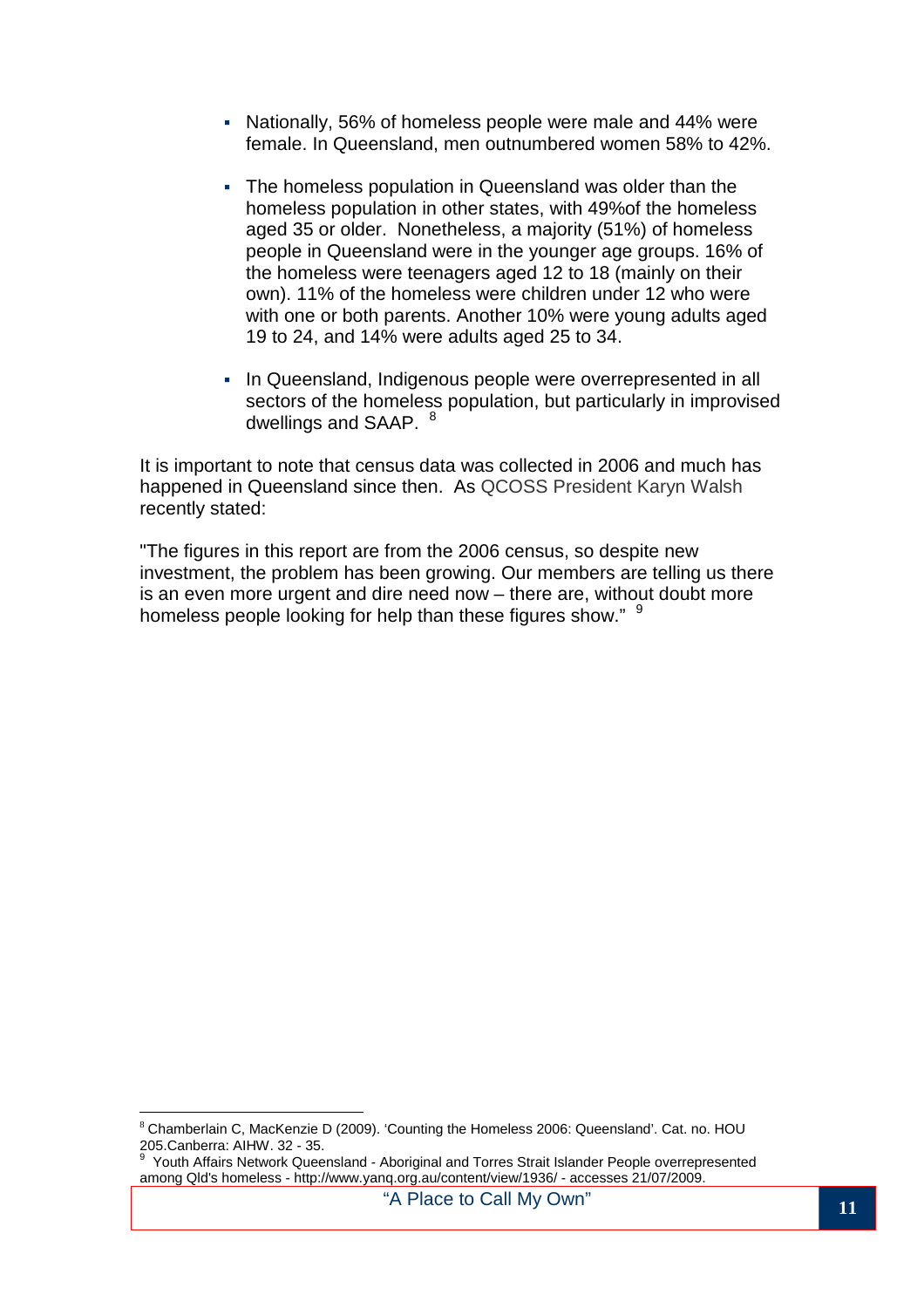- Nationally, 56% of homeless people were male and 44% were female. In Queensland, men outnumbered women 58% to 42%.
- The homeless population in Queensland was older than the homeless population in other states, with 49%of the homeless aged 35 or older. Nonetheless, a majority (51%) of homeless people in Queensland were in the younger age groups. 16% of the homeless were teenagers aged 12 to 18 (mainly on their own). 11% of the homeless were children under 12 who were with one or both parents. Another 10% were young adults aged 19 to 24, and 14% were adults aged 25 to 34.
- In Queensland, Indigenous people were overrepresented in all sectors of the homeless population, but particularly in improvised dwellings and SAAP. [8]

It is important to note that census data was collected in 2006 and much has happened in Queensland since then. As QCOSS President Karyn Walsh recently stated:

"The figures in this report are from the 2006 census, so despite new investment, the problem has been growing. Our members are telling us there is an even more urgent and dire need now – there are, without doubt more homeless people looking for help than these figures show." [9]

---

[8] Chamberlain C, MacKenzie D (2009). 'Counting the Homeless 2006: Queensland'. Cat. no. HOU 205.Canberra: AIHW. 32 - 35.

[9] Youth Affairs Network Queensland - Aboriginal and Torres Strait Islander People overrepresented among Qld's homeless - http://www.yanq.org.au/content/view/1936/ - accesses 21/07/2009.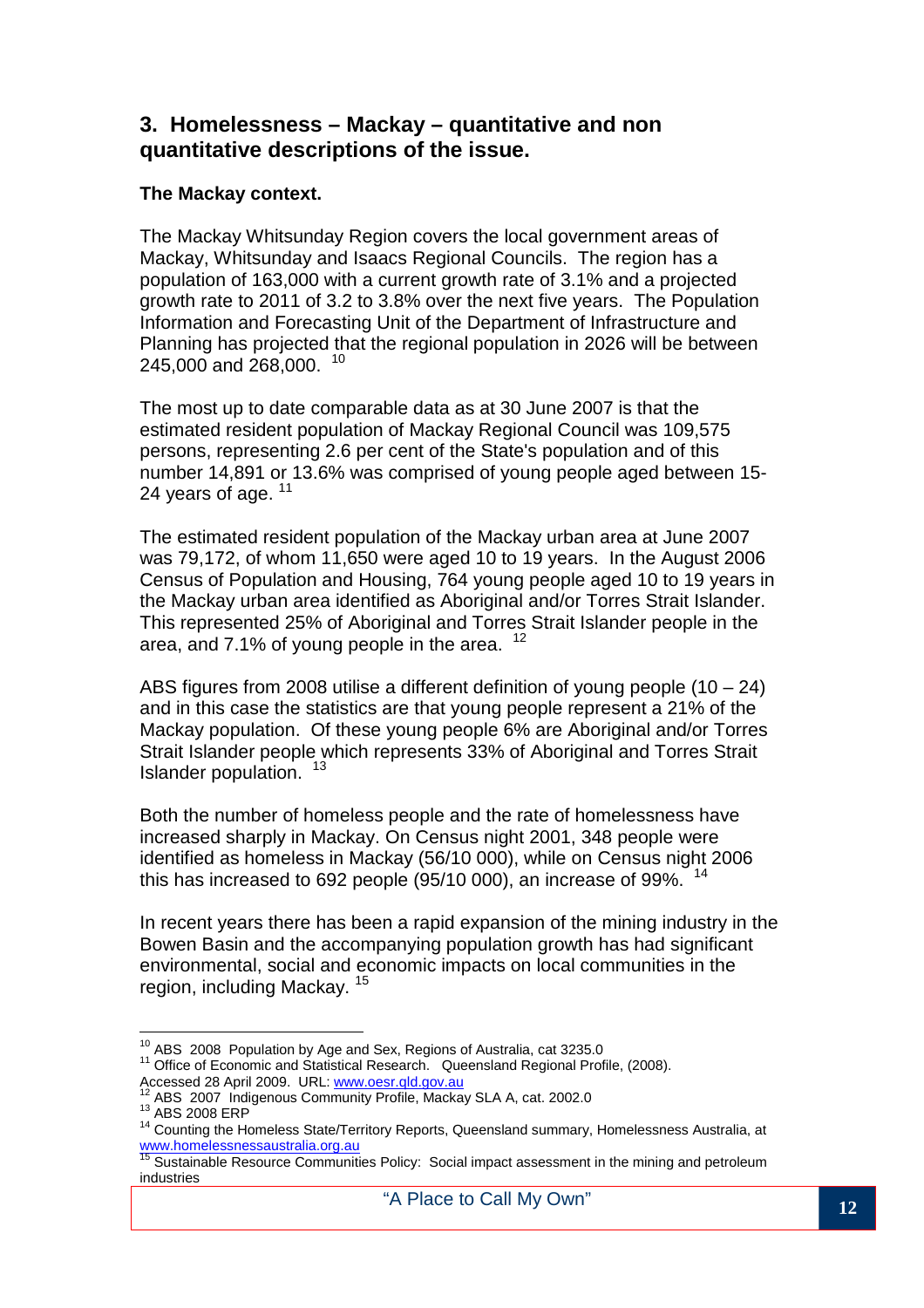## 3. Homelessness – Mackay – quantitative and non quantitative descriptions of the issue.

**The Mackay context.**

The Mackay Whitsunday Region covers the local government areas of Mackay, Whitsunday and Isaacs Regional Councils. The region has a population of 163,000 with a current growth rate of 3.1% and a projected growth rate to 2011 of 3.2 to 3.8% over the next five years. The Population Information and Forecasting Unit of the Department of Infrastructure and Planning has projected that the regional population in 2026 will be between 245,000 and 268,000. [10]

The most up to date comparable data as at 30 June 2007 is that the estimated resident population of Mackay Regional Council was 109,575 persons, representing 2.6 per cent of the State's population and of this number 14,891 or 13.6% was comprised of young people aged between 15-24 years of age. [11]

The estimated resident population of the Mackay urban area at June 2007 was 79,172, of whom 11,650 were aged 10 to 19 years. In the August 2006 Census of Population and Housing, 764 young people aged 10 to 19 years in the Mackay urban area identified as Aboriginal and/or Torres Strait Islander. This represented 25% of Aboriginal and Torres Strait Islander people in the area, and 7.1% of young people in the area. [12]

ABS figures from 2008 utilise a different definition of young people (10 – 24) and in this case the statistics are that young people represent a 21% of the Mackay population. Of these young people 6% are Aboriginal and/or Torres Strait Islander people which represents 33% of Aboriginal and Torres Strait Islander population. [13]

Both the number of homeless people and the rate of homelessness have increased sharply in Mackay. On Census night 2001, 348 people were identified as homeless in Mackay (56/10 000), while on Census night 2006 this has increased to 692 people (95/10 000), an increase of 99%. [14]

In recent years there has been a rapid expansion of the mining industry in the Bowen Basin and the accompanying population growth has had significant environmental, social and economic impacts on local communities in the region, including Mackay. [15]

---

[10] ABS 2008 Population by Age and Sex, Regions of Australia, cat 3235.0

[11] Office of Economic and Statistical Research. Queensland Regional Profile, (2008). Accessed 28 April 2009. URL: www.oesr.qld.gov.au

[12] ABS 2007 Indigenous Community Profile, Mackay SLA A, cat. 2002.0

[13] ABS 2008 ERP

[14] Counting the Homeless State/Territory Reports, Queensland summary, Homelessness Australia, at www.homelessnessaustralia.org.au

[15] Sustainable Resource Communities Policy: Social impact assessment in the mining and petroleum industries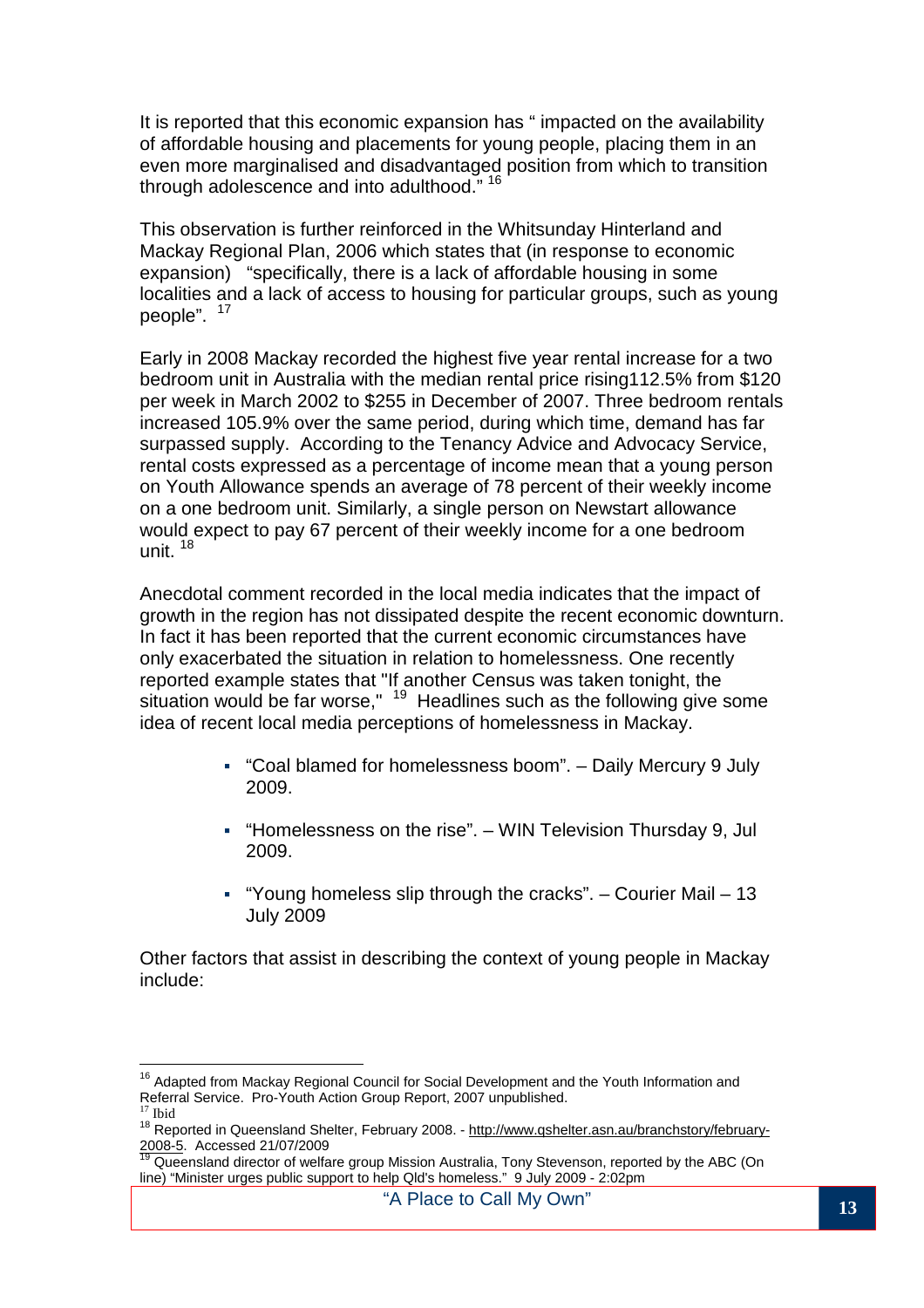It is reported that this economic expansion has " impacted on the availability of affordable housing and placements for young people, placing them in an even more marginalised and disadvantaged position from which to transition through adolescence and into adulthood." [16]

This observation is further reinforced in the Whitsunday Hinterland and Mackay Regional Plan, 2006 which states that (in response to economic expansion) "specifically, there is a lack of affordable housing in some localities and a lack of access to housing for particular groups, such as young people". [17]

Early in 2008 Mackay recorded the highest five year rental increase for a two bedroom unit in Australia with the median rental price rising112.5% from $120 per week in March 2002 to $255 in December of 2007. Three bedroom rentals increased 105.9% over the same period, during which time, demand has far surpassed supply. According to the Tenancy Advice and Advocacy Service, rental costs expressed as a percentage of income mean that a young person on Youth Allowance spends an average of 78 percent of their weekly income on a one bedroom unit. Similarly, a single person on Newstart allowance would expect to pay 67 percent of their weekly income for a one bedroom unit. [18]

Anecdotal comment recorded in the local media indicates that the impact of growth in the region has not dissipated despite the recent economic downturn. In fact it has been reported that the current economic circumstances have only exacerbated the situation in relation to homelessness. One recently reported example states that "If another Census was taken tonight, the situation would be far worse," [19] Headlines such as the following give some idea of recent local media perceptions of homelessness in Mackay.

- "Coal blamed for homelessness boom". – Daily Mercury 9 July 2009.
- "Homelessness on the rise". – WIN Television Thursday 9, Jul 2009.
- "Young homeless slip through the cracks". – Courier Mail – 13 July 2009

Other factors that assist in describing the context of young people in Mackay include:

---

[16] Adapted from Mackay Regional Council for Social Development and the Youth Information and Referral Service. Pro-Youth Action Group Report, 2007 unpublished.

[17] Ibid

[18] Reported in Queensland Shelter, February 2008. - http://www.qshelter.asn.au/branchstory/february-2008-5. Accessed 21/07/2009

[19] Queensland director of welfare group Mission Australia, Tony Stevenson, reported by the ABC (On line) "Minister urges public support to help Qld's homeless." 9 July 2009 - 2:02pm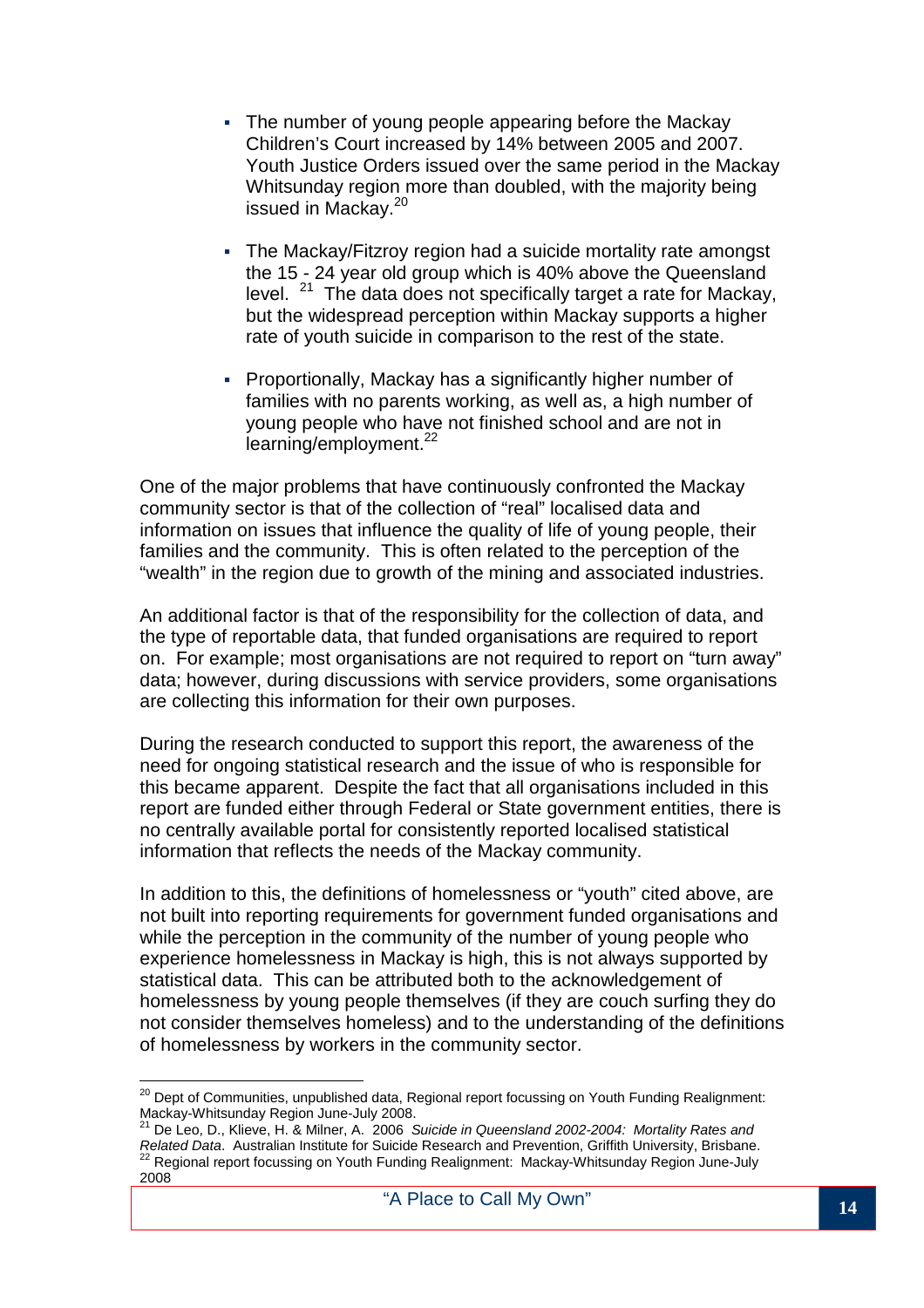- The number of young people appearing before the Mackay Children's Court increased by 14% between 2005 and 2007. Youth Justice Orders issued over the same period in the Mackay Whitsunday region more than doubled, with the majority being issued in Mackay.[20]

- The Mackay/Fitzroy region had a suicide mortality rate amongst the 15 - 24 year old group which is 40% above the Queensland level. [21] The data does not specifically target a rate for Mackay, but the widespread perception within Mackay supports a higher rate of youth suicide in comparison to the rest of the state.

- Proportionally, Mackay has a significantly higher number of families with no parents working, as well as, a high number of young people who have not finished school and are not in learning/employment.[22]

One of the major problems that have continuously confronted the Mackay community sector is that of the collection of "real" localised data and information on issues that influence the quality of life of young people, their families and the community. This is often related to the perception of the "wealth" in the region due to growth of the mining and associated industries.

An additional factor is that of the responsibility for the collection of data, and the type of reportable data, that funded organisations are required to report on. For example; most organisations are not required to report on "turn away" data; however, during discussions with service providers, some organisations are collecting this information for their own purposes.

During the research conducted to support this report, the awareness of the need for ongoing statistical research and the issue of who is responsible for this became apparent. Despite the fact that all organisations included in this report are funded either through Federal or State government entities, there is no centrally available portal for consistently reported localised statistical information that reflects the needs of the Mackay community.

In addition to this, the definitions of homelessness or "youth" cited above, are not built into reporting requirements for government funded organisations and while the perception in the community of the number of young people who experience homelessness in Mackay is high, this is not always supported by statistical data. This can be attributed both to the acknowledgement of homelessness by young people themselves (if they are couch surfing they do not consider themselves homeless) and to the understanding of the definitions of homelessness by workers in the community sector.

---

[20] Dept of Communities, unpublished data, Regional report focussing on Youth Funding Realignment: Mackay-Whitsunday Region June-July 2008.

[21] De Leo, D., Klieve, H. & Milner, A. 2006 *Suicide in Queensland 2002-2004: Mortality Rates and Related Data*. Australian Institute for Suicide Research and Prevention, Griffith University, Brisbane.

[22] Regional report focussing on Youth Funding Realignment: Mackay-Whitsunday Region June-July 2008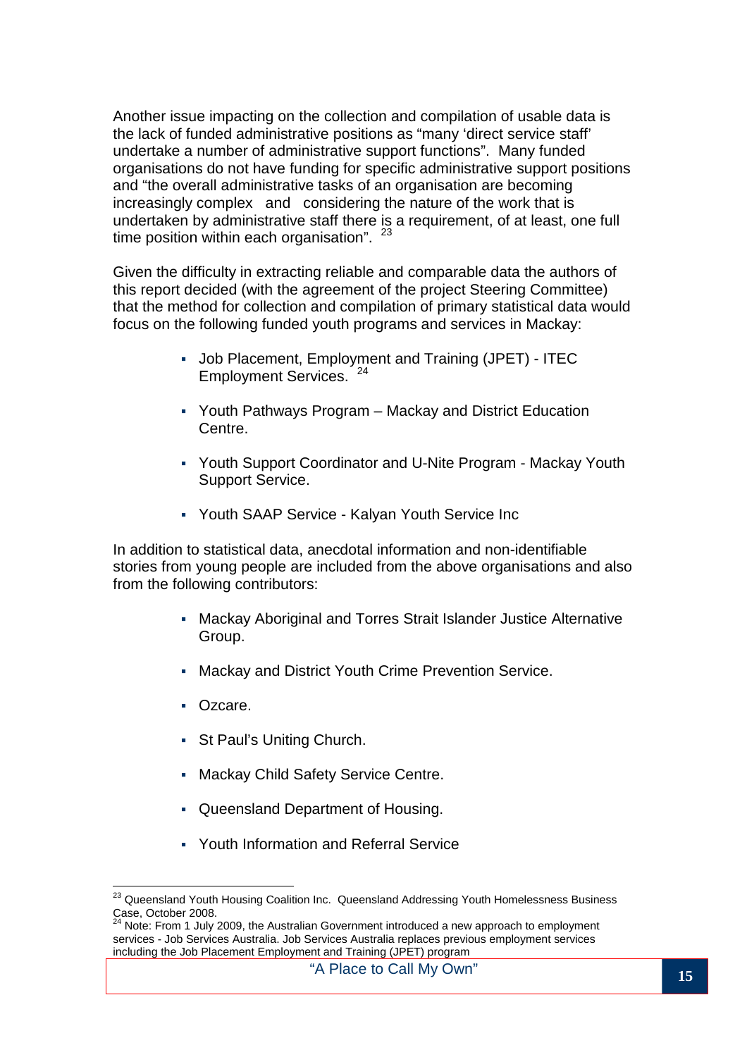Another issue impacting on the collection and compilation of usable data is the lack of funded administrative positions as "many 'direct service staff' undertake a number of administrative support functions". Many funded organisations do not have funding for specific administrative support positions and "the overall administrative tasks of an organisation are becoming increasingly complex and considering the nature of the work that is undertaken by administrative staff there is a requirement, of at least, one full time position within each organisation". [23]

Given the difficulty in extracting reliable and comparable data the authors of this report decided (with the agreement of the project Steering Committee) that the method for collection and compilation of primary statistical data would focus on the following funded youth programs and services in Mackay:

- Job Placement, Employment and Training (JPET) - ITEC Employment Services. [24]
- Youth Pathways Program – Mackay and District Education Centre.
- Youth Support Coordinator and U-Nite Program - Mackay Youth Support Service.
- Youth SAAP Service - Kalyan Youth Service Inc

In addition to statistical data, anecdotal information and non-identifiable stories from young people are included from the above organisations and also from the following contributors:

- Mackay Aboriginal and Torres Strait Islander Justice Alternative Group.
- Mackay and District Youth Crime Prevention Service.
- Ozcare.
- St Paul's Uniting Church.
- Mackay Child Safety Service Centre.
- Queensland Department of Housing.
- Youth Information and Referral Service

---

[23] Queensland Youth Housing Coalition Inc. Queensland Addressing Youth Homelessness Business Case, October 2008.

[24] Note: From 1 July 2009, the Australian Government introduced a new approach to employment services - Job Services Australia. Job Services Australia replaces previous employment services including the Job Placement Employment and Training (JPET) program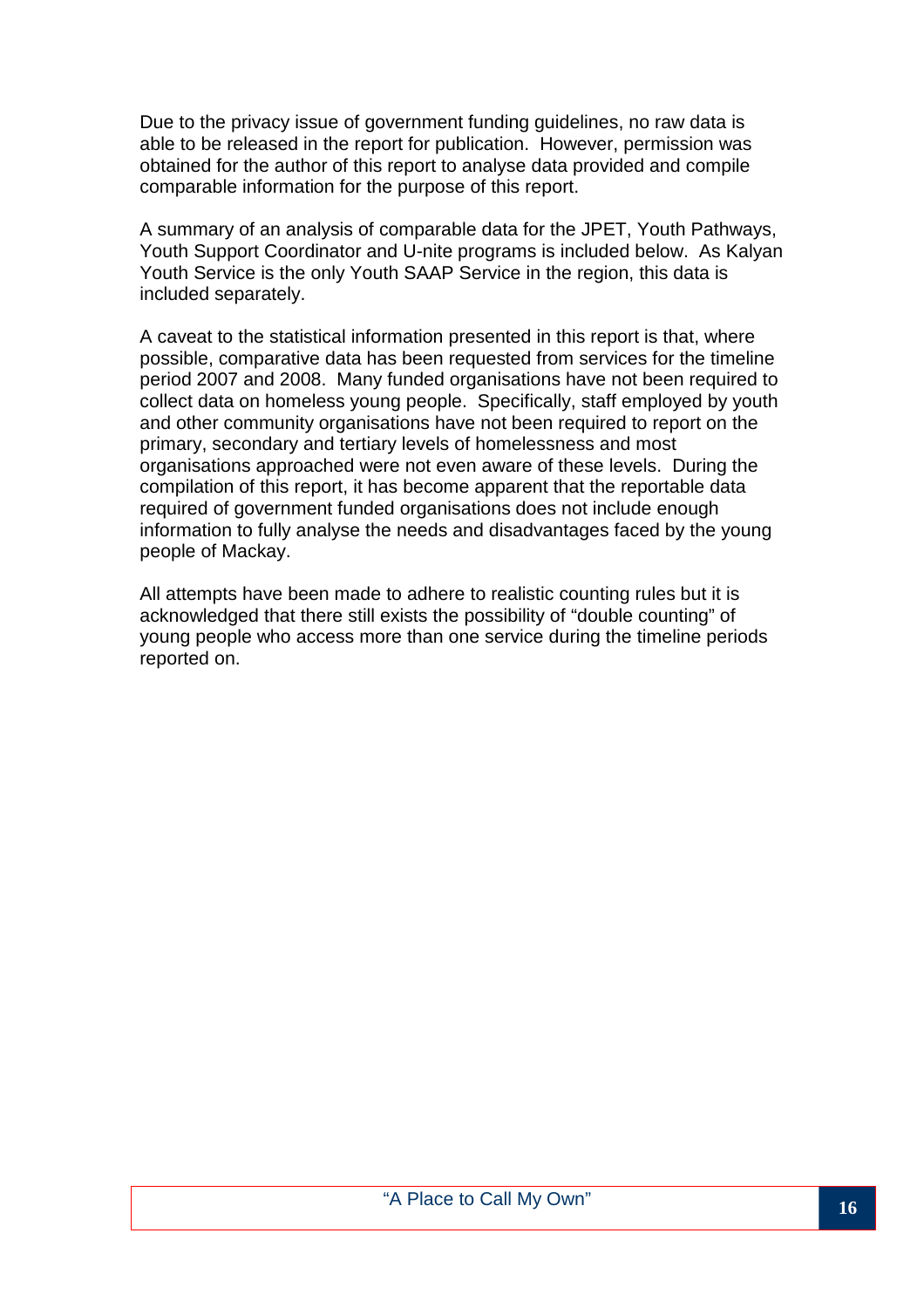Due to the privacy issue of government funding guidelines, no raw data is able to be released in the report for publication. However, permission was obtained for the author of this report to analyse data provided and compile comparable information for the purpose of this report.

A summary of an analysis of comparable data for the JPET, Youth Pathways, Youth Support Coordinator and U-nite programs is included below. As Kalyan Youth Service is the only Youth SAAP Service in the region, this data is included separately.

A caveat to the statistical information presented in this report is that, where possible, comparative data has been requested from services for the timeline period 2007 and 2008. Many funded organisations have not been required to collect data on homeless young people. Specifically, staff employed by youth and other community organisations have not been required to report on the primary, secondary and tertiary levels of homelessness and most organisations approached were not even aware of these levels. During the compilation of this report, it has become apparent that the reportable data required of government funded organisations does not include enough information to fully analyse the needs and disadvantages faced by the young people of Mackay.

All attempts have been made to adhere to realistic counting rules but it is acknowledged that there still exists the possibility of "double counting" of young people who access more than one service during the timeline periods reported on.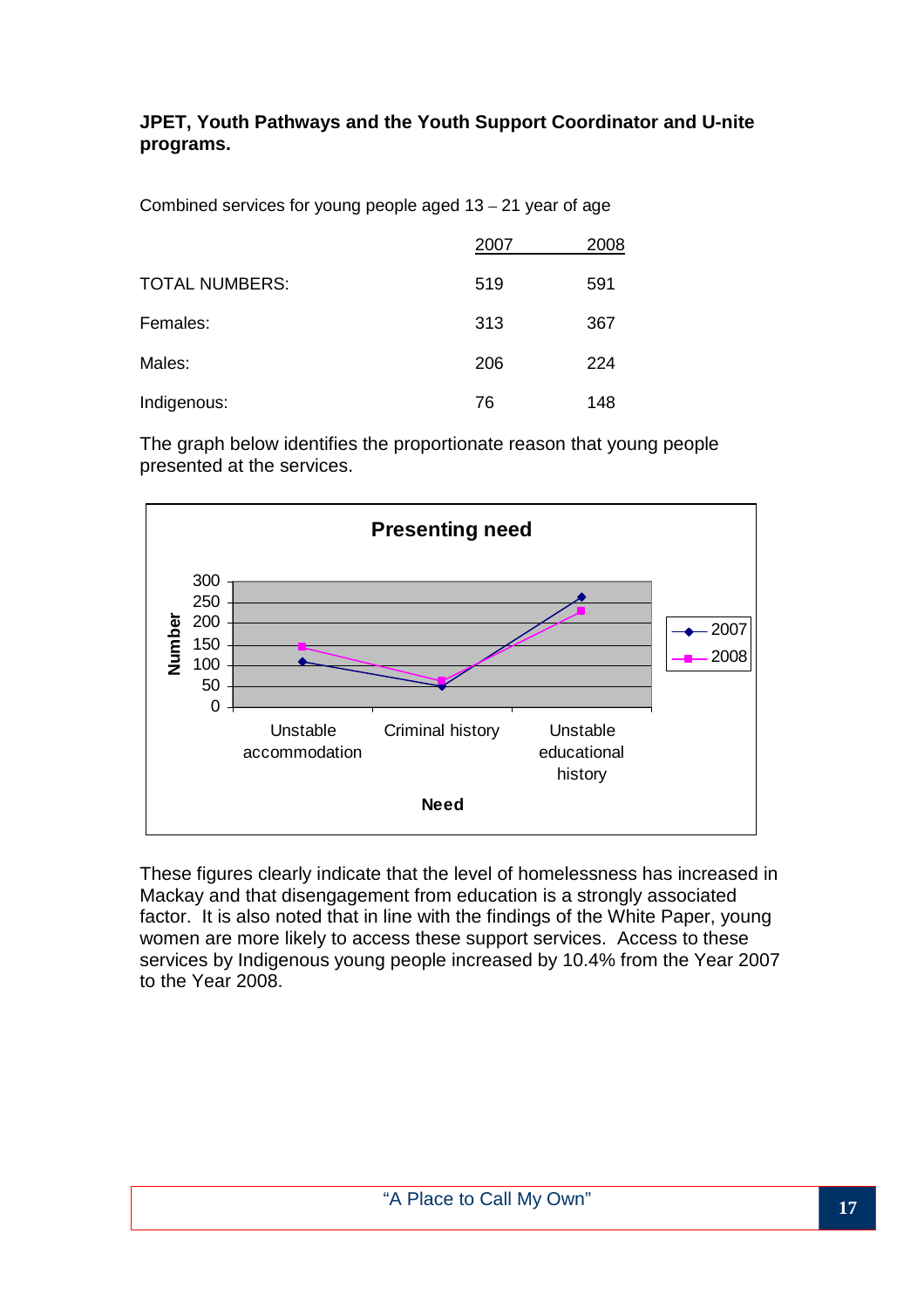**JPET, Youth Pathways and the Youth Support Coordinator and U-nite programs.**

Combined services for young people aged 13 – 21 year of age

| | 2007 | 2008 |
|---|---|---|
| TOTAL NUMBERS: | 519 | 591 |
| Females: | 313 | 367 |
| Males: | 206 | 224 |
| Indigenous: | 76 | 148 |

The graph below identifies the proportionate reason that young people presented at the services.

**Presenting need**

Number

300
250
200
150
100
50
0

Unstable accommodation | Criminal history | Unstable educational history

**Need**

2007
2008

These figures clearly indicate that the level of homelessness has increased in Mackay and that disengagement from education is a strongly associated factor. It is also noted that in line with the findings of the White Paper, young women are more likely to access these support services. Access to these services by Indigenous young people increased by 10.4% from the Year 2007 to the Year 2008.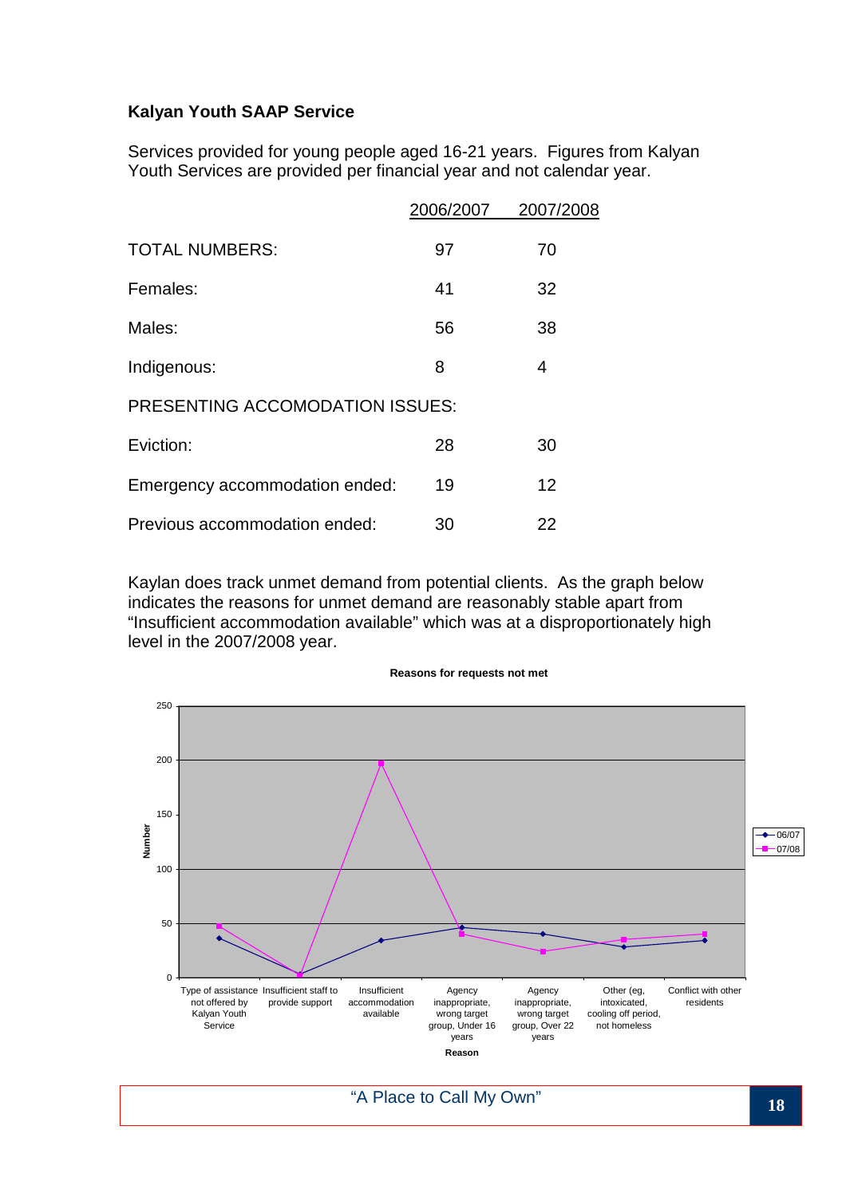**Kalyan Youth SAAP Service**

Services provided for young people aged 16-21 years. Figures from Kalyan Youth Services are provided per financial year and not calendar year.

| | 2006/2007 | 2007/2008 |
|---|---|---|
| TOTAL NUMBERS: | 97 | 70 |
| Females: | 41 | 32 |
| Males: | 56 | 38 |
| Indigenous: | 8 | 4 |
| PRESENTING ACCOMODATION ISSUES: | | |
| Eviction: | 28 | 30 |
| Emergency accommodation ended: | 19 | 12 |
| Previous accommodation ended: | 30 | 22 |

Kaylan does track unmet demand from potential clients. As the graph below indicates the reasons for unmet demand are reasonably stable apart from “Insufficient accommodation available” which was at a disproportionately high level in the 2007/2008 year.

**Reasons for requests not met**

| Reason | 06/07 | 07/08 |
|---|---|---|
| Type of assistance not offered by Kalyan Youth Service | 36 | 47 |
| Insufficient staff to provide support | 3 | 2 |
| Insufficient accommodation available | 34 | 197 |
| Agency inappropriate, wrong target group, Under 16 years | 46 | 40 |
| Agency inappropriate, wrong target group, Over 22 years | 40 | 24 |
| Other (eg, intoxicated, cooling off period, not homeless | 28 | 35 |
| Conflict with other residents | 34 | 40 |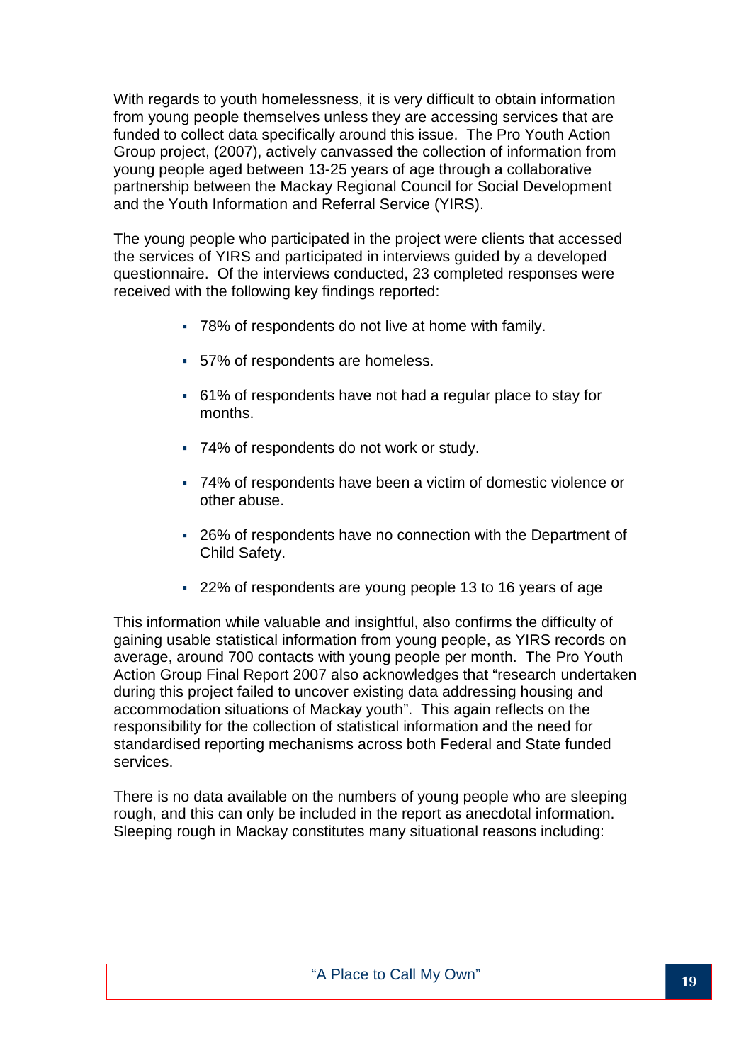With regards to youth homelessness, it is very difficult to obtain information from young people themselves unless they are accessing services that are funded to collect data specifically around this issue. The Pro Youth Action Group project, (2007), actively canvassed the collection of information from young people aged between 13-25 years of age through a collaborative partnership between the Mackay Regional Council for Social Development and the Youth Information and Referral Service (YIRS).

The young people who participated in the project were clients that accessed the services of YIRS and participated in interviews guided by a developed questionnaire. Of the interviews conducted, 23 completed responses were received with the following key findings reported:

- 78% of respondents do not live at home with family.
- 57% of respondents are homeless.
- 61% of respondents have not had a regular place to stay for months.
- 74% of respondents do not work or study.
- 74% of respondents have been a victim of domestic violence or other abuse.
- 26% of respondents have no connection with the Department of Child Safety.
- 22% of respondents are young people 13 to 16 years of age

This information while valuable and insightful, also confirms the difficulty of gaining usable statistical information from young people, as YIRS records on average, around 700 contacts with young people per month. The Pro Youth Action Group Final Report 2007 also acknowledges that "research undertaken during this project failed to uncover existing data addressing housing and accommodation situations of Mackay youth". This again reflects on the responsibility for the collection of statistical information and the need for standardised reporting mechanisms across both Federal and State funded services.

There is no data available on the numbers of young people who are sleeping rough, and this can only be included in the report as anecdotal information. Sleeping rough in Mackay constitutes many situational reasons including: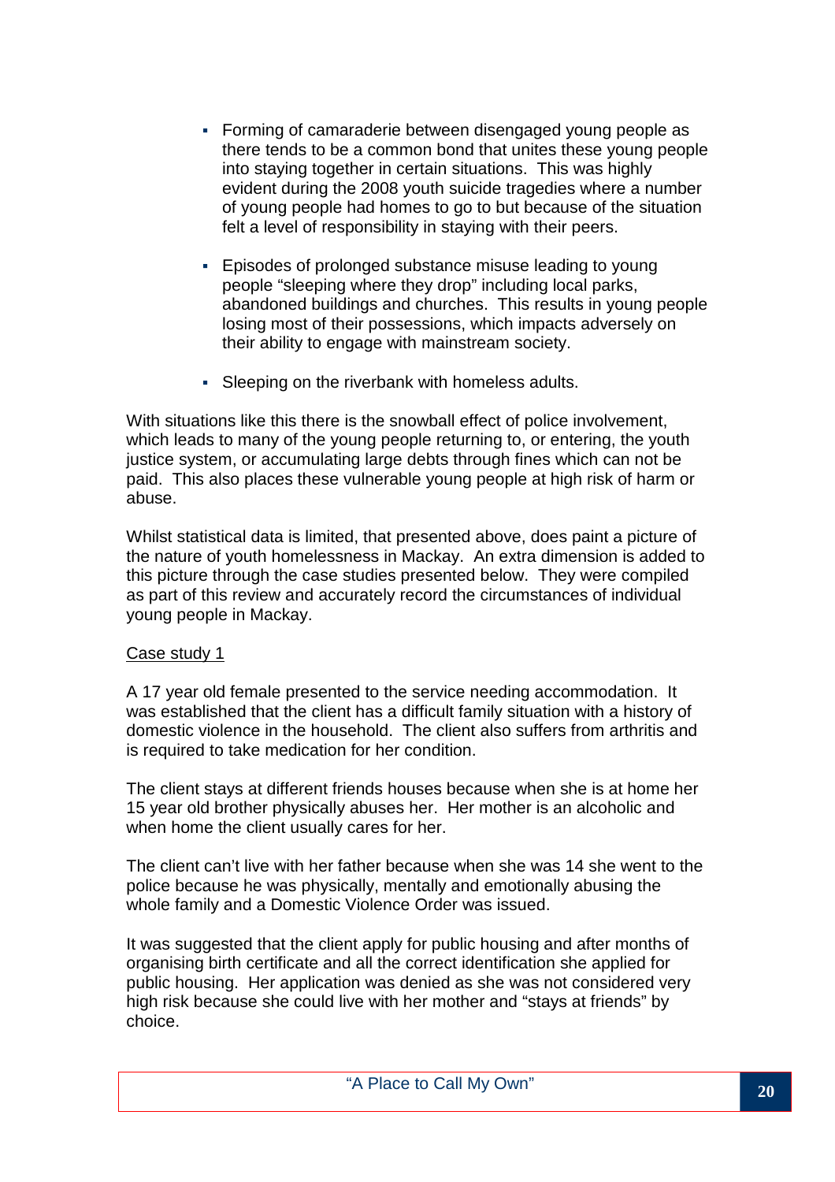- Forming of camaraderie between disengaged young people as there tends to be a common bond that unites these young people into staying together in certain situations. This was highly evident during the 2008 youth suicide tragedies where a number of young people had homes to go to but because of the situation felt a level of responsibility in staying with their peers.

- Episodes of prolonged substance misuse leading to young people "sleeping where they drop" including local parks, abandoned buildings and churches. This results in young people losing most of their possessions, which impacts adversely on their ability to engage with mainstream society.

- Sleeping on the riverbank with homeless adults.

With situations like this there is the snowball effect of police involvement, which leads to many of the young people returning to, or entering, the youth justice system, or accumulating large debts through fines which can not be paid. This also places these vulnerable young people at high risk of harm or abuse.

Whilst statistical data is limited, that presented above, does paint a picture of the nature of youth homelessness in Mackay. An extra dimension is added to this picture through the case studies presented below. They were compiled as part of this review and accurately record the circumstances of individual young people in Mackay.

Case study 1

A 17 year old female presented to the service needing accommodation. It was established that the client has a difficult family situation with a history of domestic violence in the household. The client also suffers from arthritis and is required to take medication for her condition.

The client stays at different friends houses because when she is at home her 15 year old brother physically abuses her. Her mother is an alcoholic and when home the client usually cares for her.

The client can't live with her father because when she was 14 she went to the police because he was physically, mentally and emotionally abusing the whole family and a Domestic Violence Order was issued.

It was suggested that the client apply for public housing and after months of organising birth certificate and all the correct identification she applied for public housing. Her application was denied as she was not considered very high risk because she could live with her mother and "stays at friends" by choice.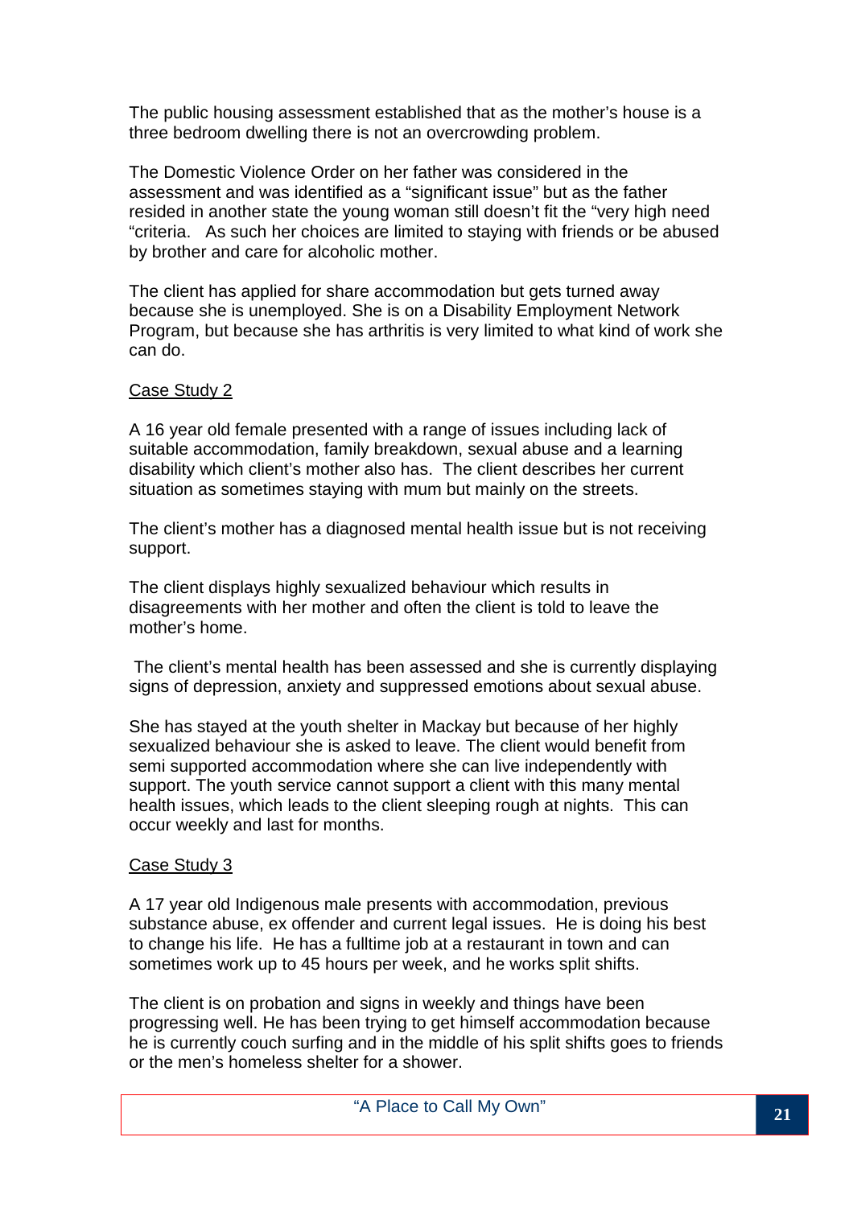The public housing assessment established that as the mother's house is a three bedroom dwelling there is not an overcrowding problem.

The Domestic Violence Order on her father was considered in the assessment and was identified as a "significant issue" but as the father resided in another state the young woman still doesn't fit the "very high need "criteria. As such her choices are limited to staying with friends or be abused by brother and care for alcoholic mother.

The client has applied for share accommodation but gets turned away because she is unemployed. She is on a Disability Employment Network Program, but because she has arthritis is very limited to what kind of work she can do.

Case Study 2

A 16 year old female presented with a range of issues including lack of suitable accommodation, family breakdown, sexual abuse and a learning disability which client's mother also has. The client describes her current situation as sometimes staying with mum but mainly on the streets.

The client's mother has a diagnosed mental health issue but is not receiving support.

The client displays highly sexualized behaviour which results in disagreements with her mother and often the client is told to leave the mother's home.

The client's mental health has been assessed and she is currently displaying signs of depression, anxiety and suppressed emotions about sexual abuse.

She has stayed at the youth shelter in Mackay but because of her highly sexualized behaviour she is asked to leave. The client would benefit from semi supported accommodation where she can live independently with support. The youth service cannot support a client with this many mental health issues, which leads to the client sleeping rough at nights. This can occur weekly and last for months.

Case Study 3

A 17 year old Indigenous male presents with accommodation, previous substance abuse, ex offender and current legal issues. He is doing his best to change his life. He has a fulltime job at a restaurant in town and can sometimes work up to 45 hours per week, and he works split shifts.

The client is on probation and signs in weekly and things have been progressing well. He has been trying to get himself accommodation because he is currently couch surfing and in the middle of his split shifts goes to friends or the men's homeless shelter for a shower.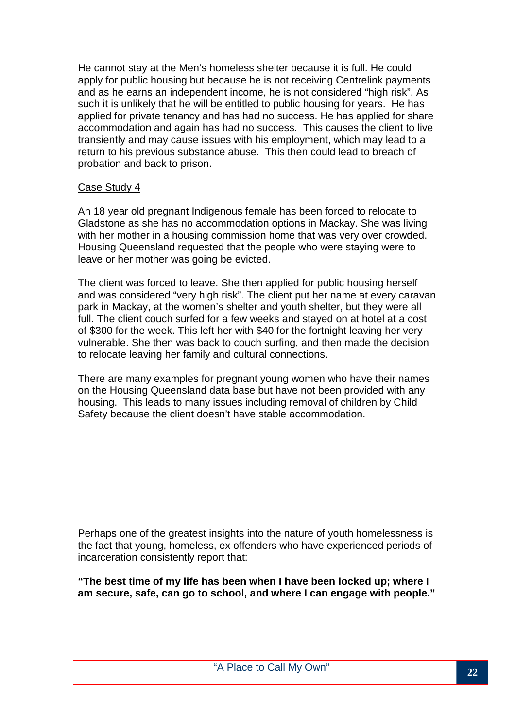He cannot stay at the Men's homeless shelter because it is full. He could apply for public housing but because he is not receiving Centrelink payments and as he earns an independent income, he is not considered "high risk". As such it is unlikely that he will be entitled to public housing for years. He has applied for private tenancy and has had no success. He has applied for share accommodation and again has had no success. This causes the client to live transiently and may cause issues with his employment, which may lead to a return to his previous substance abuse. This then could lead to breach of probation and back to prison.

Case Study 4

An 18 year old pregnant Indigenous female has been forced to relocate to Gladstone as she has no accommodation options in Mackay. She was living with her mother in a housing commission home that was very over crowded. Housing Queensland requested that the people who were staying were to leave or her mother was going be evicted.

The client was forced to leave. She then applied for public housing herself and was considered "very high risk". The client put her name at every caravan park in Mackay, at the women's shelter and youth shelter, but they were all full. The client couch surfed for a few weeks and stayed on at hotel at a cost of $300 for the week. This left her with $40 for the fortnight leaving her very vulnerable. She then was back to couch surfing, and then made the decision to relocate leaving her family and cultural connections.

There are many examples for pregnant young women who have their names on the Housing Queensland data base but have not been provided with any housing. This leads to many issues including removal of children by Child Safety because the client doesn't have stable accommodation.

Perhaps one of the greatest insights into the nature of youth homelessness is the fact that young, homeless, ex offenders who have experienced periods of incarceration consistently report that:

**"The best time of my life has been when I have been locked up; where I am secure, safe, can go to school, and where I can engage with people."**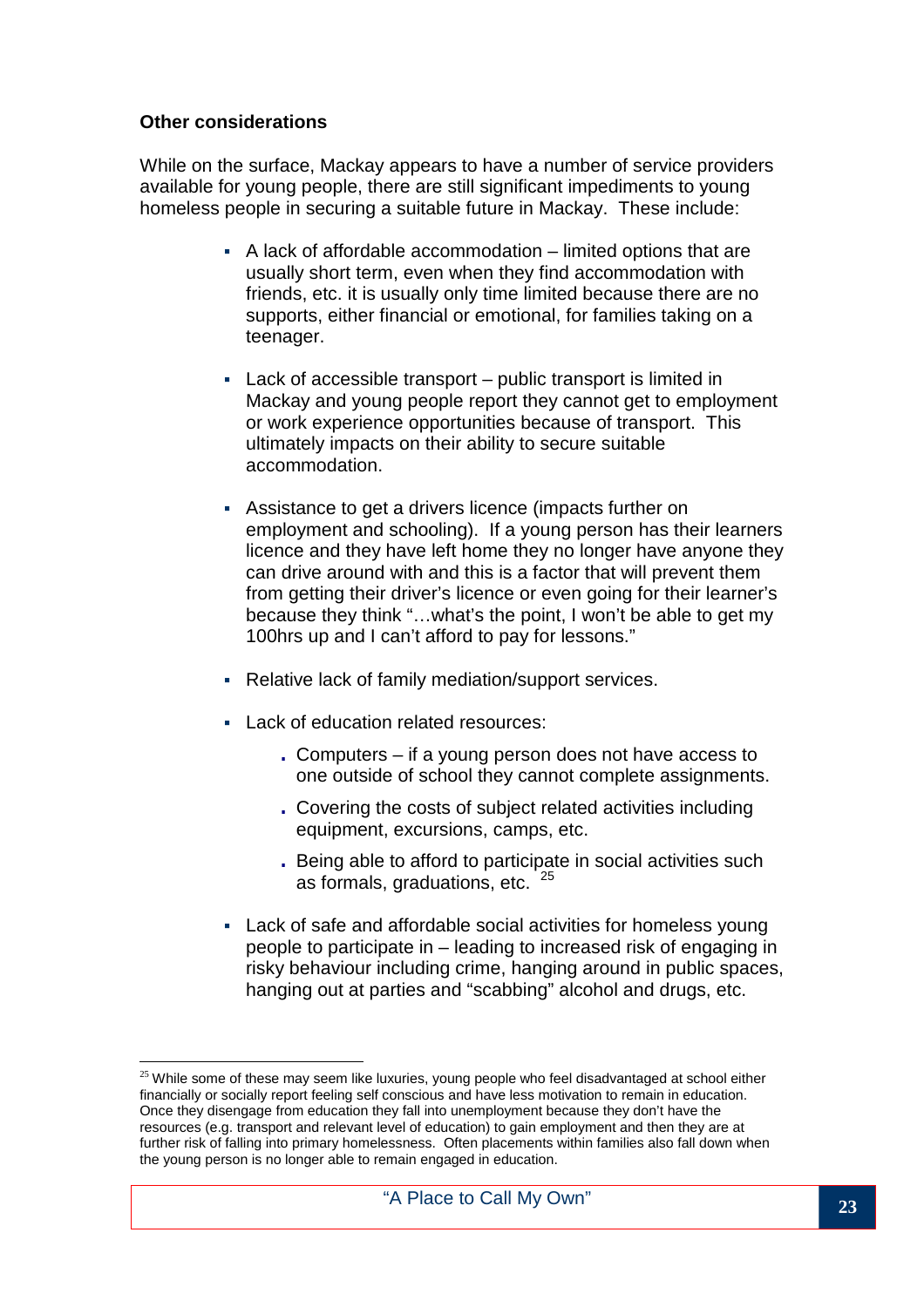**Other considerations**

While on the surface, Mackay appears to have a number of service providers available for young people, there are still significant impediments to young homeless people in securing a suitable future in Mackay. These include:

- A lack of affordable accommodation – limited options that are usually short term, even when they find accommodation with friends, etc. it is usually only time limited because there are no supports, either financial or emotional, for families taking on a teenager.
- Lack of accessible transport – public transport is limited in Mackay and young people report they cannot get to employment or work experience opportunities because of transport. This ultimately impacts on their ability to secure suitable accommodation.
- Assistance to get a drivers licence (impacts further on employment and schooling). If a young person has their learners licence and they have left home they no longer have anyone they can drive around with and this is a factor that will prevent them from getting their driver's licence or even going for their learner's because they think "…what's the point, I won't be able to get my 100hrs up and I can't afford to pay for lessons."
- Relative lack of family mediation/support services.
- Lack of education related resources:
  - Computers – if a young person does not have access to one outside of school they cannot complete assignments.
  - Covering the costs of subject related activities including equipment, excursions, camps, etc.
  - Being able to afford to participate in social activities such as formals, graduations, etc. [25]
- Lack of safe and affordable social activities for homeless young people to participate in – leading to increased risk of engaging in risky behaviour including crime, hanging around in public spaces, hanging out at parties and "scabbing" alcohol and drugs, etc.

---

[25] While some of these may seem like luxuries, young people who feel disadvantaged at school either financially or socially report feeling self conscious and have less motivation to remain in education. Once they disengage from education they fall into unemployment because they don't have the resources (e.g. transport and relevant level of education) to gain employment and then they are at further risk of falling into primary homelessness. Often placements within families also fall down when the young person is no longer able to remain engaged in education.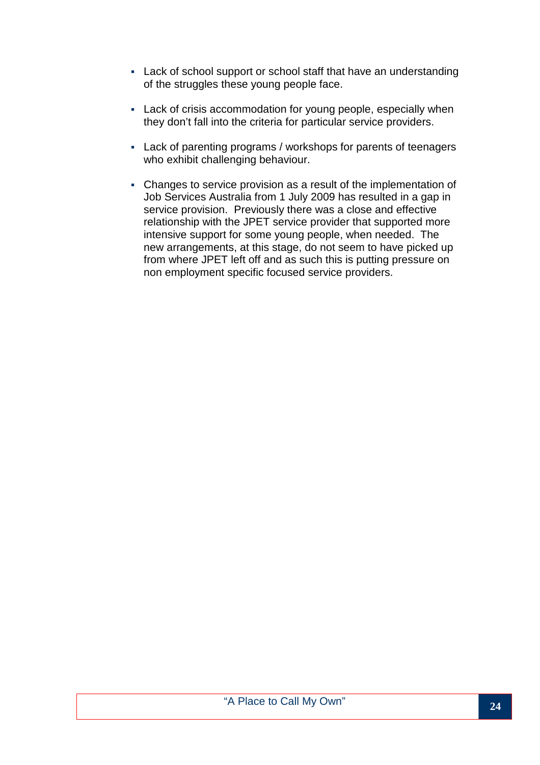- Lack of school support or school staff that have an understanding of the struggles these young people face.

- Lack of crisis accommodation for young people, especially when they don't fall into the criteria for particular service providers.

- Lack of parenting programs / workshops for parents of teenagers who exhibit challenging behaviour.

- Changes to service provision as a result of the implementation of Job Services Australia from 1 July 2009 has resulted in a gap in service provision. Previously there was a close and effective relationship with the JPET service provider that supported more intensive support for some young people, when needed. The new arrangements, at this stage, do not seem to have picked up from where JPET left off and as such this is putting pressure on non employment specific focused service providers.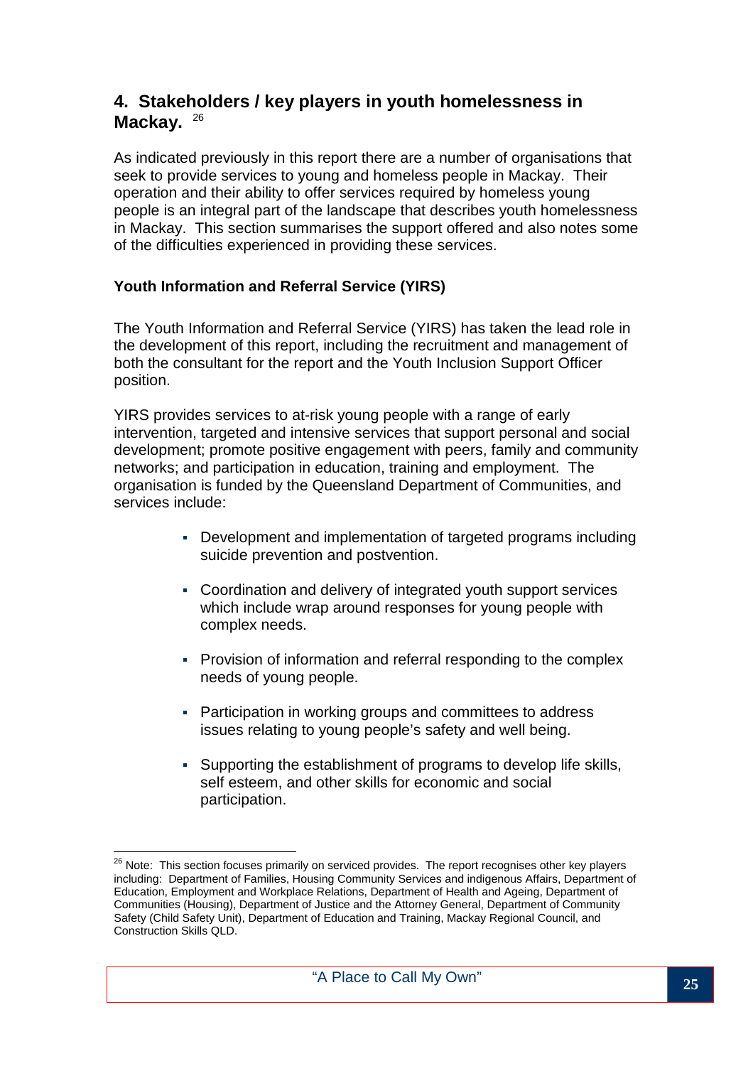# 4. Stakeholders / key players in youth homelessness in Mackay. [26]

As indicated previously in this report there are a number of organisations that seek to provide services to young and homeless people in Mackay. Their operation and their ability to offer services required by homeless young people is an integral part of the landscape that describes youth homelessness in Mackay. This section summarises the support offered and also notes some of the difficulties experienced in providing these services.

### Youth Information and Referral Service (YIRS)

The Youth Information and Referral Service (YIRS) has taken the lead role in the development of this report, including the recruitment and management of both the consultant for the report and the Youth Inclusion Support Officer position.

YIRS provides services to at-risk young people with a range of early intervention, targeted and intensive services that support personal and social development; promote positive engagement with peers, family and community networks; and participation in education, training and employment. The organisation is funded by the Queensland Department of Communities, and services include:

- Development and implementation of targeted programs including suicide prevention and postvention.
- Coordination and delivery of integrated youth support services which include wrap around responses for young people with complex needs.
- Provision of information and referral responding to the complex needs of young people.
- Participation in working groups and committees to address issues relating to young people's safety and well being.
- Supporting the establishment of programs to develop life skills, self esteem, and other skills for economic and social participation.

---

[26] Note: This section focuses primarily on serviced provides. The report recognises other key players including: Department of Families, Housing Community Services and indigenous Affairs, Department of Education, Employment and Workplace Relations, Department of Health and Ageing, Department of Communities (Housing), Department of Justice and the Attorney General, Department of Community Safety (Child Safety Unit), Department of Education and Training, Mackay Regional Council, and Construction Skills QLD.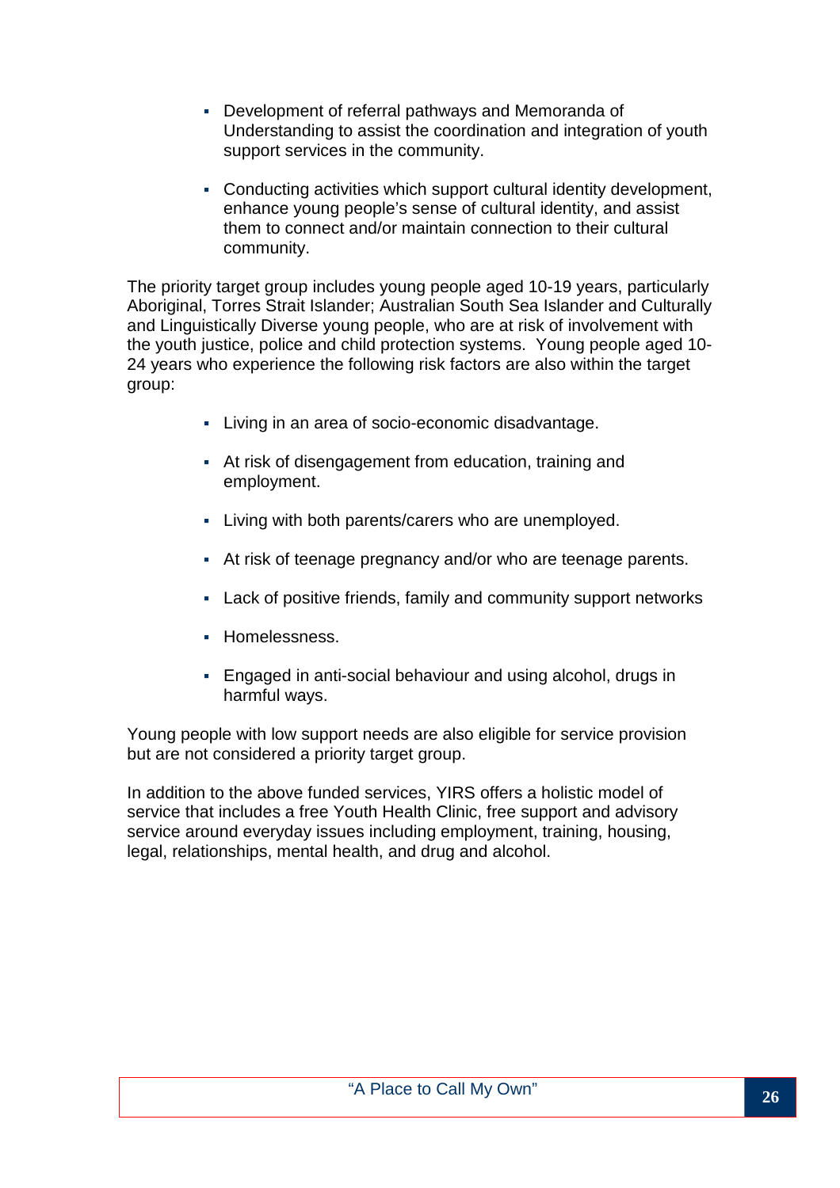- Development of referral pathways and Memoranda of Understanding to assist the coordination and integration of youth support services in the community.

- Conducting activities which support cultural identity development, enhance young people's sense of cultural identity, and assist them to connect and/or maintain connection to their cultural community.

The priority target group includes young people aged 10-19 years, particularly Aboriginal, Torres Strait Islander; Australian South Sea Islander and Culturally and Linguistically Diverse young people, who are at risk of involvement with the youth justice, police and child protection systems. Young people aged 10-24 years who experience the following risk factors are also within the target group:

- Living in an area of socio-economic disadvantage.

- At risk of disengagement from education, training and employment.

- Living with both parents/carers who are unemployed.

- At risk of teenage pregnancy and/or who are teenage parents.

- Lack of positive friends, family and community support networks

- Homelessness.

- Engaged in anti-social behaviour and using alcohol, drugs in harmful ways.

Young people with low support needs are also eligible for service provision but are not considered a priority target group.

In addition to the above funded services, YIRS offers a holistic model of service that includes a free Youth Health Clinic, free support and advisory service around everyday issues including employment, training, housing, legal, relationships, mental health, and drug and alcohol.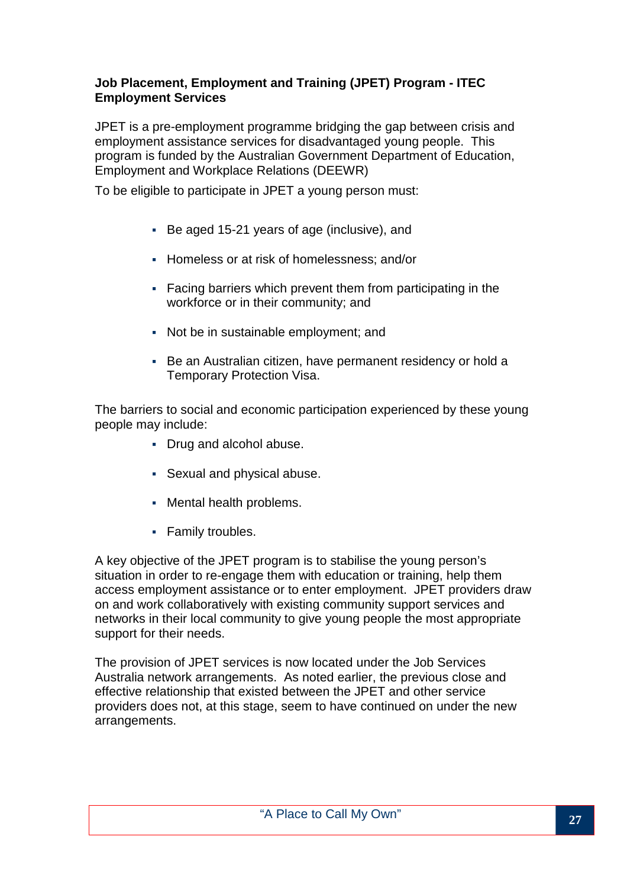**Job Placement, Employment and Training (JPET) Program - ITEC Employment Services**

JPET is a pre-employment programme bridging the gap between crisis and employment assistance services for disadvantaged young people. This program is funded by the Australian Government Department of Education, Employment and Workplace Relations (DEEWR)

To be eligible to participate in JPET a young person must:

- Be aged 15-21 years of age (inclusive), and
- Homeless or at risk of homelessness; and/or
- Facing barriers which prevent them from participating in the workforce or in their community; and
- Not be in sustainable employment; and
- Be an Australian citizen, have permanent residency or hold a Temporary Protection Visa.

The barriers to social and economic participation experienced by these young people may include:

- Drug and alcohol abuse.
- Sexual and physical abuse.
- Mental health problems.
- Family troubles.

A key objective of the JPET program is to stabilise the young person's situation in order to re-engage them with education or training, help them access employment assistance or to enter employment. JPET providers draw on and work collaboratively with existing community support services and networks in their local community to give young people the most appropriate support for their needs.

The provision of JPET services is now located under the Job Services Australia network arrangements. As noted earlier, the previous close and effective relationship that existed between the JPET and other service providers does not, at this stage, seem to have continued on under the new arrangements.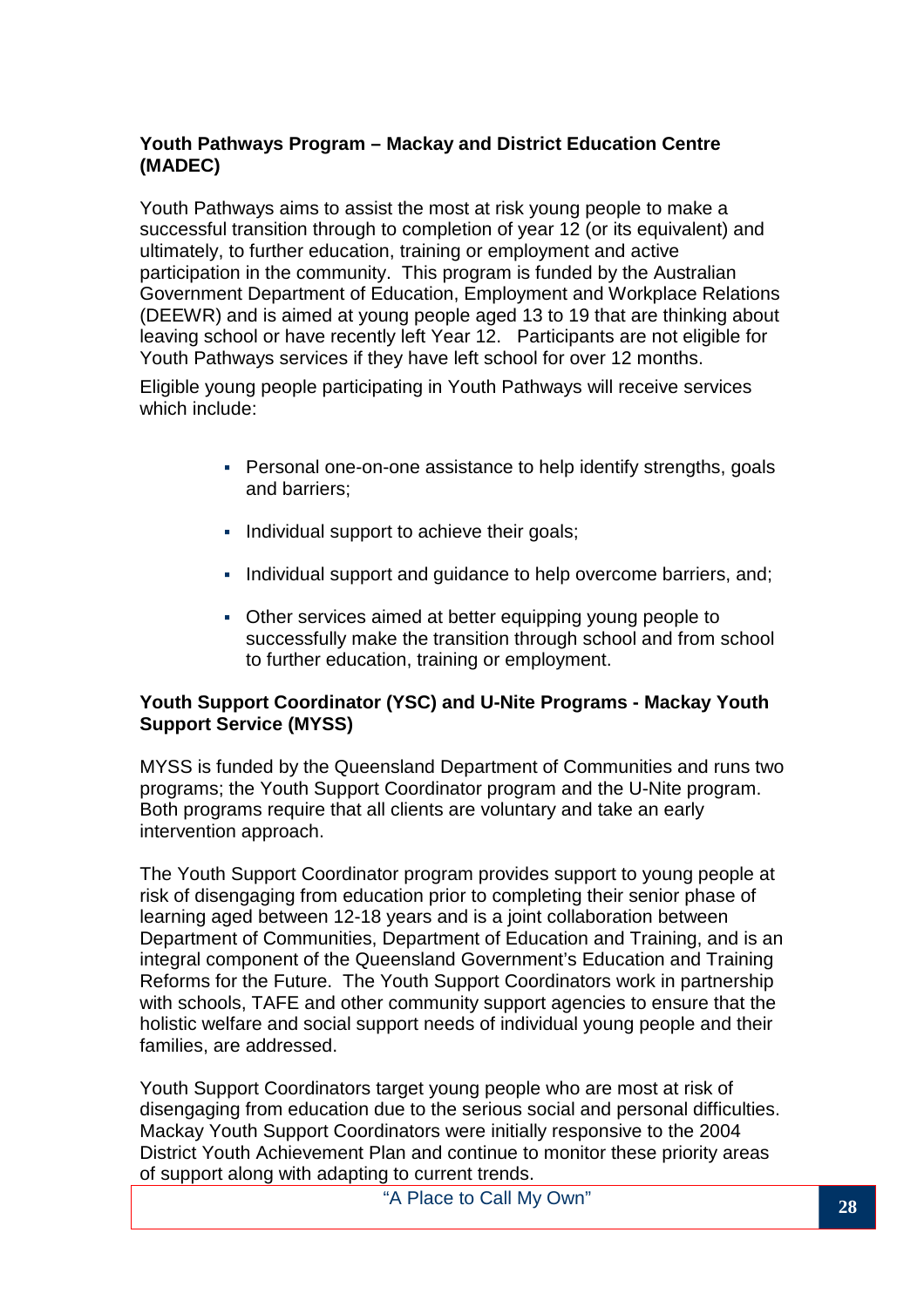**Youth Pathways Program – Mackay and District Education Centre (MADEC)**

Youth Pathways aims to assist the most at risk young people to make a successful transition through to completion of year 12 (or its equivalent) and ultimately, to further education, training or employment and active participation in the community. This program is funded by the Australian Government Department of Education, Employment and Workplace Relations (DEEWR) and is aimed at young people aged 13 to 19 that are thinking about leaving school or have recently left Year 12. Participants are not eligible for Youth Pathways services if they have left school for over 12 months.

Eligible young people participating in Youth Pathways will receive services which include:

- Personal one-on-one assistance to help identify strengths, goals and barriers;
- Individual support to achieve their goals;
- Individual support and guidance to help overcome barriers, and;
- Other services aimed at better equipping young people to successfully make the transition through school and from school to further education, training or employment.

**Youth Support Coordinator (YSC) and U-Nite Programs - Mackay Youth Support Service (MYSS)**

MYSS is funded by the Queensland Department of Communities and runs two programs; the Youth Support Coordinator program and the U-Nite program. Both programs require that all clients are voluntary and take an early intervention approach.

The Youth Support Coordinator program provides support to young people at risk of disengaging from education prior to completing their senior phase of learning aged between 12-18 years and is a joint collaboration between Department of Communities, Department of Education and Training, and is an integral component of the Queensland Government's Education and Training Reforms for the Future. The Youth Support Coordinators work in partnership with schools, TAFE and other community support agencies to ensure that the holistic welfare and social support needs of individual young people and their families, are addressed.

Youth Support Coordinators target young people who are most at risk of disengaging from education due to the serious social and personal difficulties. Mackay Youth Support Coordinators were initially responsive to the 2004 District Youth Achievement Plan and continue to monitor these priority areas of support along with adapting to current trends.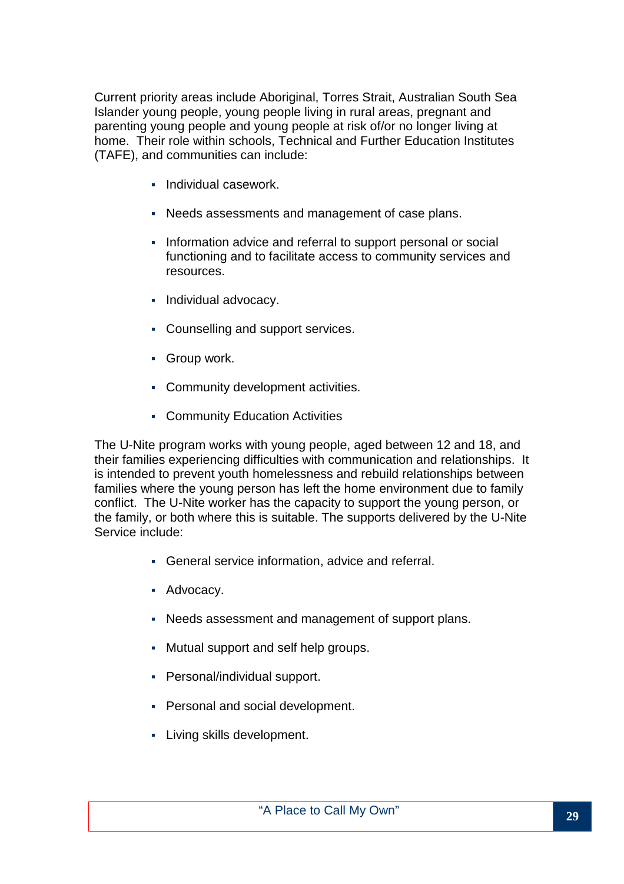Current priority areas include Aboriginal, Torres Strait, Australian South Sea Islander young people, young people living in rural areas, pregnant and parenting young people and young people at risk of/or no longer living at home. Their role within schools, Technical and Further Education Institutes (TAFE), and communities can include:

- Individual casework.
- Needs assessments and management of case plans.
- Information advice and referral to support personal or social functioning and to facilitate access to community services and resources.
- Individual advocacy.
- Counselling and support services.
- Group work.
- Community development activities.
- Community Education Activities

The U-Nite program works with young people, aged between 12 and 18, and their families experiencing difficulties with communication and relationships. It is intended to prevent youth homelessness and rebuild relationships between families where the young person has left the home environment due to family conflict. The U-Nite worker has the capacity to support the young person, or the family, or both where this is suitable. The supports delivered by the U-Nite Service include:

- General service information, advice and referral.
- Advocacy.
- Needs assessment and management of support plans.
- Mutual support and self help groups.
- Personal/individual support.
- Personal and social development.
- Living skills development.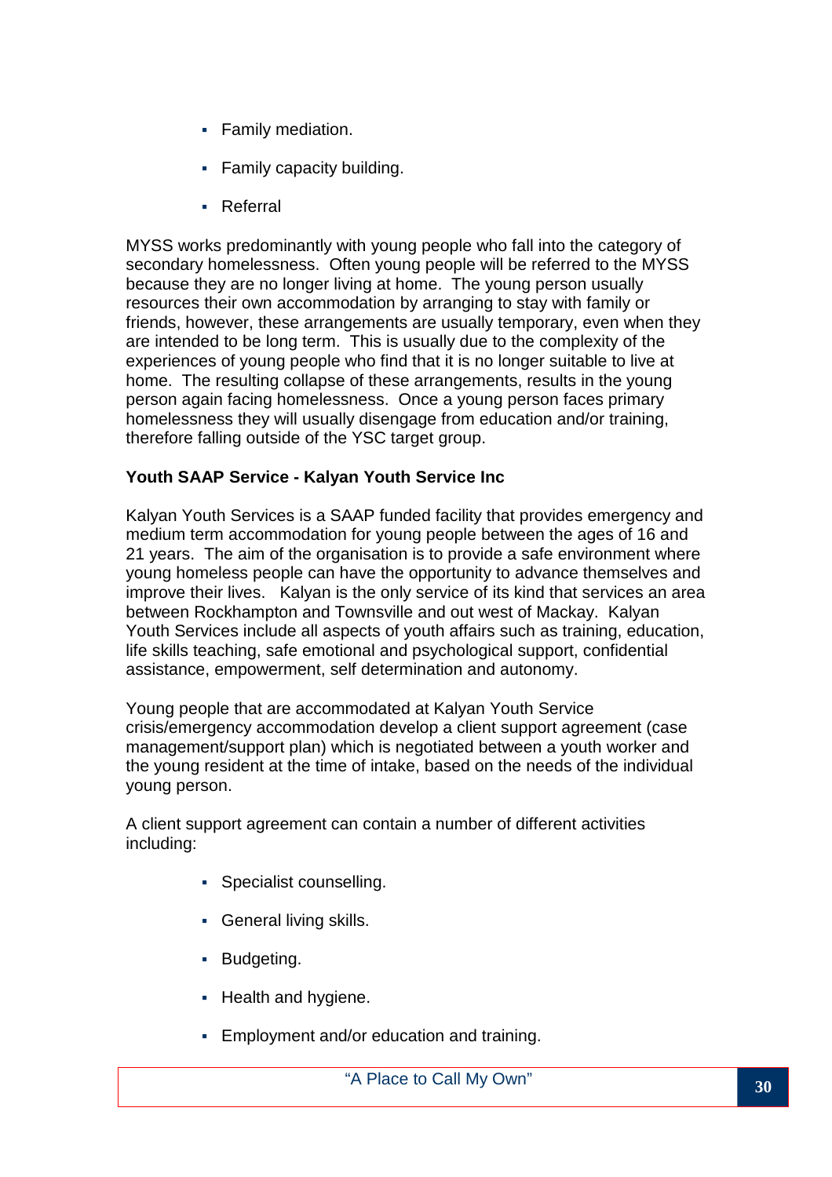- Family mediation.
- Family capacity building.
- Referral

MYSS works predominantly with young people who fall into the category of secondary homelessness. Often young people will be referred to the MYSS because they are no longer living at home. The young person usually resources their own accommodation by arranging to stay with family or friends, however, these arrangements are usually temporary, even when they are intended to be long term. This is usually due to the complexity of the experiences of young people who find that it is no longer suitable to live at home. The resulting collapse of these arrangements, results in the young person again facing homelessness. Once a young person faces primary homelessness they will usually disengage from education and/or training, therefore falling outside of the YSC target group.

**Youth SAAP Service - Kalyan Youth Service Inc**

Kalyan Youth Services is a SAAP funded facility that provides emergency and medium term accommodation for young people between the ages of 16 and 21 years. The aim of the organisation is to provide a safe environment where young homeless people can have the opportunity to advance themselves and improve their lives. Kalyan is the only service of its kind that services an area between Rockhampton and Townsville and out west of Mackay. Kalyan Youth Services include all aspects of youth affairs such as training, education, life skills teaching, safe emotional and psychological support, confidential assistance, empowerment, self determination and autonomy.

Young people that are accommodated at Kalyan Youth Service crisis/emergency accommodation develop a client support agreement (case management/support plan) which is negotiated between a youth worker and the young resident at the time of intake, based on the needs of the individual young person.

A client support agreement can contain a number of different activities including:

- Specialist counselling.
- General living skills.
- Budgeting.
- Health and hygiene.
- Employment and/or education and training.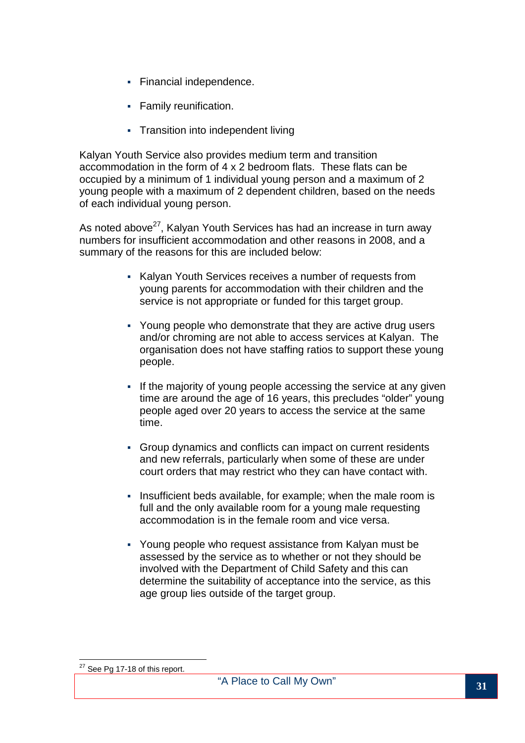- Financial independence.
- Family reunification.
- Transition into independent living

Kalyan Youth Service also provides medium term and transition accommodation in the form of 4 x 2 bedroom flats. These flats can be occupied by a minimum of 1 individual young person and a maximum of 2 young people with a maximum of 2 dependent children, based on the needs of each individual young person.

As noted above[27], Kalyan Youth Services has had an increase in turn away numbers for insufficient accommodation and other reasons in 2008, and a summary of the reasons for this are included below:

- Kalyan Youth Services receives a number of requests from young parents for accommodation with their children and the service is not appropriate or funded for this target group.
- Young people who demonstrate that they are active drug users and/or chroming are not able to access services at Kalyan. The organisation does not have staffing ratios to support these young people.
- If the majority of young people accessing the service at any given time are around the age of 16 years, this precludes "older" young people aged over 20 years to access the service at the same time.
- Group dynamics and conflicts can impact on current residents and new referrals, particularly when some of these are under court orders that may restrict who they can have contact with.
- Insufficient beds available, for example; when the male room is full and the only available room for a young male requesting accommodation is in the female room and vice versa.
- Young people who request assistance from Kalyan must be assessed by the service as to whether or not they should be involved with the Department of Child Safety and this can determine the suitability of acceptance into the service, as this age group lies outside of the target group.

[27] See Pg 17-18 of this report.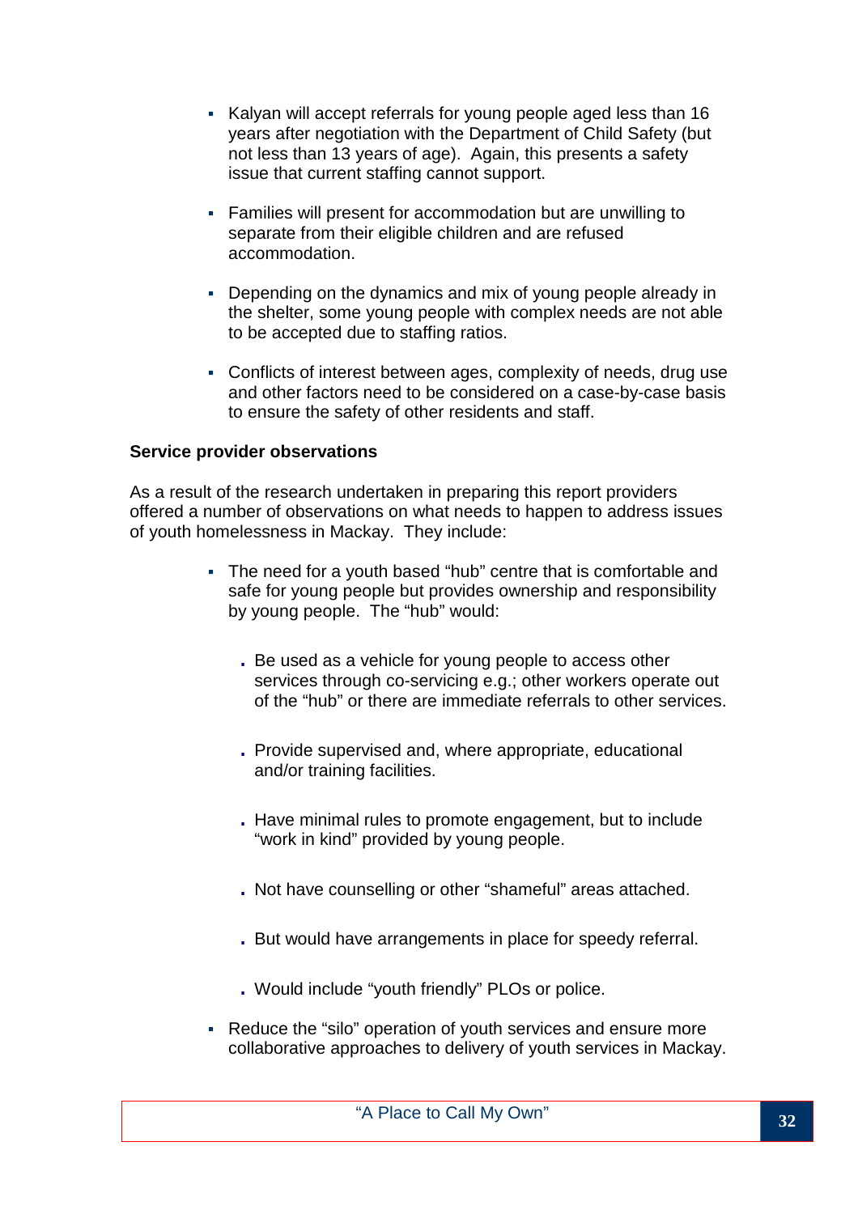- Kalyan will accept referrals for young people aged less than 16 years after negotiation with the Department of Child Safety (but not less than 13 years of age). Again, this presents a safety issue that current staffing cannot support.

- Families will present for accommodation but are unwilling to separate from their eligible children and are refused accommodation.

- Depending on the dynamics and mix of young people already in the shelter, some young people with complex needs are not able to be accepted due to staffing ratios.

- Conflicts of interest between ages, complexity of needs, drug use and other factors need to be considered on a case-by-case basis to ensure the safety of other residents and staff.

**Service provider observations**

As a result of the research undertaken in preparing this report providers offered a number of observations on what needs to happen to address issues of youth homelessness in Mackay. They include:

- The need for a youth based "hub" centre that is comfortable and safe for young people but provides ownership and responsibility by young people. The "hub" would:

  - Be used as a vehicle for young people to access other services through co-servicing e.g.; other workers operate out of the "hub" or there are immediate referrals to other services.

  - Provide supervised and, where appropriate, educational and/or training facilities.

  - Have minimal rules to promote engagement, but to include "work in kind" provided by young people.

  - Not have counselling or other "shameful" areas attached.

  - But would have arrangements in place for speedy referral.

  - Would include "youth friendly" PLOs or police.

- Reduce the "silo" operation of youth services and ensure more collaborative approaches to delivery of youth services in Mackay.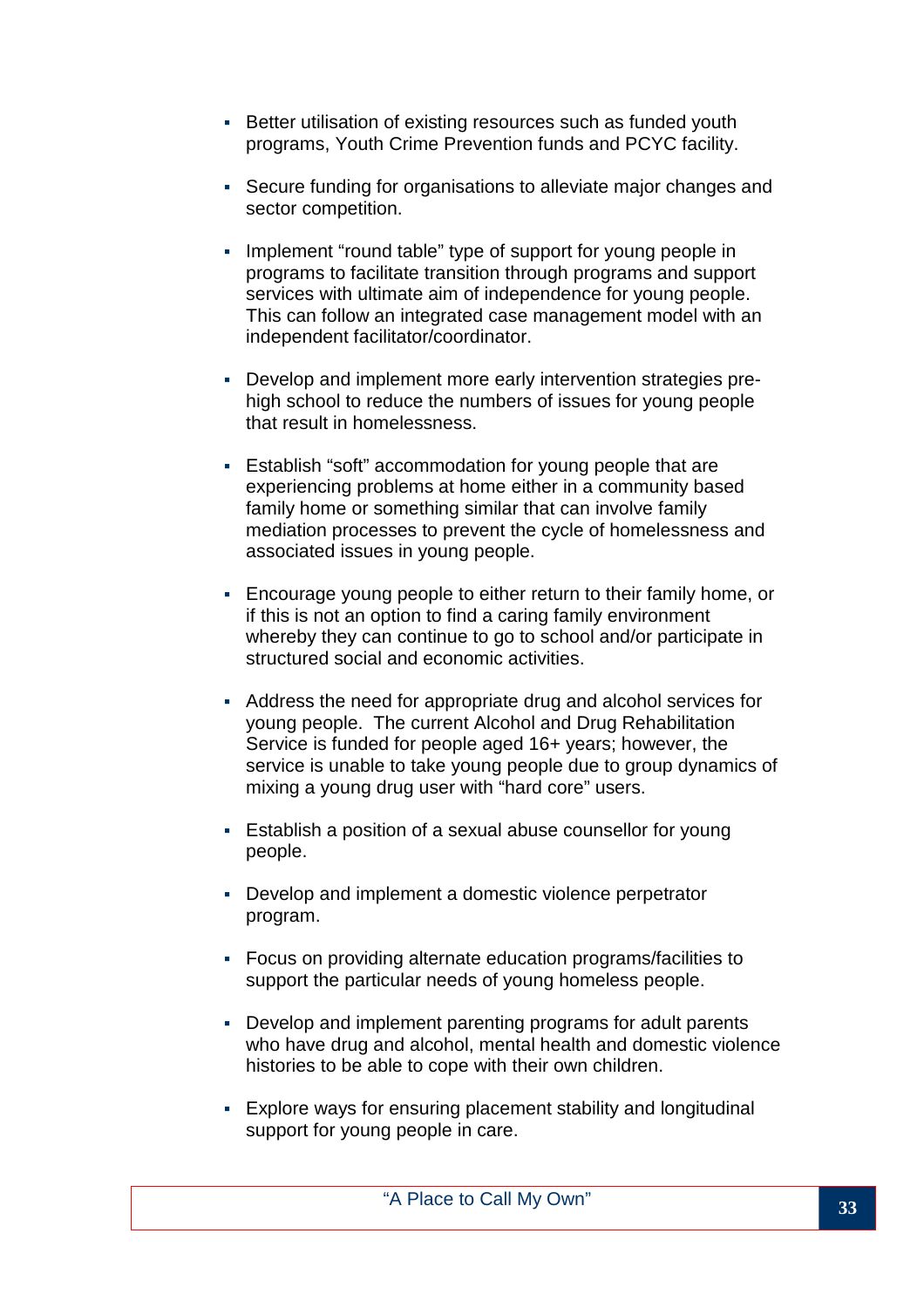- Better utilisation of existing resources such as funded youth programs, Youth Crime Prevention funds and PCYC facility.

- Secure funding for organisations to alleviate major changes and sector competition.

- Implement “round table” type of support for young people in programs to facilitate transition through programs and support services with ultimate aim of independence for young people. This can follow an integrated case management model with an independent facilitator/coordinator.

- Develop and implement more early intervention strategies pre-high school to reduce the numbers of issues for young people that result in homelessness.

- Establish “soft” accommodation for young people that are experiencing problems at home either in a community based family home or something similar that can involve family mediation processes to prevent the cycle of homelessness and associated issues in young people.

- Encourage young people to either return to their family home, or if this is not an option to find a caring family environment whereby they can continue to go to school and/or participate in structured social and economic activities.

- Address the need for appropriate drug and alcohol services for young people. The current Alcohol and Drug Rehabilitation Service is funded for people aged 16+ years; however, the service is unable to take young people due to group dynamics of mixing a young drug user with “hard core” users.

- Establish a position of a sexual abuse counsellor for young people.

- Develop and implement a domestic violence perpetrator program.

- Focus on providing alternate education programs/facilities to support the particular needs of young homeless people.

- Develop and implement parenting programs for adult parents who have drug and alcohol, mental health and domestic violence histories to be able to cope with their own children.

- Explore ways for ensuring placement stability and longitudinal support for young people in care.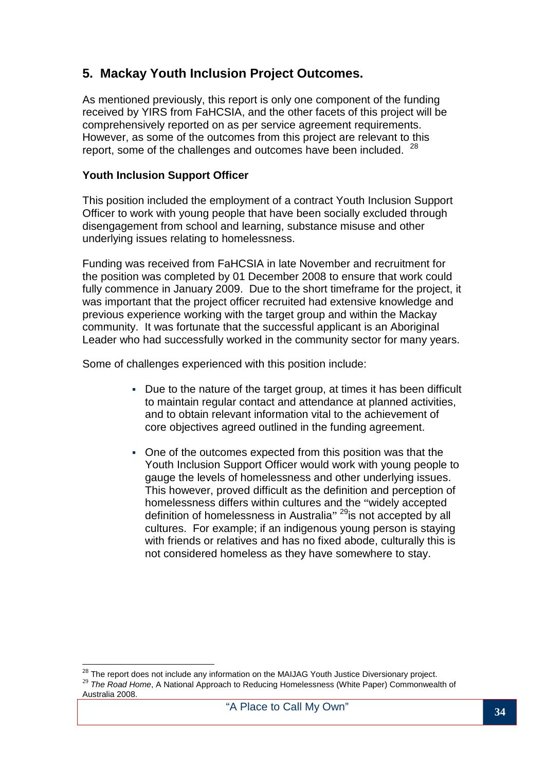## 5. Mackay Youth Inclusion Project Outcomes.

As mentioned previously, this report is only one component of the funding received by YIRS from FaHCSIA, and the other facets of this project will be comprehensively reported on as per service agreement requirements. However, as some of the outcomes from this project are relevant to this report, some of the challenges and outcomes have been included. [28]

**Youth Inclusion Support Officer**

This position included the employment of a contract Youth Inclusion Support Officer to work with young people that have been socially excluded through disengagement from school and learning, substance misuse and other underlying issues relating to homelessness.

Funding was received from FaHCSIA in late November and recruitment for the position was completed by 01 December 2008 to ensure that work could fully commence in January 2009. Due to the short timeframe for the project, it was important that the project officer recruited had extensive knowledge and previous experience working with the target group and within the Mackay community. It was fortunate that the successful applicant is an Aboriginal Leader who had successfully worked in the community sector for many years.

Some of challenges experienced with this position include:

- Due to the nature of the target group, at times it has been difficult to maintain regular contact and attendance at planned activities, and to obtain relevant information vital to the achievement of core objectives agreed outlined in the funding agreement.
- One of the outcomes expected from this position was that the Youth Inclusion Support Officer would work with young people to gauge the levels of homelessness and other underlying issues. This however, proved difficult as the definition and perception of homelessness differs within cultures and the "widely accepted definition of homelessness in Australia" [29] is not accepted by all cultures. For example; if an indigenous young person is staying with friends or relatives and has no fixed abode, culturally this is not considered homeless as they have somewhere to stay.

---

[28] The report does not include any information on the MAIJAG Youth Justice Diversionary project.

[29] *The Road Home*, A National Approach to Reducing Homelessness (White Paper) Commonwealth of Australia 2008.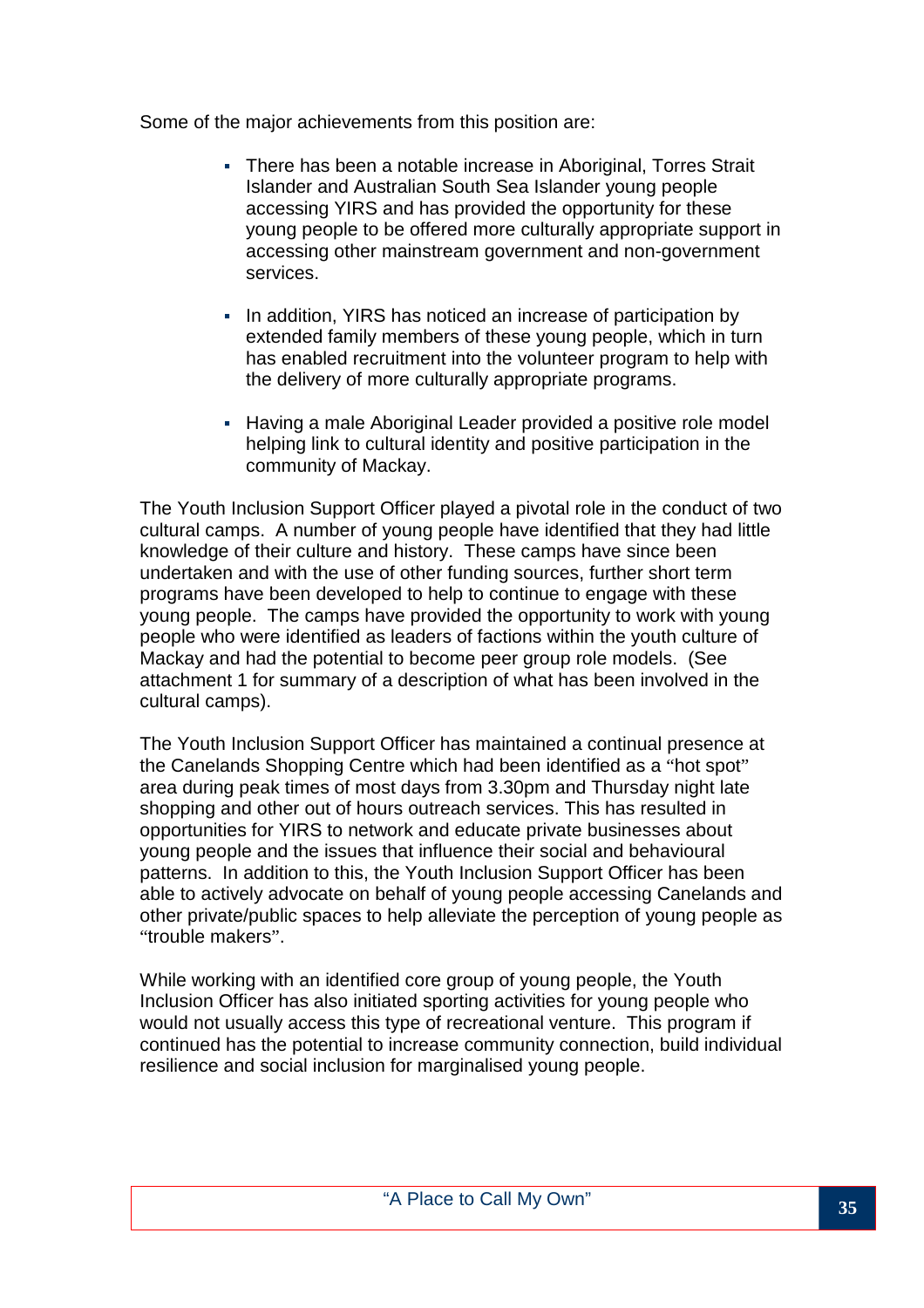Some of the major achievements from this position are:

- There has been a notable increase in Aboriginal, Torres Strait Islander and Australian South Sea Islander young people accessing YIRS and has provided the opportunity for these young people to be offered more culturally appropriate support in accessing other mainstream government and non-government services.

- In addition, YIRS has noticed an increase of participation by extended family members of these young people, which in turn has enabled recruitment into the volunteer program to help with the delivery of more culturally appropriate programs.

- Having a male Aboriginal Leader provided a positive role model helping link to cultural identity and positive participation in the community of Mackay.

The Youth Inclusion Support Officer played a pivotal role in the conduct of two cultural camps. A number of young people have identified that they had little knowledge of their culture and history. These camps have since been undertaken and with the use of other funding sources, further short term programs have been developed to help to continue to engage with these young people. The camps have provided the opportunity to work with young people who were identified as leaders of factions within the youth culture of Mackay and had the potential to become peer group role models. (See attachment 1 for summary of a description of what has been involved in the cultural camps).

The Youth Inclusion Support Officer has maintained a continual presence at the Canelands Shopping Centre which had been identified as a "hot spot" area during peak times of most days from 3.30pm and Thursday night late shopping and other out of hours outreach services. This has resulted in opportunities for YIRS to network and educate private businesses about young people and the issues that influence their social and behavioural patterns. In addition to this, the Youth Inclusion Support Officer has been able to actively advocate on behalf of young people accessing Canelands and other private/public spaces to help alleviate the perception of young people as "trouble makers".

While working with an identified core group of young people, the Youth Inclusion Officer has also initiated sporting activities for young people who would not usually access this type of recreational venture. This program if continued has the potential to increase community connection, build individual resilience and social inclusion for marginalised young people.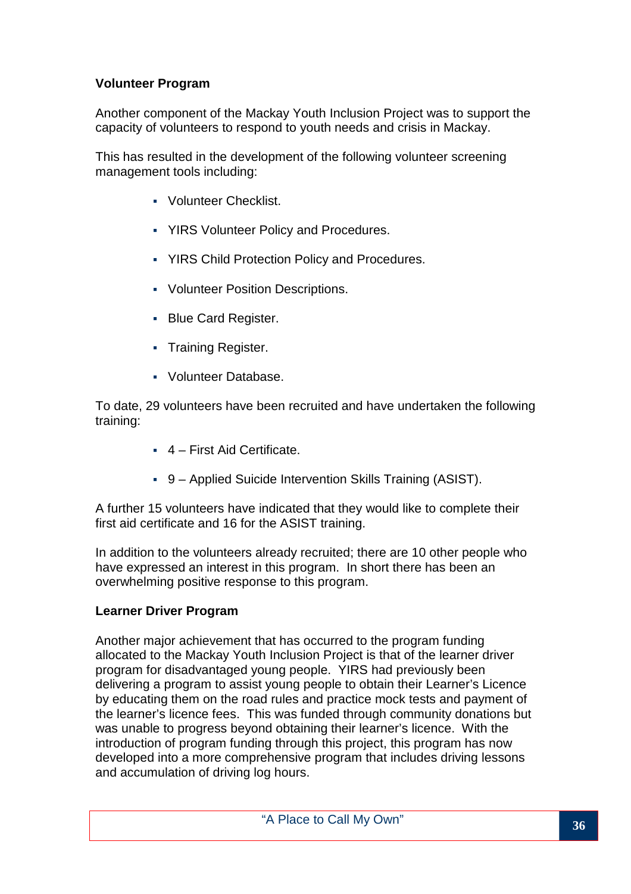**Volunteer Program**

Another component of the Mackay Youth Inclusion Project was to support the capacity of volunteers to respond to youth needs and crisis in Mackay.

This has resulted in the development of the following volunteer screening management tools including:

- Volunteer Checklist.
- YIRS Volunteer Policy and Procedures.
- YIRS Child Protection Policy and Procedures.
- Volunteer Position Descriptions.
- Blue Card Register.
- Training Register.
- Volunteer Database.

To date, 29 volunteers have been recruited and have undertaken the following training:

- 4 – First Aid Certificate.
- 9 – Applied Suicide Intervention Skills Training (ASIST).

A further 15 volunteers have indicated that they would like to complete their first aid certificate and 16 for the ASIST training.

In addition to the volunteers already recruited; there are 10 other people who have expressed an interest in this program. In short there has been an overwhelming positive response to this program.

**Learner Driver Program**

Another major achievement that has occurred to the program funding allocated to the Mackay Youth Inclusion Project is that of the learner driver program for disadvantaged young people. YIRS had previously been delivering a program to assist young people to obtain their Learner's Licence by educating them on the road rules and practice mock tests and payment of the learner's licence fees. This was funded through community donations but was unable to progress beyond obtaining their learner's licence. With the introduction of program funding through this project, this program has now developed into a more comprehensive program that includes driving lessons and accumulation of driving log hours.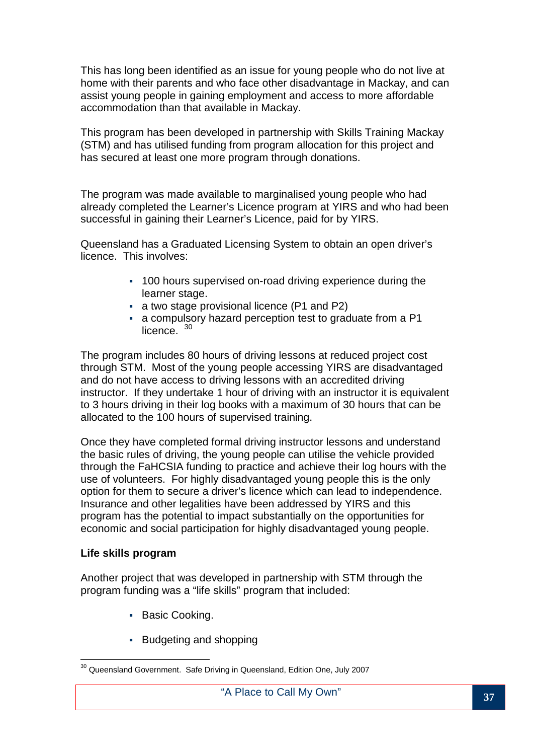This has long been identified as an issue for young people who do not live at home with their parents and who face other disadvantage in Mackay, and can assist young people in gaining employment and access to more affordable accommodation than that available in Mackay.

This program has been developed in partnership with Skills Training Mackay (STM) and has utilised funding from program allocation for this project and has secured at least one more program through donations.

The program was made available to marginalised young people who had already completed the Learner's Licence program at YIRS and who had been successful in gaining their Learner's Licence, paid for by YIRS.

Queensland has a Graduated Licensing System to obtain an open driver's licence. This involves:

- 100 hours supervised on-road driving experience during the learner stage.
- a two stage provisional licence (P1 and P2)
- a compulsory hazard perception test to graduate from a P1 licence. [30]

The program includes 80 hours of driving lessons at reduced project cost through STM. Most of the young people accessing YIRS are disadvantaged and do not have access to driving lessons with an accredited driving instructor. If they undertake 1 hour of driving with an instructor it is equivalent to 3 hours driving in their log books with a maximum of 30 hours that can be allocated to the 100 hours of supervised training.

Once they have completed formal driving instructor lessons and understand the basic rules of driving, the young people can utilise the vehicle provided through the FaHCSIA funding to practice and achieve their log hours with the use of volunteers. For highly disadvantaged young people this is the only option for them to secure a driver's licence which can lead to independence. Insurance and other legalities have been addressed by YIRS and this program has the potential to impact substantially on the opportunities for economic and social participation for highly disadvantaged young people.

**Life skills program**

Another project that was developed in partnership with STM through the program funding was a "life skills" program that included:

- Basic Cooking.
- Budgeting and shopping

---

[30] Queensland Government. Safe Driving in Queensland, Edition One, July 2007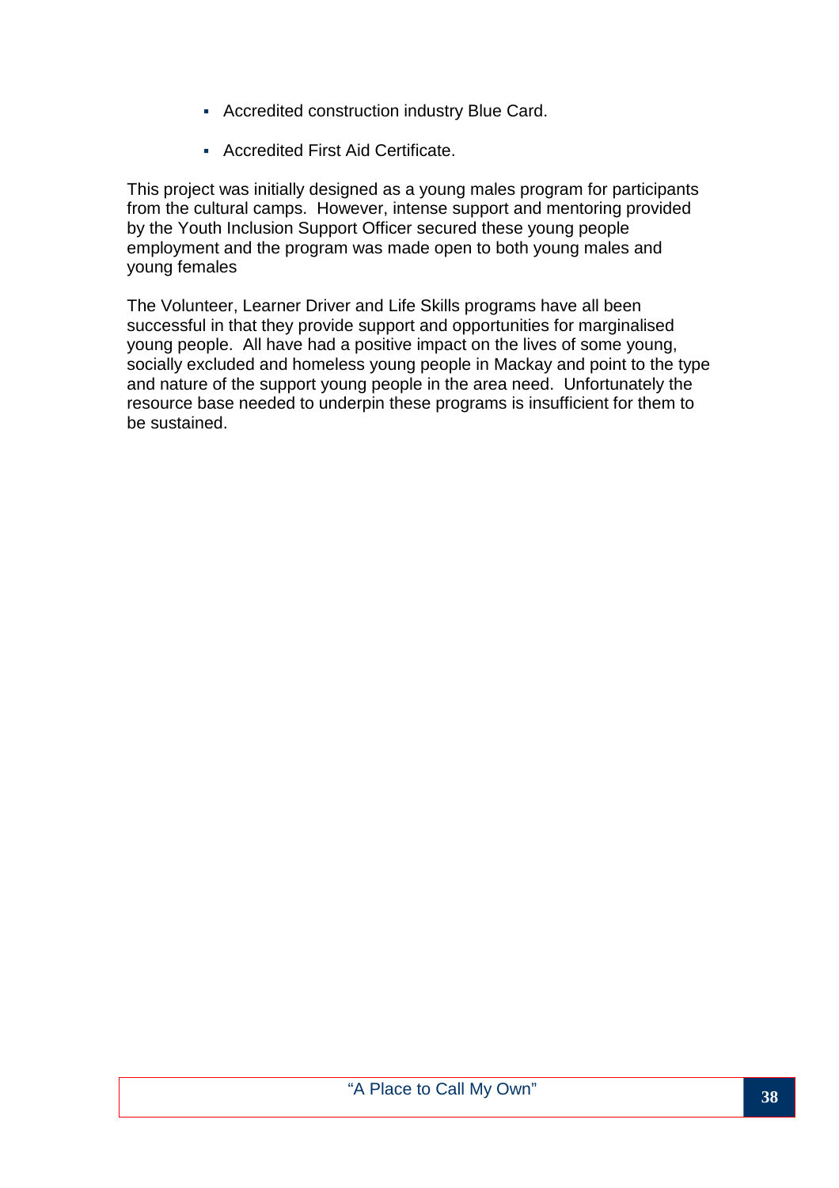- Accredited construction industry Blue Card.
- Accredited First Aid Certificate.

This project was initially designed as a young males program for participants from the cultural camps. However, intense support and mentoring provided by the Youth Inclusion Support Officer secured these young people employment and the program was made open to both young males and young females

The Volunteer, Learner Driver and Life Skills programs have all been successful in that they provide support and opportunities for marginalised young people. All have had a positive impact on the lives of some young, socially excluded and homeless young people in Mackay and point to the type and nature of the support young people in the area need. Unfortunately the resource base needed to underpin these programs is insufficient for them to be sustained.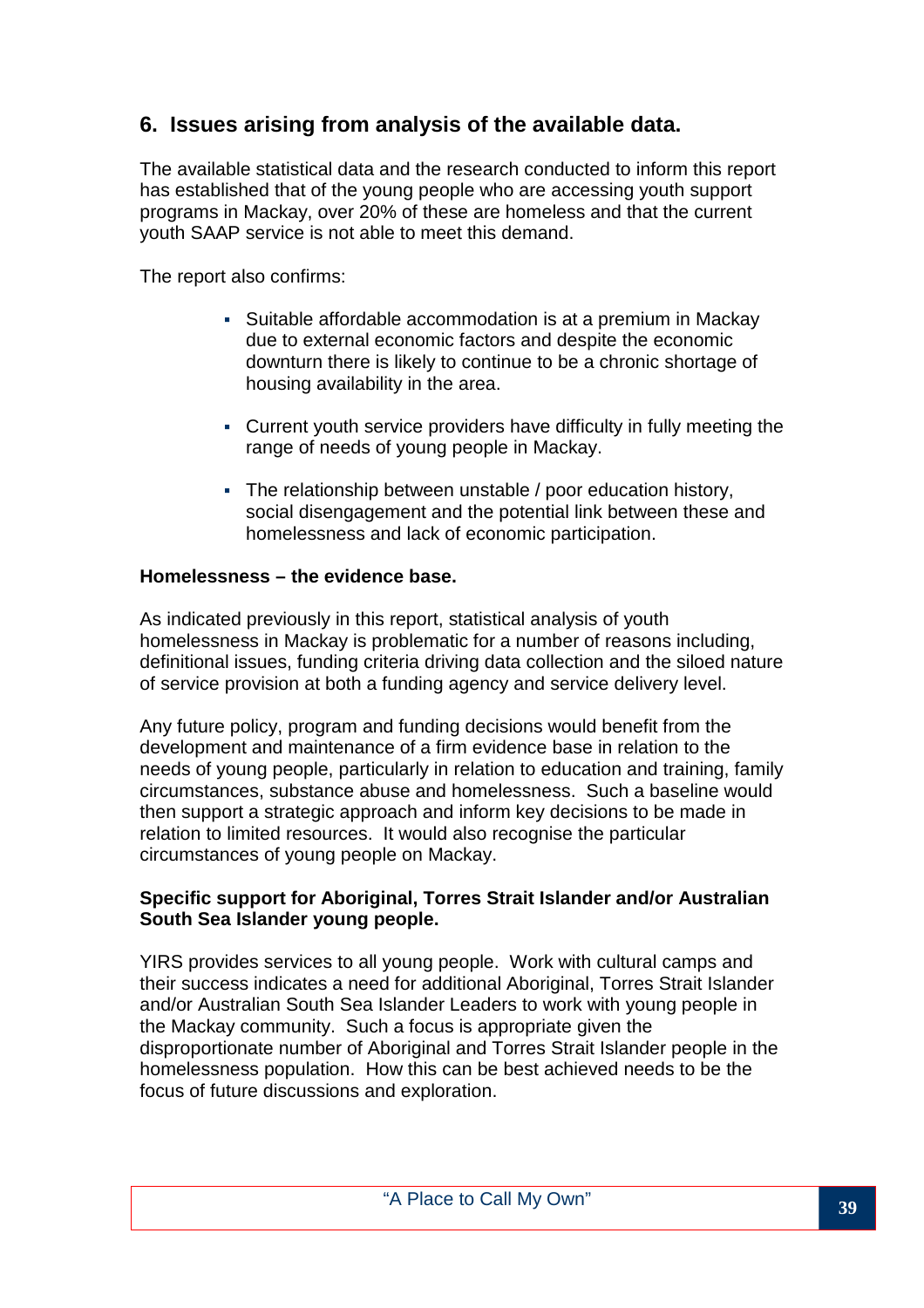## 6. Issues arising from analysis of the available data.

The available statistical data and the research conducted to inform this report has established that of the young people who are accessing youth support programs in Mackay, over 20% of these are homeless and that the current youth SAAP service is not able to meet this demand.

The report also confirms:

- Suitable affordable accommodation is at a premium in Mackay due to external economic factors and despite the economic downturn there is likely to continue to be a chronic shortage of housing availability in the area.
- Current youth service providers have difficulty in fully meeting the range of needs of young people in Mackay.
- The relationship between unstable / poor education history, social disengagement and the potential link between these and homelessness and lack of economic participation.

**Homelessness – the evidence base.**

As indicated previously in this report, statistical analysis of youth homelessness in Mackay is problematic for a number of reasons including, definitional issues, funding criteria driving data collection and the siloed nature of service provision at both a funding agency and service delivery level.

Any future policy, program and funding decisions would benefit from the development and maintenance of a firm evidence base in relation to the needs of young people, particularly in relation to education and training, family circumstances, substance abuse and homelessness. Such a baseline would then support a strategic approach and inform key decisions to be made in relation to limited resources. It would also recognise the particular circumstances of young people on Mackay.

**Specific support for Aboriginal, Torres Strait Islander and/or Australian South Sea Islander young people.**

YIRS provides services to all young people. Work with cultural camps and their success indicates a need for additional Aboriginal, Torres Strait Islander and/or Australian South Sea Islander Leaders to work with young people in the Mackay community. Such a focus is appropriate given the disproportionate number of Aboriginal and Torres Strait Islander people in the homelessness population. How this can be best achieved needs to be the focus of future discussions and exploration.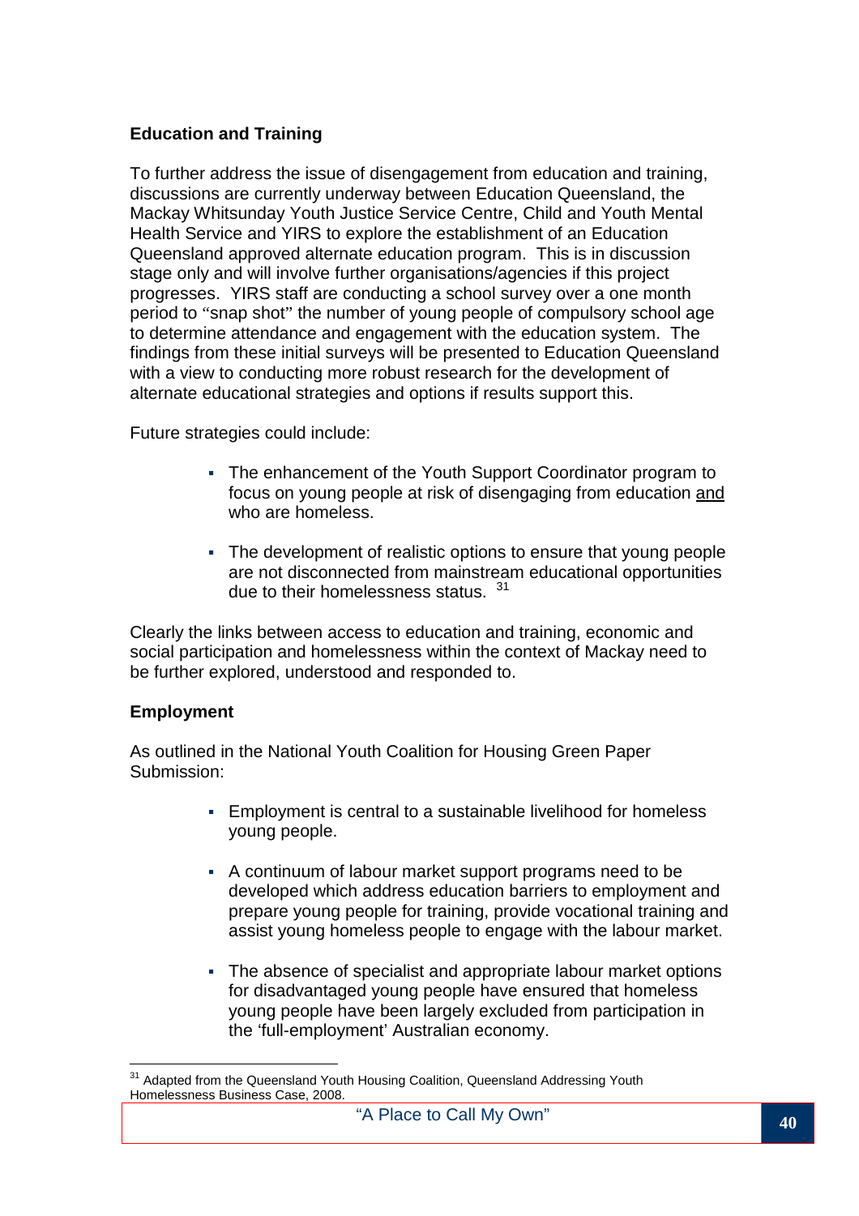**Education and Training**

To further address the issue of disengagement from education and training, discussions are currently underway between Education Queensland, the Mackay Whitsunday Youth Justice Service Centre, Child and Youth Mental Health Service and YIRS to explore the establishment of an Education Queensland approved alternate education program. This is in discussion stage only and will involve further organisations/agencies if this project progresses. YIRS staff are conducting a school survey over a one month period to "snap shot" the number of young people of compulsory school age to determine attendance and engagement with the education system. The findings from these initial surveys will be presented to Education Queensland with a view to conducting more robust research for the development of alternate educational strategies and options if results support this.

Future strategies could include:

- The enhancement of the Youth Support Coordinator program to focus on young people at risk of disengaging from education and who are homeless.
- The development of realistic options to ensure that young people are not disconnected from mainstream educational opportunities due to their homelessness status. [31]

Clearly the links between access to education and training, economic and social participation and homelessness within the context of Mackay need to be further explored, understood and responded to.

**Employment**

As outlined in the National Youth Coalition for Housing Green Paper Submission:

- Employment is central to a sustainable livelihood for homeless young people.
- A continuum of labour market support programs need to be developed which address education barriers to employment and prepare young people for training, provide vocational training and assist young homeless people to engage with the labour market.
- The absence of specialist and appropriate labour market options for disadvantaged young people have ensured that homeless young people have been largely excluded from participation in the 'full-employment' Australian economy.

[31] Adapted from the Queensland Youth Housing Coalition, Queensland Addressing Youth Homelessness Business Case, 2008.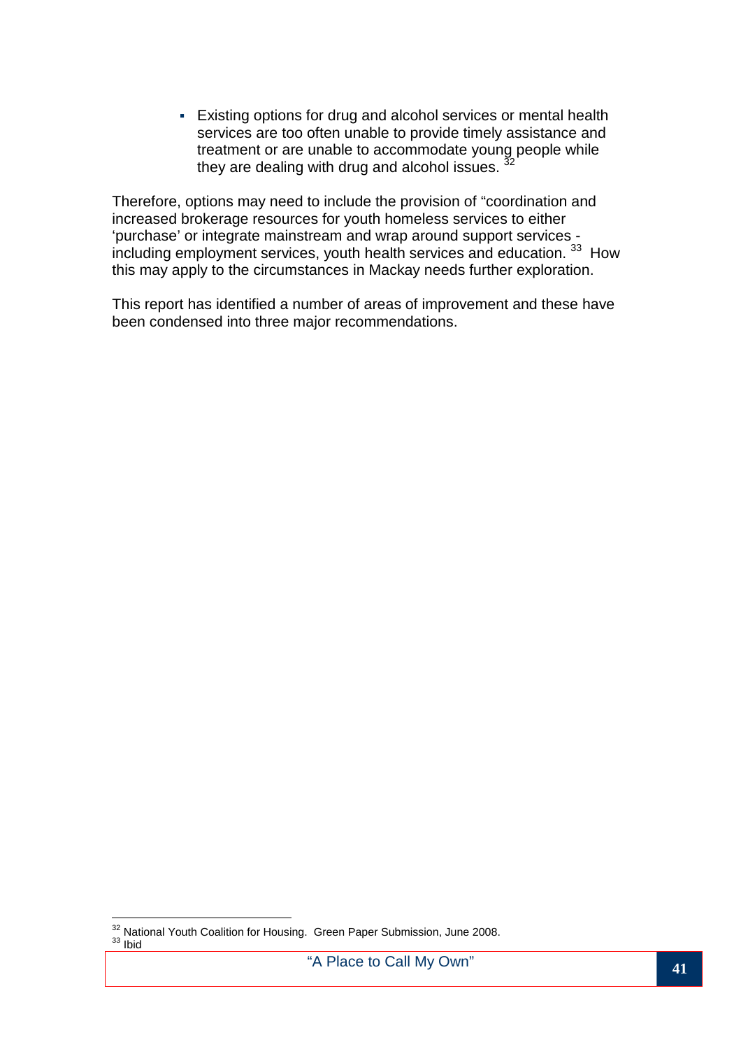- Existing options for drug and alcohol services or mental health services are too often unable to provide timely assistance and treatment or are unable to accommodate young people while they are dealing with drug and alcohol issues. [32]

Therefore, options may need to include the provision of "coordination and increased brokerage resources for youth homeless services to either 'purchase' or integrate mainstream and wrap around support services - including employment services, youth health services and education. [33] How this may apply to the circumstances in Mackay needs further exploration.

This report has identified a number of areas of improvement and these have been condensed into three major recommendations.

---

[32] National Youth Coalition for Housing. Green Paper Submission, June 2008.
[33] Ibid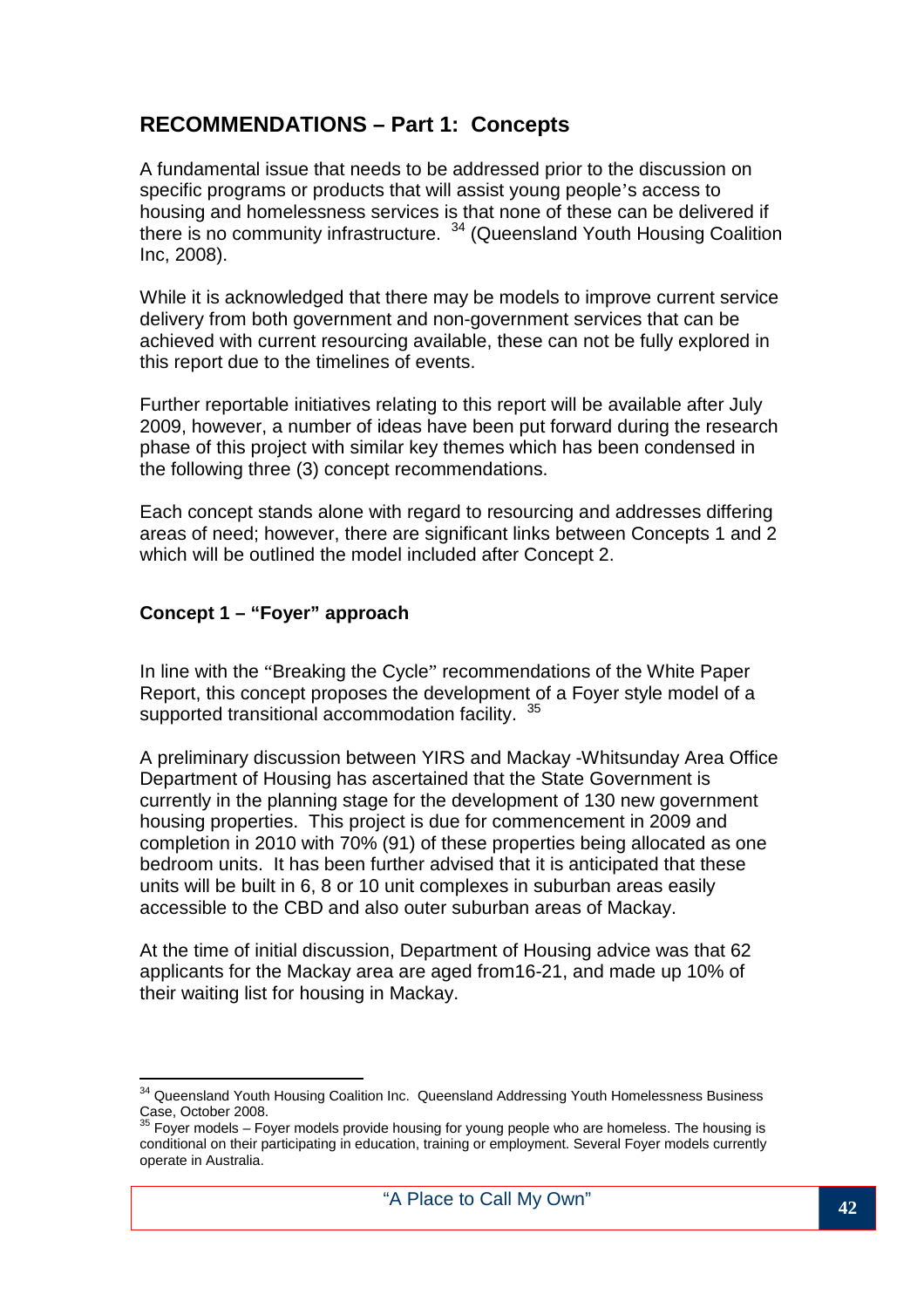## RECOMMENDATIONS – Part 1: Concepts

A fundamental issue that needs to be addressed prior to the discussion on specific programs or products that will assist young people's access to housing and homelessness services is that none of these can be delivered if there is no community infrastructure. [34] (Queensland Youth Housing Coalition Inc, 2008).

While it is acknowledged that there may be models to improve current service delivery from both government and non-government services that can be achieved with current resourcing available, these can not be fully explored in this report due to the timelines of events.

Further reportable initiatives relating to this report will be available after July 2009, however, a number of ideas have been put forward during the research phase of this project with similar key themes which has been condensed in the following three (3) concept recommendations.

Each concept stands alone with regard to resourcing and addresses differing areas of need; however, there are significant links between Concepts 1 and 2 which will be outlined the model included after Concept 2.

### Concept 1 – "Foyer" approach

In line with the "Breaking the Cycle" recommendations of the White Paper Report, this concept proposes the development of a Foyer style model of a supported transitional accommodation facility. [35]

A preliminary discussion between YIRS and Mackay -Whitsunday Area Office Department of Housing has ascertained that the State Government is currently in the planning stage for the development of 130 new government housing properties. This project is due for commencement in 2009 and completion in 2010 with 70% (91) of these properties being allocated as one bedroom units. It has been further advised that it is anticipated that these units will be built in 6, 8 or 10 unit complexes in suburban areas easily accessible to the CBD and also outer suburban areas of Mackay.

At the time of initial discussion, Department of Housing advice was that 62 applicants for the Mackay area are aged from16-21, and made up 10% of their waiting list for housing in Mackay.

---

[34] Queensland Youth Housing Coalition Inc. Queensland Addressing Youth Homelessness Business Case, October 2008.

[35] Foyer models – Foyer models provide housing for young people who are homeless. The housing is conditional on their participating in education, training or employment. Several Foyer models currently operate in Australia.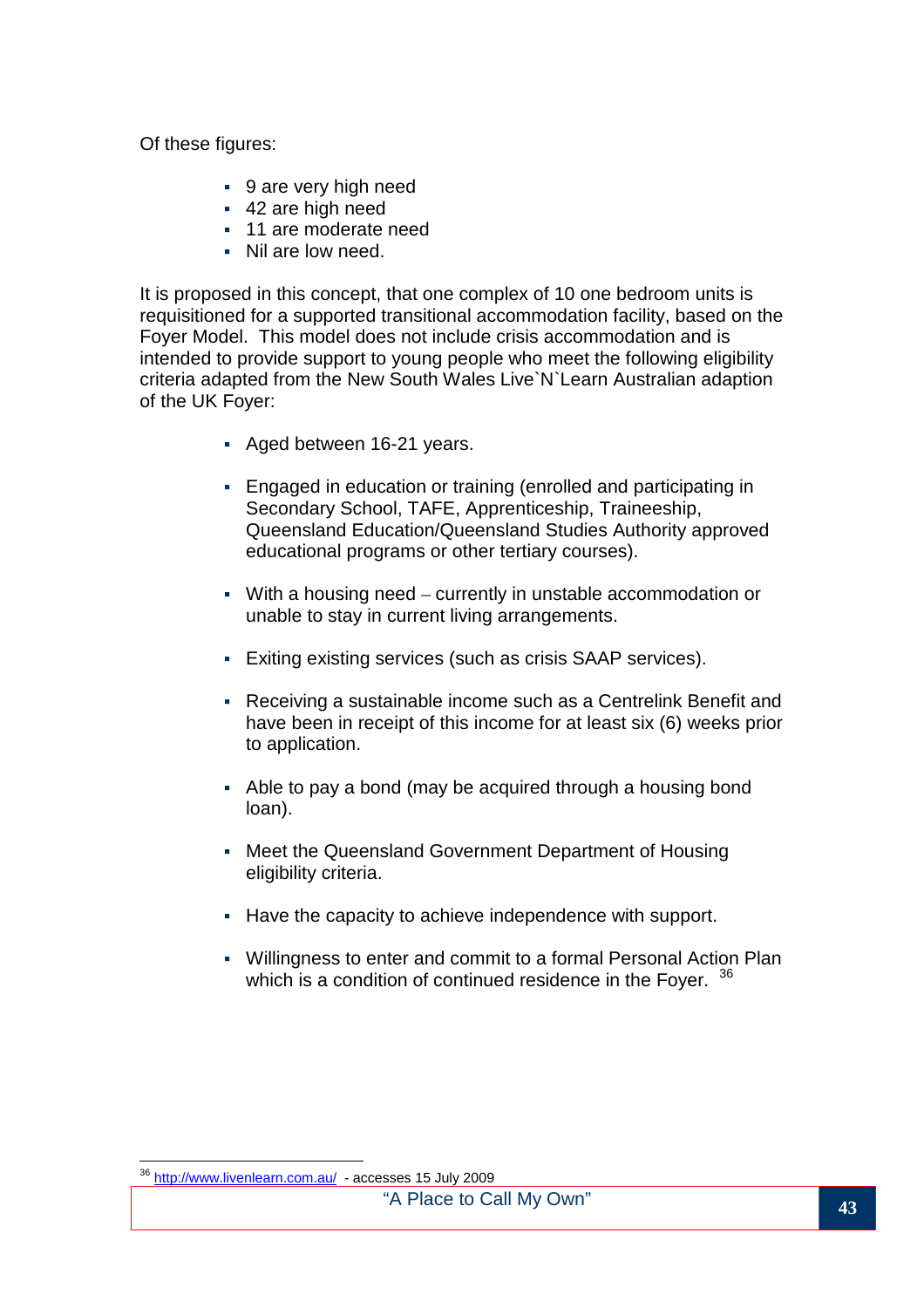Of these figures:

- 9 are very high need
- 42 are high need
- 11 are moderate need
- Nil are low need.

It is proposed in this concept, that one complex of 10 one bedroom units is requisitioned for a supported transitional accommodation facility, based on the Foyer Model. This model does not include crisis accommodation and is intended to provide support to young people who meet the following eligibility criteria adapted from the New South Wales Live`N`Learn Australian adaption of the UK Foyer:

- Aged between 16-21 years.
- Engaged in education or training (enrolled and participating in Secondary School, TAFE, Apprenticeship, Traineeship, Queensland Education/Queensland Studies Authority approved educational programs or other tertiary courses).
- With a housing need – currently in unstable accommodation or unable to stay in current living arrangements.
- Exiting existing services (such as crisis SAAP services).
- Receiving a sustainable income such as a Centrelink Benefit and have been in receipt of this income for at least six (6) weeks prior to application.
- Able to pay a bond (may be acquired through a housing bond loan).
- Meet the Queensland Government Department of Housing eligibility criteria.
- Have the capacity to achieve independence with support.
- Willingness to enter and commit to a formal Personal Action Plan which is a condition of continued residence in the Foyer. [36]

[36] http://www.livenlearn.com.au/ - accesses 15 July 2009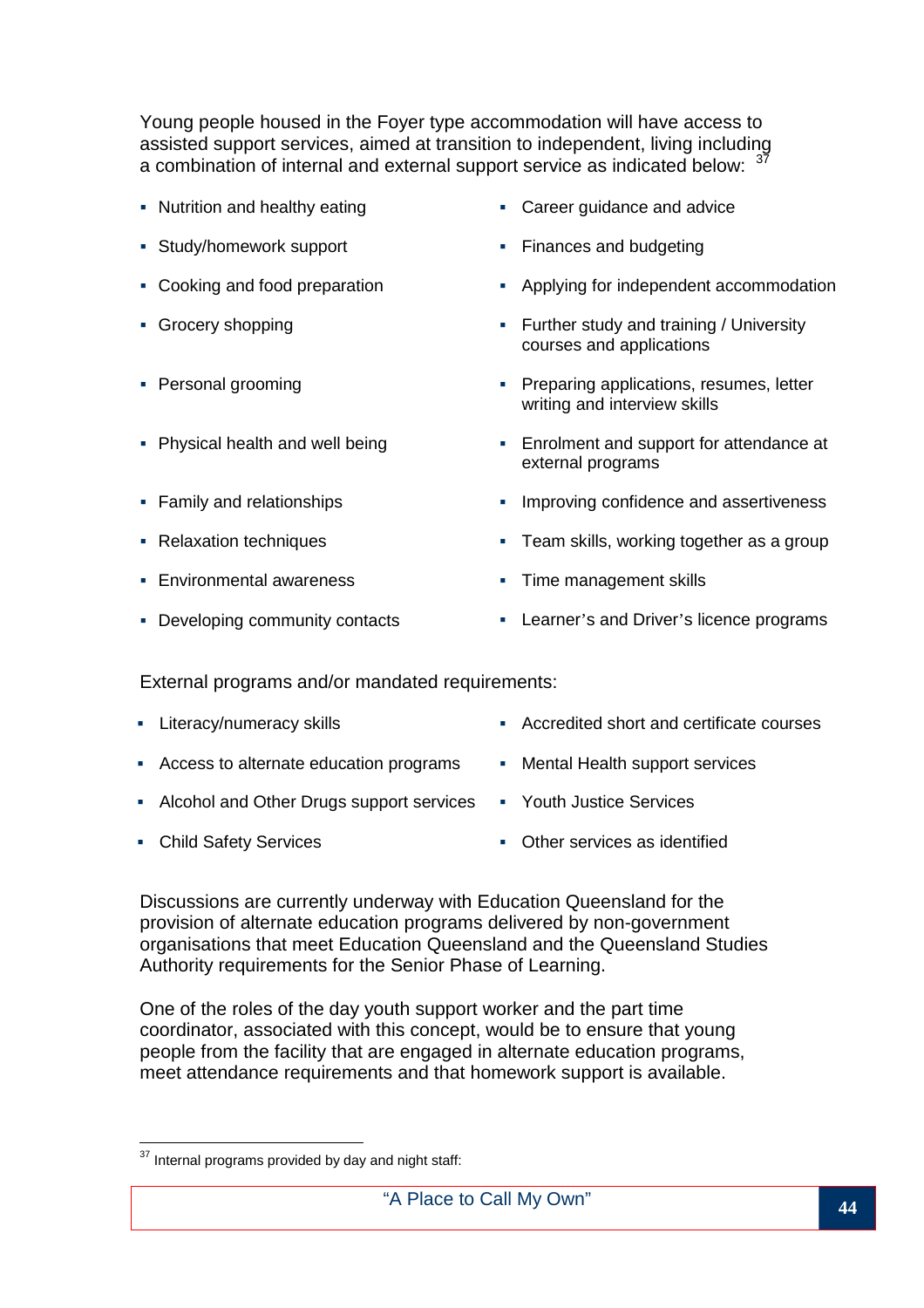Young people housed in the Foyer type accommodation will have access to assisted support services, aimed at transition to independent, living including a combination of internal and external support service as indicated below: [37]

- Nutrition and healthy eating
- Study/homework support
- Cooking and food preparation
- Grocery shopping
- Personal grooming
- Physical health and well being
- Family and relationships
- Relaxation techniques
- Environmental awareness
- Developing community contacts
- Career guidance and advice
- Finances and budgeting
- Applying for independent accommodation
- Further study and training / University courses and applications
- Preparing applications, resumes, letter writing and interview skills
- Enrolment and support for attendance at external programs
- Improving confidence and assertiveness
- Team skills, working together as a group
- Time management skills
- Learner's and Driver's licence programs

External programs and/or mandated requirements:

- Literacy/numeracy skills
- Access to alternate education programs
- Alcohol and Other Drugs support services
- Child Safety Services
- Accredited short and certificate courses
- Mental Health support services
- Youth Justice Services
- Other services as identified

Discussions are currently underway with Education Queensland for the provision of alternate education programs delivered by non-government organisations that meet Education Queensland and the Queensland Studies Authority requirements for the Senior Phase of Learning.

One of the roles of the day youth support worker and the part time coordinator, associated with this concept, would be to ensure that young people from the facility that are engaged in alternate education programs, meet attendance requirements and that homework support is available.

---

[37] Internal programs provided by day and night staff: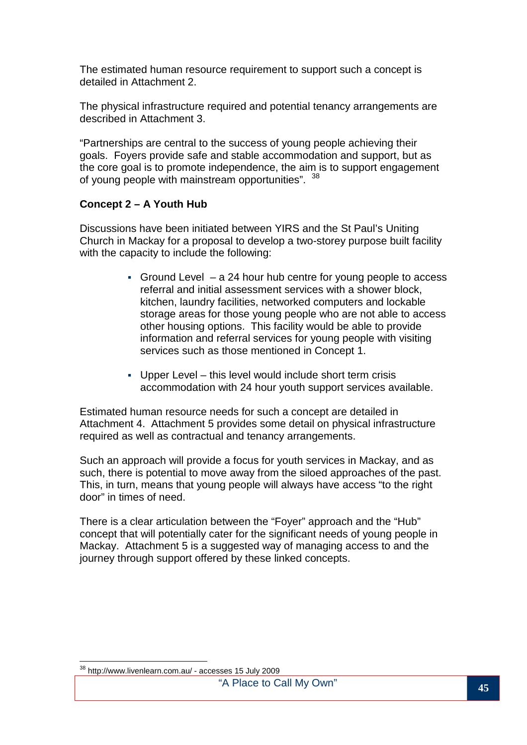The estimated human resource requirement to support such a concept is detailed in Attachment 2.

The physical infrastructure required and potential tenancy arrangements are described in Attachment 3.

"Partnerships are central to the success of young people achieving their goals. Foyers provide safe and stable accommodation and support, but as the core goal is to promote independence, the aim is to support engagement of young people with mainstream opportunities".[38]

**Concept 2 – A Youth Hub**

Discussions have been initiated between YIRS and the St Paul's Uniting Church in Mackay for a proposal to develop a two-storey purpose built facility with the capacity to include the following:

- Ground Level – a 24 hour hub centre for young people to access referral and initial assessment services with a shower block, kitchen, laundry facilities, networked computers and lockable storage areas for those young people who are not able to access other housing options. This facility would be able to provide information and referral services for young people with visiting services such as those mentioned in Concept 1.
- Upper Level – this level would include short term crisis accommodation with 24 hour youth support services available.

Estimated human resource needs for such a concept are detailed in Attachment 4. Attachment 5 provides some detail on physical infrastructure required as well as contractual and tenancy arrangements.

Such an approach will provide a focus for youth services in Mackay, and as such, there is potential to move away from the siloed approaches of the past. This, in turn, means that young people will always have access "to the right door" in times of need.

There is a clear articulation between the "Foyer" approach and the "Hub" concept that will potentially cater for the significant needs of young people in Mackay. Attachment 5 is a suggested way of managing access to and the journey through support offered by these linked concepts.

---

[38] http://www.livenlearn.com.au/ - accesses 15 July 2009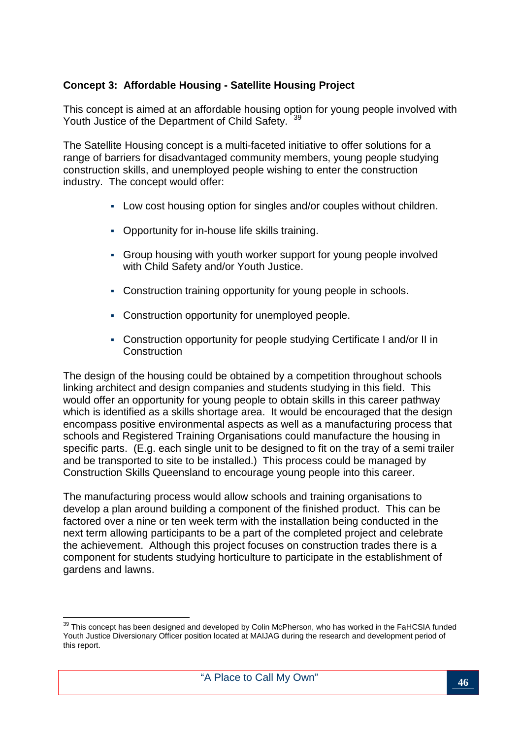**Concept 3: Affordable Housing - Satellite Housing Project**

This concept is aimed at an affordable housing option for young people involved with Youth Justice of the Department of Child Safety. [39]

The Satellite Housing concept is a multi-faceted initiative to offer solutions for a range of barriers for disadvantaged community members, young people studying construction skills, and unemployed people wishing to enter the construction industry. The concept would offer:

- Low cost housing option for singles and/or couples without children.
- Opportunity for in-house life skills training.
- Group housing with youth worker support for young people involved with Child Safety and/or Youth Justice.
- Construction training opportunity for young people in schools.
- Construction opportunity for unemployed people.
- Construction opportunity for people studying Certificate I and/or II in Construction

The design of the housing could be obtained by a competition throughout schools linking architect and design companies and students studying in this field. This would offer an opportunity for young people to obtain skills in this career pathway which is identified as a skills shortage area. It would be encouraged that the design encompass positive environmental aspects as well as a manufacturing process that schools and Registered Training Organisations could manufacture the housing in specific parts. (E.g. each single unit to be designed to fit on the tray of a semi trailer and be transported to site to be installed.) This process could be managed by Construction Skills Queensland to encourage young people into this career.

The manufacturing process would allow schools and training organisations to develop a plan around building a component of the finished product. This can be factored over a nine or ten week term with the installation being conducted in the next term allowing participants to be a part of the completed project and celebrate the achievement. Although this project focuses on construction trades there is a component for students studying horticulture to participate in the establishment of gardens and lawns.

[39] This concept has been designed and developed by Colin McPherson, who has worked in the FaHCSIA funded Youth Justice Diversionary Officer position located at MAIJAG during the research and development period of this report.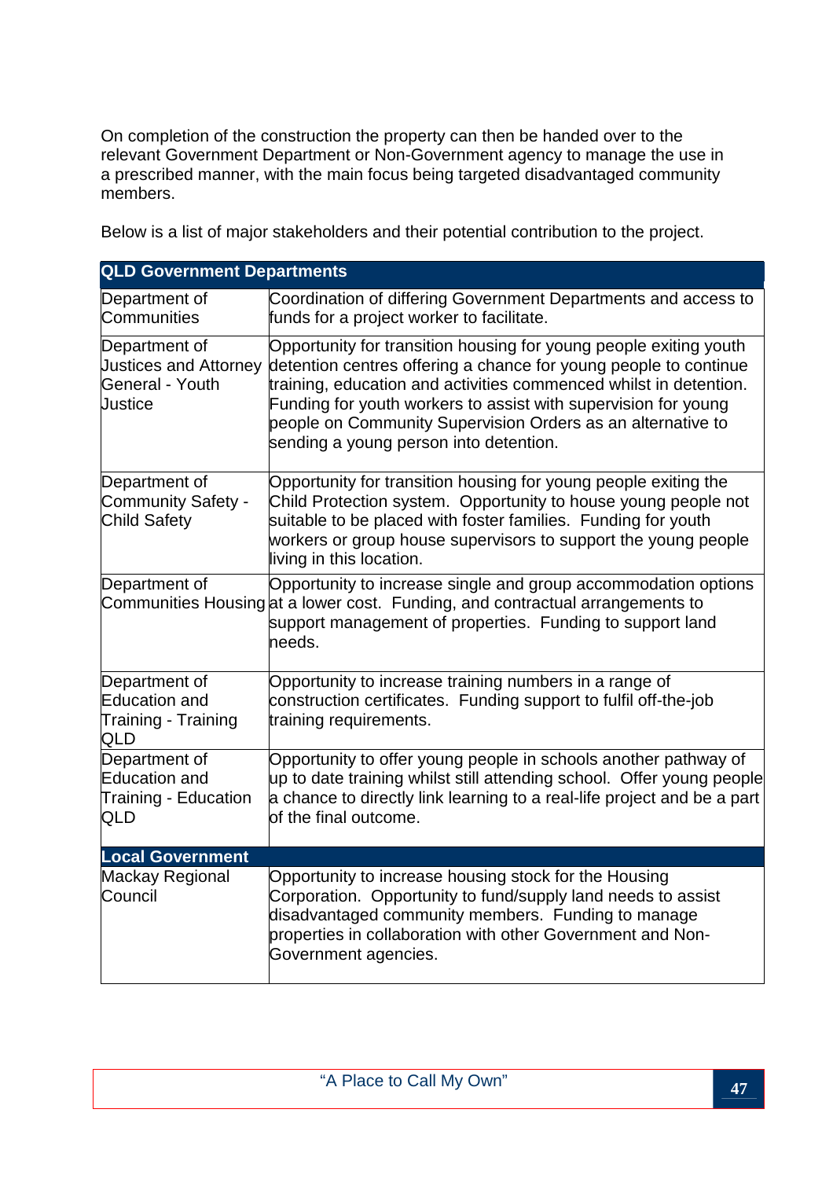On completion of the construction the property can then be handed over to the relevant Government Department or Non-Government agency to manage the use in a prescribed manner, with the main focus being targeted disadvantaged community members.

Below is a list of major stakeholders and their potential contribution to the project.

| **QLD Government Departments** | |
|---|---|
| Department of Communities | Coordination of differing Government Departments and access to funds for a project worker to facilitate. |
| Department of Justices and Attorney General - Youth Justice | Opportunity for transition housing for young people exiting youth detention centres offering a chance for young people to continue training, education and activities commenced whilst in detention. Funding for youth workers to assist with supervision for young people on Community Supervision Orders as an alternative to sending a young person into detention. |
| Department of Community Safety - Child Safety | Opportunity for transition housing for young people exiting the Child Protection system. Opportunity to house young people not suitable to be placed with foster families. Funding for youth workers or group house supervisors to support the young people living in this location. |
| Department of Communities Housing | Opportunity to increase single and group accommodation options at a lower cost. Funding, and contractual arrangements to support management of properties. Funding to support land needs. |
| Department of Education and Training - Training QLD | Opportunity to increase training numbers in a range of construction certificates. Funding support to fulfil off-the-job training requirements. |
| Department of Education and Training - Education QLD | Opportunity to offer young people in schools another pathway of up to date training whilst still attending school. Offer young people a chance to directly link learning to a real-life project and be a part of the final outcome. |
| **Local Government** | |
| Mackay Regional Council | Opportunity to increase housing stock for the Housing Corporation. Opportunity to fund/supply land needs to assist disadvantaged community members. Funding to manage properties in collaboration with other Government and Non-Government agencies. |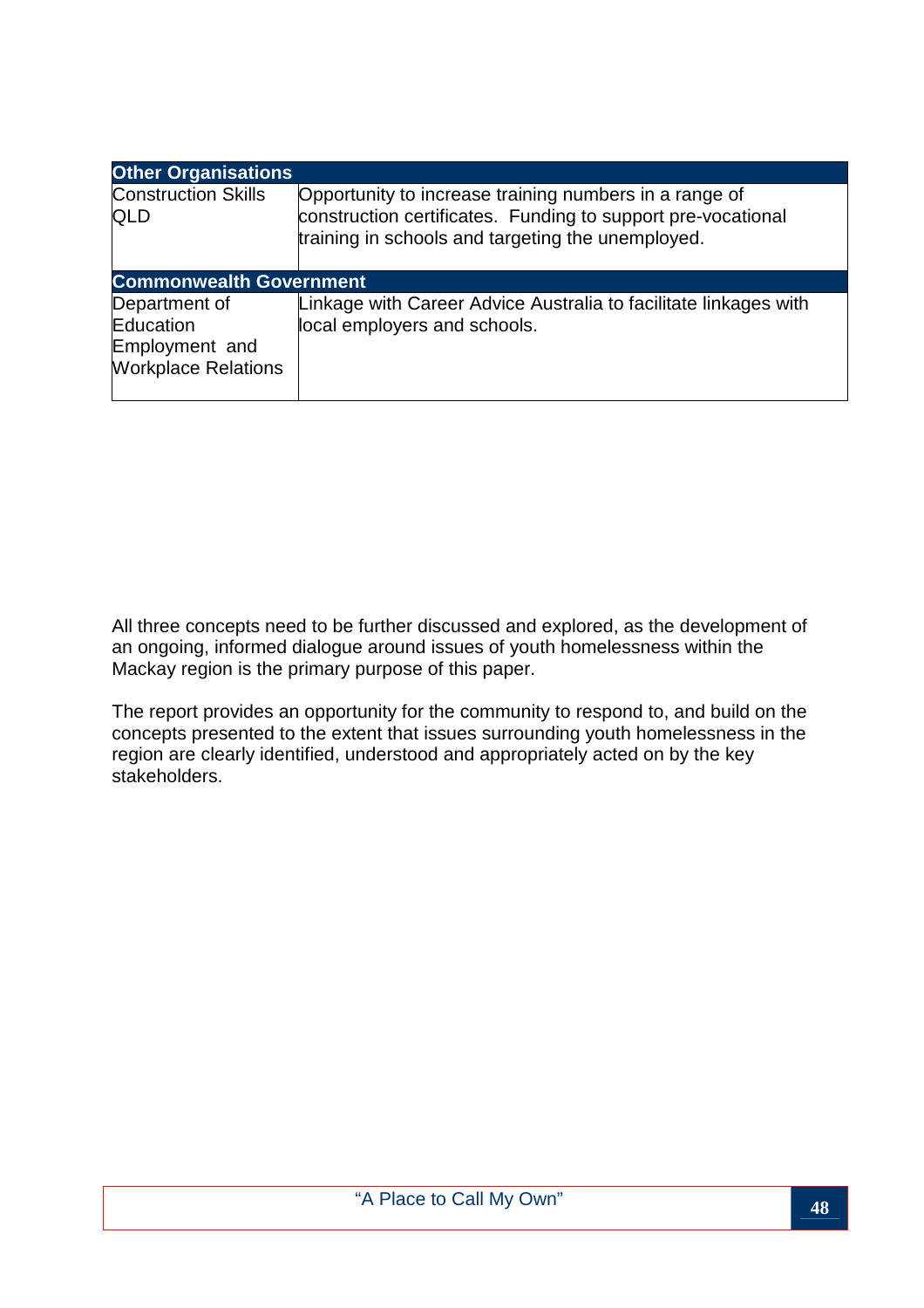| Other Organisations | |
|---|---|
| Construction Skills QLD | Opportunity to increase training numbers in a range of construction certificates. Funding to support pre-vocational training in schools and targeting the unemployed. |
| **Commonwealth Government** | |
| Department of Education Employment and Workplace Relations | Linkage with Career Advice Australia to facilitate linkages with local employers and schools. |

All three concepts need to be further discussed and explored, as the development of an ongoing, informed dialogue around issues of youth homelessness within the Mackay region is the primary purpose of this paper.

The report provides an opportunity for the community to respond to, and build on the concepts presented to the extent that issues surrounding youth homelessness in the region are clearly identified, understood and appropriately acted on by the key stakeholders.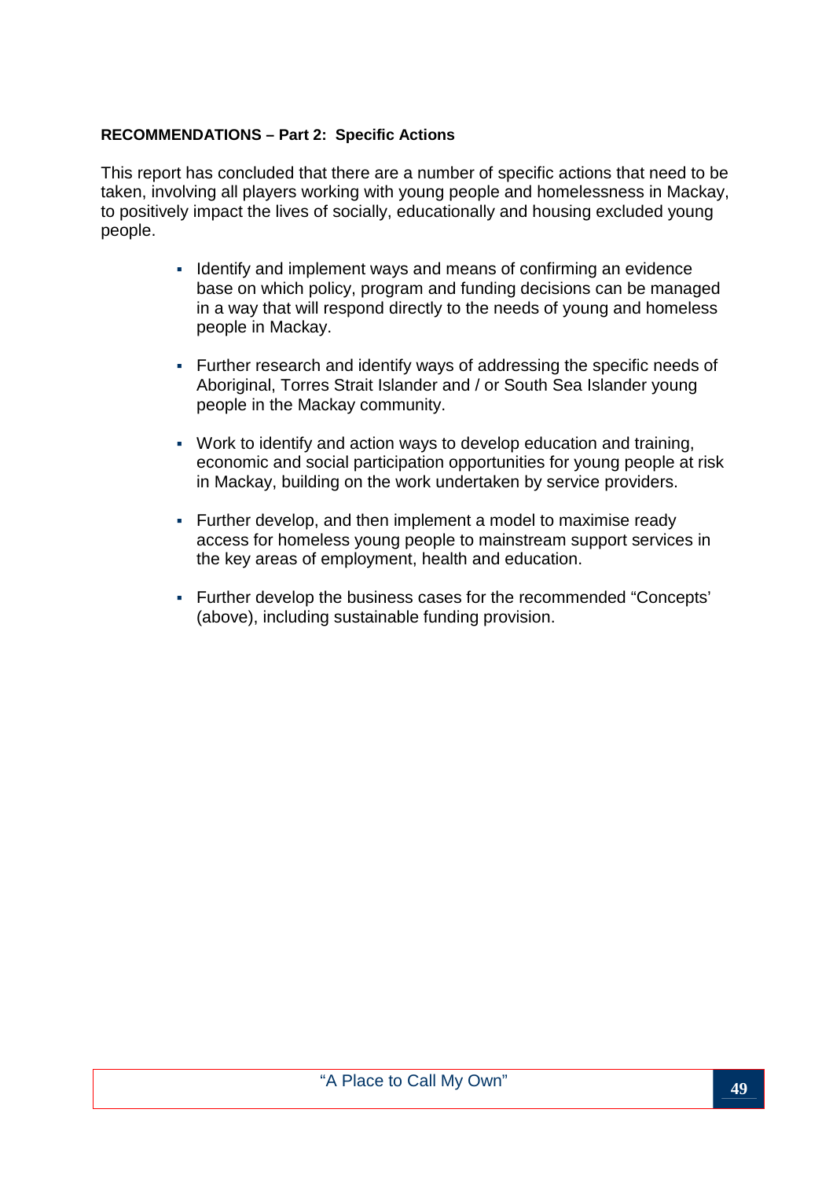**RECOMMENDATIONS – Part 2: Specific Actions**

This report has concluded that there are a number of specific actions that need to be taken, involving all players working with young people and homelessness in Mackay, to positively impact the lives of socially, educationally and housing excluded young people.

- Identify and implement ways and means of confirming an evidence base on which policy, program and funding decisions can be managed in a way that will respond directly to the needs of young and homeless people in Mackay.
- Further research and identify ways of addressing the specific needs of Aboriginal, Torres Strait Islander and / or South Sea Islander young people in the Mackay community.
- Work to identify and action ways to develop education and training, economic and social participation opportunities for young people at risk in Mackay, building on the work undertaken by service providers.
- Further develop, and then implement a model to maximise ready access for homeless young people to mainstream support services in the key areas of employment, health and education.
- Further develop the business cases for the recommended "Concepts' (above), including sustainable funding provision.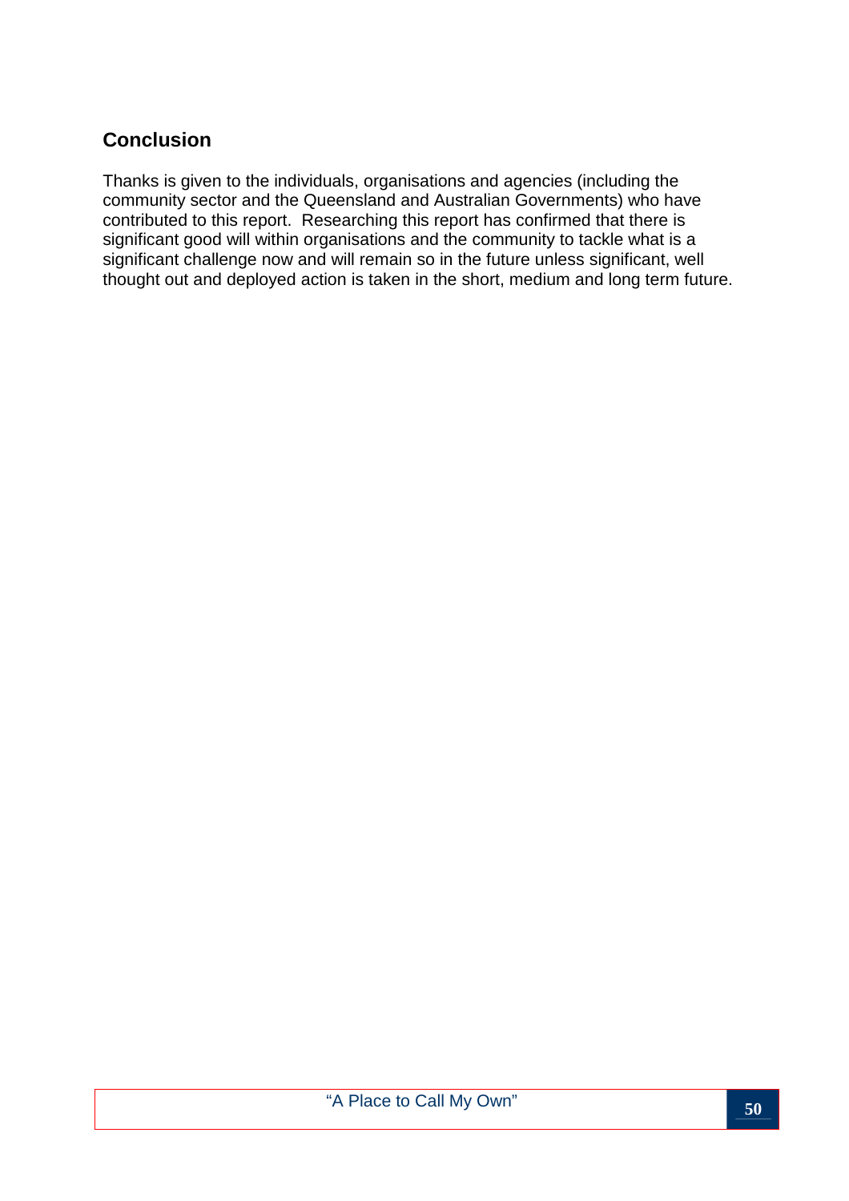## Conclusion

Thanks is given to the individuals, organisations and agencies (including the community sector and the Queensland and Australian Governments) who have contributed to this report. Researching this report has confirmed that there is significant good will within organisations and the community to tackle what is a significant challenge now and will remain so in the future unless significant, well thought out and deployed action is taken in the short, medium and long term future.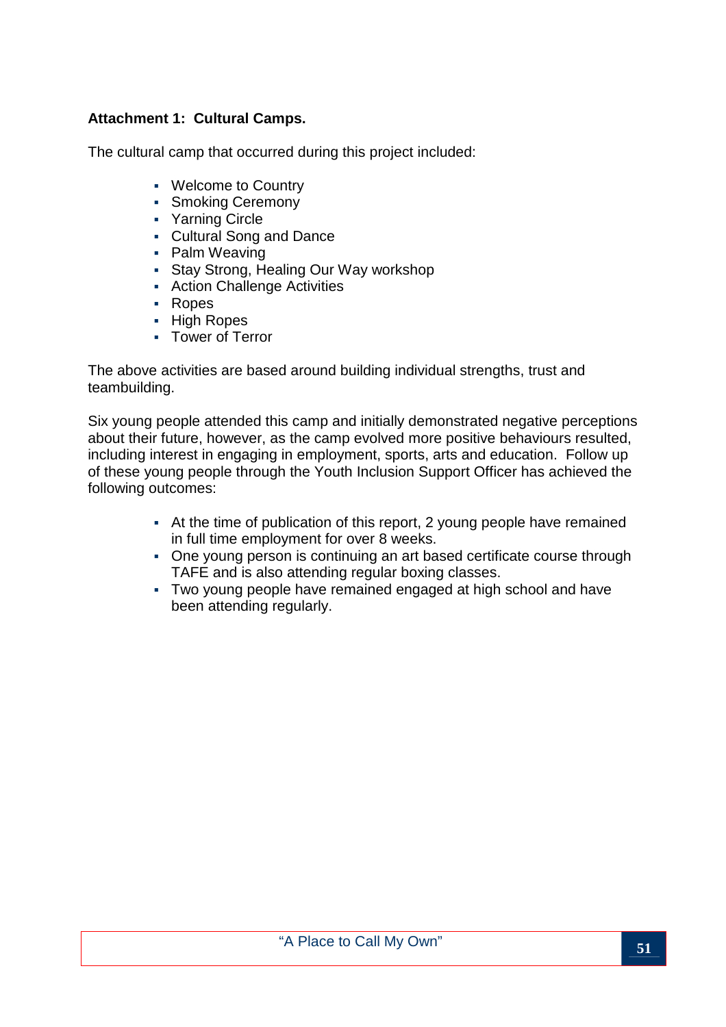**Attachment 1: Cultural Camps.**

The cultural camp that occurred during this project included:

- Welcome to Country
- Smoking Ceremony
- Yarning Circle
- Cultural Song and Dance
- Palm Weaving
- Stay Strong, Healing Our Way workshop
- Action Challenge Activities
- Ropes
- High Ropes
- Tower of Terror

The above activities are based around building individual strengths, trust and teambuilding.

Six young people attended this camp and initially demonstrated negative perceptions about their future, however, as the camp evolved more positive behaviours resulted, including interest in engaging in employment, sports, arts and education. Follow up of these young people through the Youth Inclusion Support Officer has achieved the following outcomes:

- At the time of publication of this report, 2 young people have remained in full time employment for over 8 weeks.
- One young person is continuing an art based certificate course through TAFE and is also attending regular boxing classes.
- Two young people have remained engaged at high school and have been attending regularly.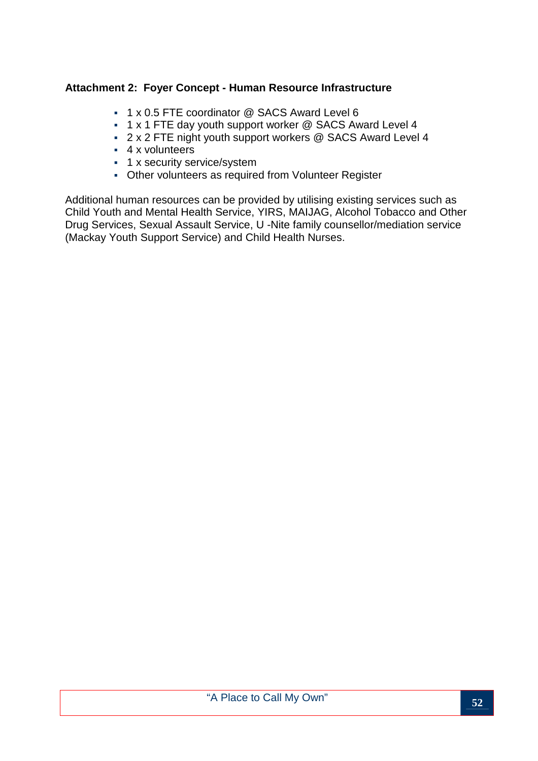**Attachment 2: Foyer Concept - Human Resource Infrastructure**

- 1 x 0.5 FTE coordinator @ SACS Award Level 6
- 1 x 1 FTE day youth support worker @ SACS Award Level 4
- 2 x 2 FTE night youth support workers @ SACS Award Level 4
- 4 x volunteers
- 1 x security service/system
- Other volunteers as required from Volunteer Register

Additional human resources can be provided by utilising existing services such as Child Youth and Mental Health Service, YIRS, MAIJAG, Alcohol Tobacco and Other Drug Services, Sexual Assault Service, U -Nite family counsellor/mediation service (Mackay Youth Support Service) and Child Health Nurses.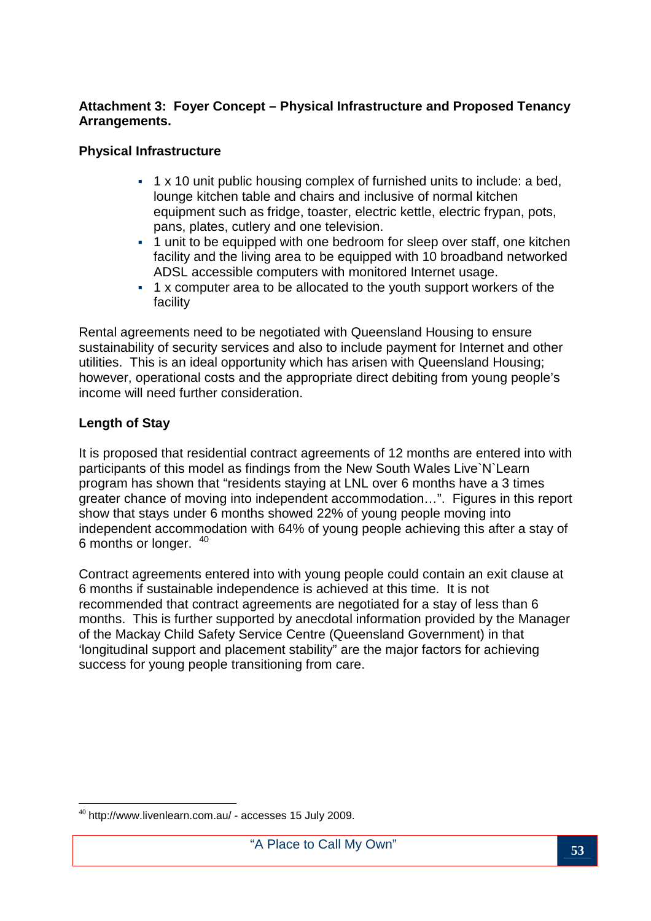**Attachment 3: Foyer Concept – Physical Infrastructure and Proposed Tenancy Arrangements.**

**Physical Infrastructure**

- 1 x 10 unit public housing complex of furnished units to include: a bed, lounge kitchen table and chairs and inclusive of normal kitchen equipment such as fridge, toaster, electric kettle, electric frypan, pots, pans, plates, cutlery and one television.
- 1 unit to be equipped with one bedroom for sleep over staff, one kitchen facility and the living area to be equipped with 10 broadband networked ADSL accessible computers with monitored Internet usage.
- 1 x computer area to be allocated to the youth support workers of the facility

Rental agreements need to be negotiated with Queensland Housing to ensure sustainability of security services and also to include payment for Internet and other utilities. This is an ideal opportunity which has arisen with Queensland Housing; however, operational costs and the appropriate direct debiting from young people's income will need further consideration.

**Length of Stay**

It is proposed that residential contract agreements of 12 months are entered into with participants of this model as findings from the New South Wales Live`N`Learn program has shown that "residents staying at LNL over 6 months have a 3 times greater chance of moving into independent accommodation…". Figures in this report show that stays under 6 months showed 22% of young people moving into independent accommodation with 64% of young people achieving this after a stay of 6 months or longer. [40]

Contract agreements entered into with young people could contain an exit clause at 6 months if sustainable independence is achieved at this time. It is not recommended that contract agreements are negotiated for a stay of less than 6 months. This is further supported by anecdotal information provided by the Manager of the Mackay Child Safety Service Centre (Queensland Government) in that 'longitudinal support and placement stability" are the major factors for achieving success for young people transitioning from care.

---

[40] http://www.livenlearn.com.au/ - accesses 15 July 2009.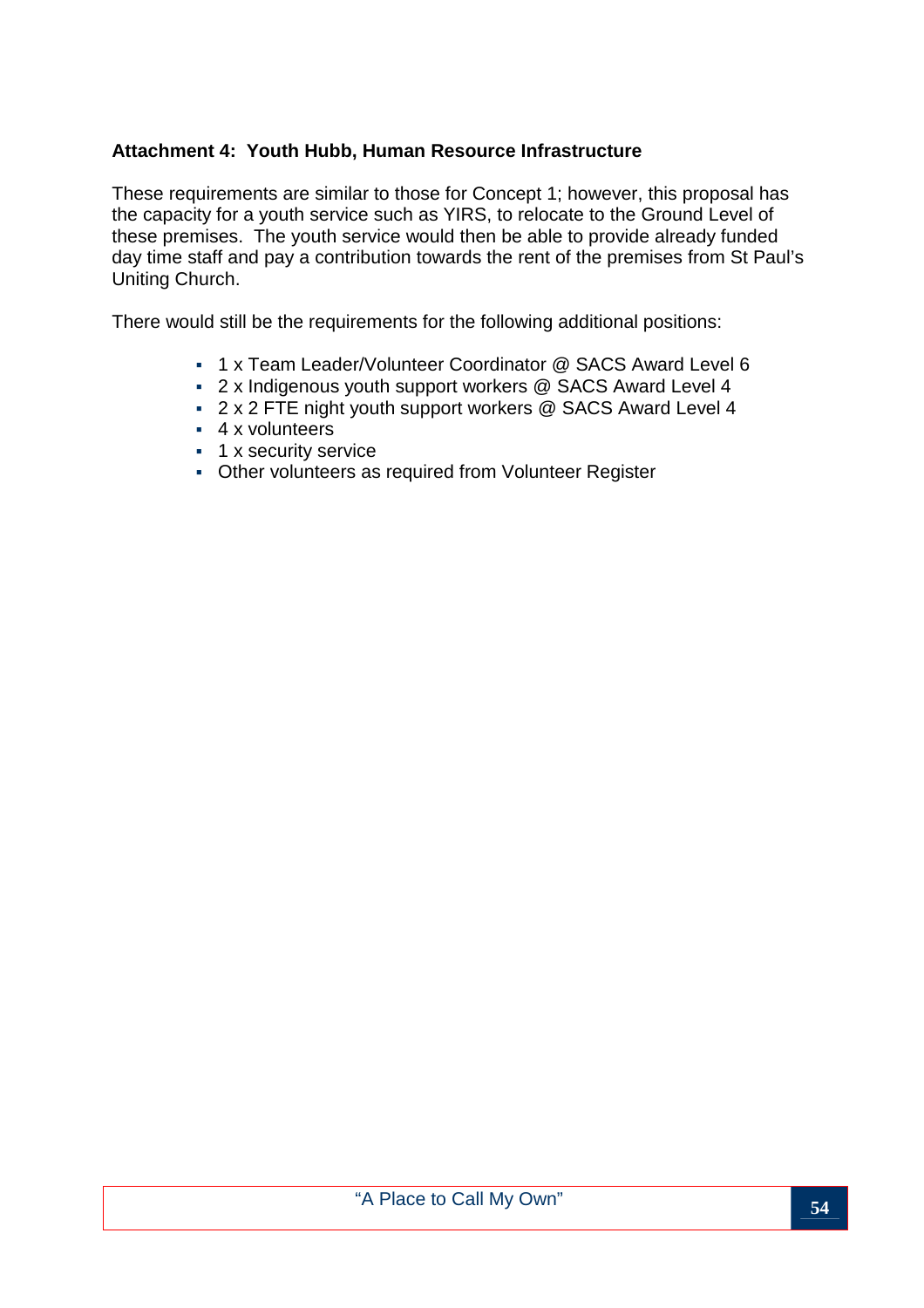**Attachment 4: Youth Hubb, Human Resource Infrastructure**

These requirements are similar to those for Concept 1; however, this proposal has the capacity for a youth service such as YIRS, to relocate to the Ground Level of these premises. The youth service would then be able to provide already funded day time staff and pay a contribution towards the rent of the premises from St Paul's Uniting Church.

There would still be the requirements for the following additional positions:

- 1 x Team Leader/Volunteer Coordinator @ SACS Award Level 6
- 2 x Indigenous youth support workers @ SACS Award Level 4
- 2 x 2 FTE night youth support workers @ SACS Award Level 4
- 4 x volunteers
- 1 x security service
- Other volunteers as required from Volunteer Register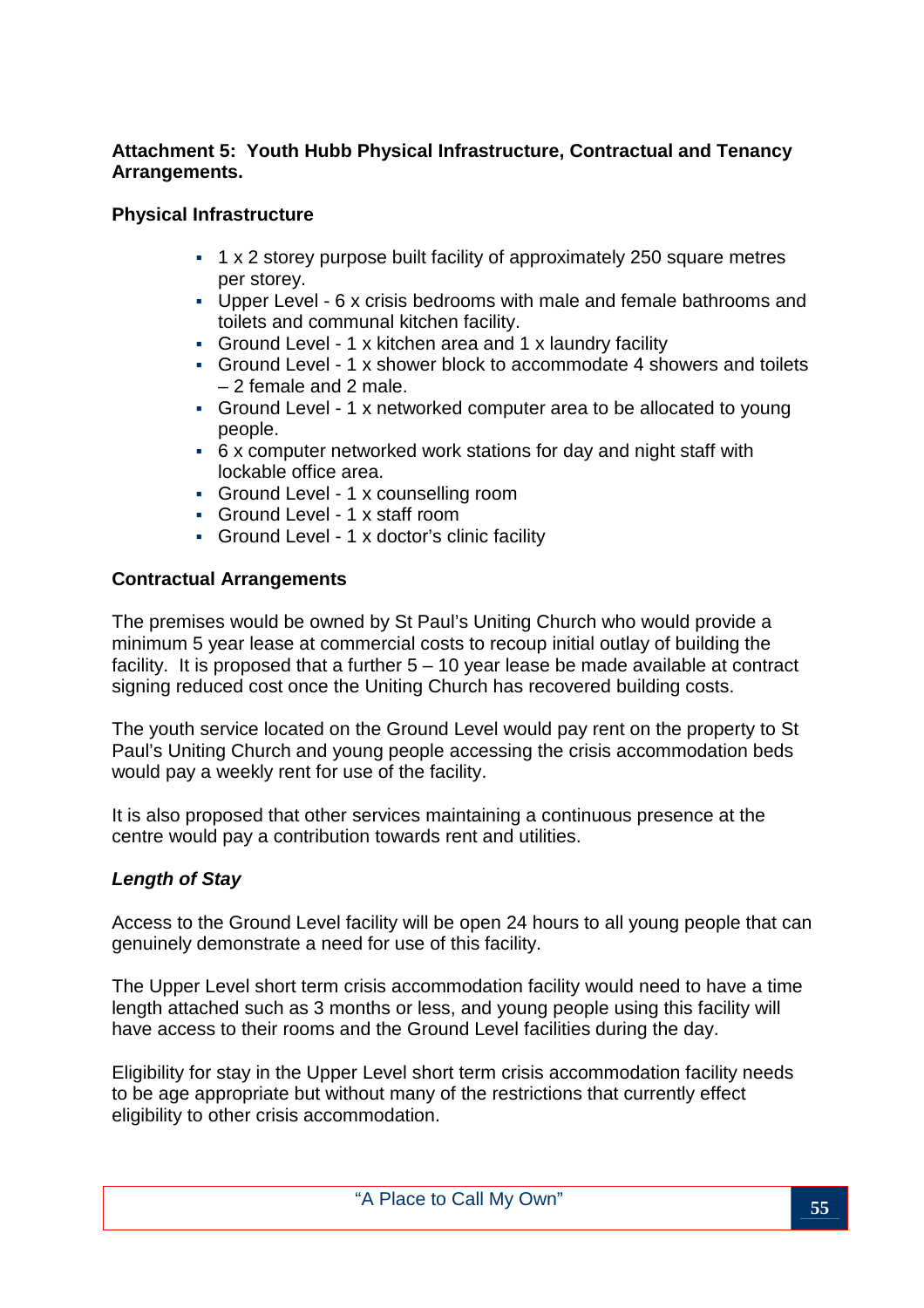**Attachment 5: Youth Hubb Physical Infrastructure, Contractual and Tenancy Arrangements.**

**Physical Infrastructure**

- 1 x 2 storey purpose built facility of approximately 250 square metres per storey.
- Upper Level - 6 x crisis bedrooms with male and female bathrooms and toilets and communal kitchen facility.
- Ground Level - 1 x kitchen area and 1 x laundry facility
- Ground Level - 1 x shower block to accommodate 4 showers and toilets – 2 female and 2 male.
- Ground Level - 1 x networked computer area to be allocated to young people.
- 6 x computer networked work stations for day and night staff with lockable office area.
- Ground Level - 1 x counselling room
- Ground Level - 1 x staff room
- Ground Level - 1 x doctor's clinic facility

**Contractual Arrangements**

The premises would be owned by St Paul's Uniting Church who would provide a minimum 5 year lease at commercial costs to recoup initial outlay of building the facility. It is proposed that a further 5 – 10 year lease be made available at contract signing reduced cost once the Uniting Church has recovered building costs.

The youth service located on the Ground Level would pay rent on the property to St Paul's Uniting Church and young people accessing the crisis accommodation beds would pay a weekly rent for use of the facility.

It is also proposed that other services maintaining a continuous presence at the centre would pay a contribution towards rent and utilities.

***Length of Stay***

Access to the Ground Level facility will be open 24 hours to all young people that can genuinely demonstrate a need for use of this facility.

The Upper Level short term crisis accommodation facility would need to have a time length attached such as 3 months or less, and young people using this facility will have access to their rooms and the Ground Level facilities during the day.

Eligibility for stay in the Upper Level short term crisis accommodation facility needs to be age appropriate but without many of the restrictions that currently effect eligibility to other crisis accommodation.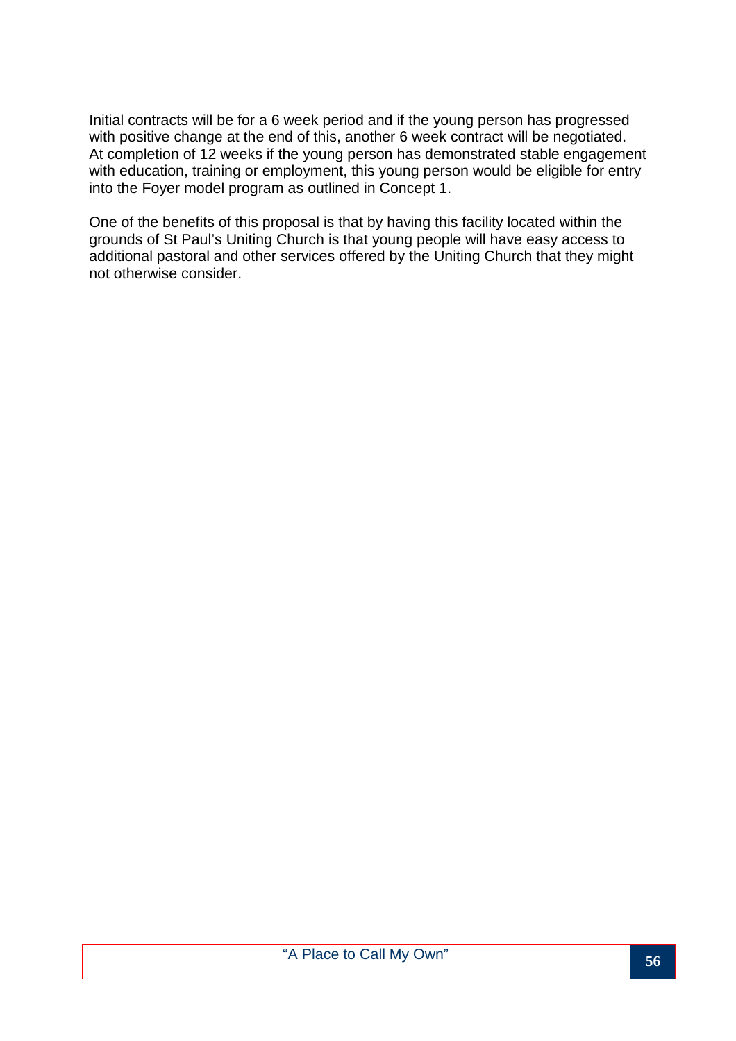Initial contracts will be for a 6 week period and if the young person has progressed with positive change at the end of this, another 6 week contract will be negotiated. At completion of 12 weeks if the young person has demonstrated stable engagement with education, training or employment, this young person would be eligible for entry into the Foyer model program as outlined in Concept 1.

One of the benefits of this proposal is that by having this facility located within the grounds of St Paul's Uniting Church is that young people will have easy access to additional pastoral and other services offered by the Uniting Church that they might not otherwise consider.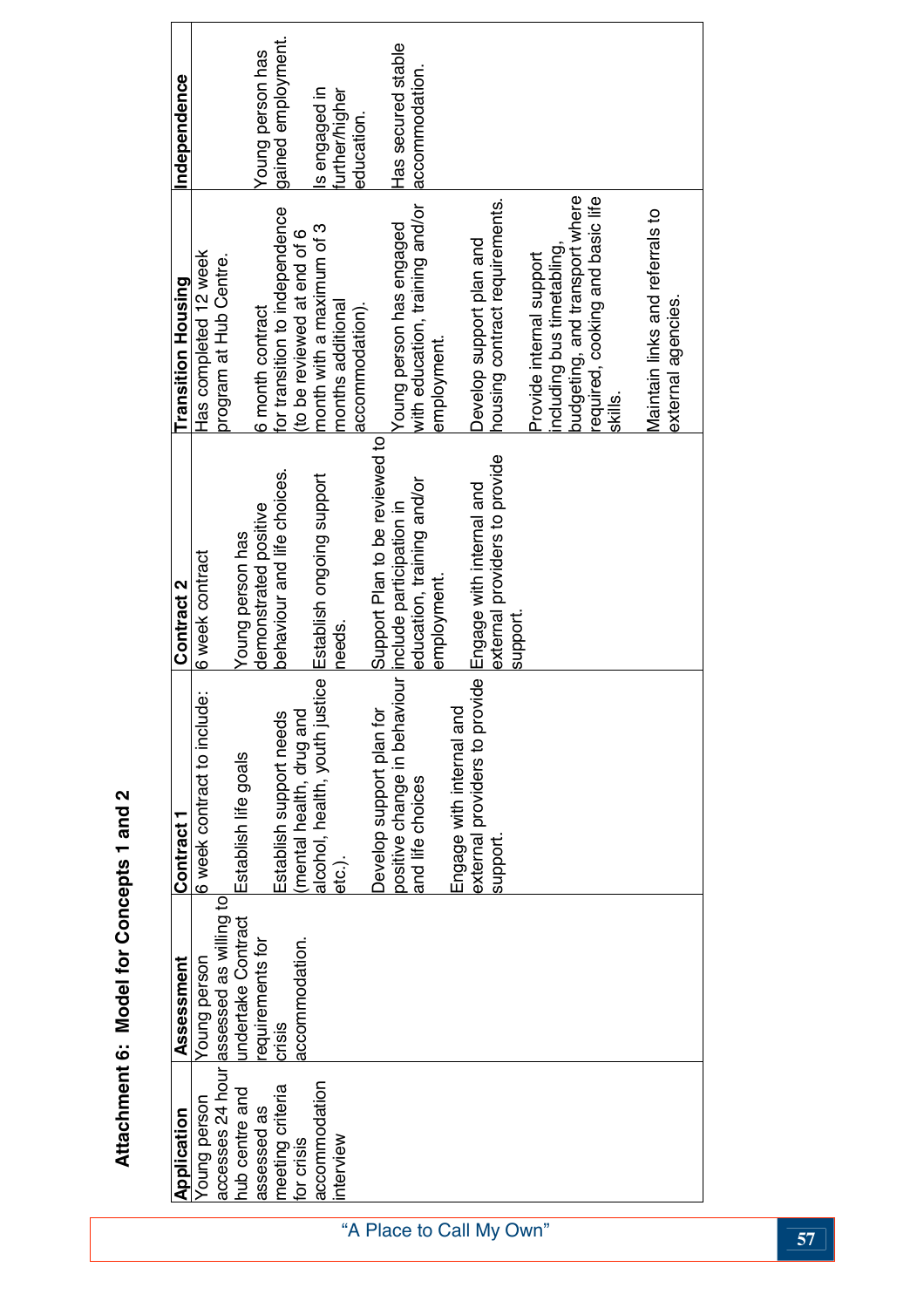# Attachment 6: Model for Concepts 1 and 2

| Application | Assessment | Contract 1 | Contract 2 | Transition Housing | Independence |
|---|---|---|---|---|---|
| Young person accesses 24 hour hub centre and assessed as meeting criteria for crisis accommodation interview | Young person assessed as willing to undertake Contract requirements for crisis accommodation. | 6 week contract to include:<br><br>Establish life goals<br><br>Establish support needs (mental health, drug and alcohol, health, youth justice etc.).<br><br>Develop support plan for positive change in behaviour and life choices<br><br>Engage with internal and external providers to provide support. | 6 week contract<br><br>Young person has demonstrated positive behaviour and life choices.<br><br>Establish ongoing support needs.<br><br>Support Plan to be reviewed to include participation in education, training and/or employment.<br><br>Engage with internal and external providers to provide support. | Has completed 12 week program at Hub Centre.<br><br>6 month contract for transition to independence (to be reviewed at end of 6 month with a maximum of 3 months additional accommodation).<br><br>Young person has engaged with education, training and/or employment.<br><br>Develop support plan and housing contract requirements.<br><br>Provide internal support including bus timetabling, budgeting, and transport where required, cooking and basic life skills.<br><br>Maintain links and referrals to external agencies. | Young person has gained employment.<br><br>Is engaged in further/higher education.<br><br>Has secured stable accommodation. |

"A Place to Call My Own"